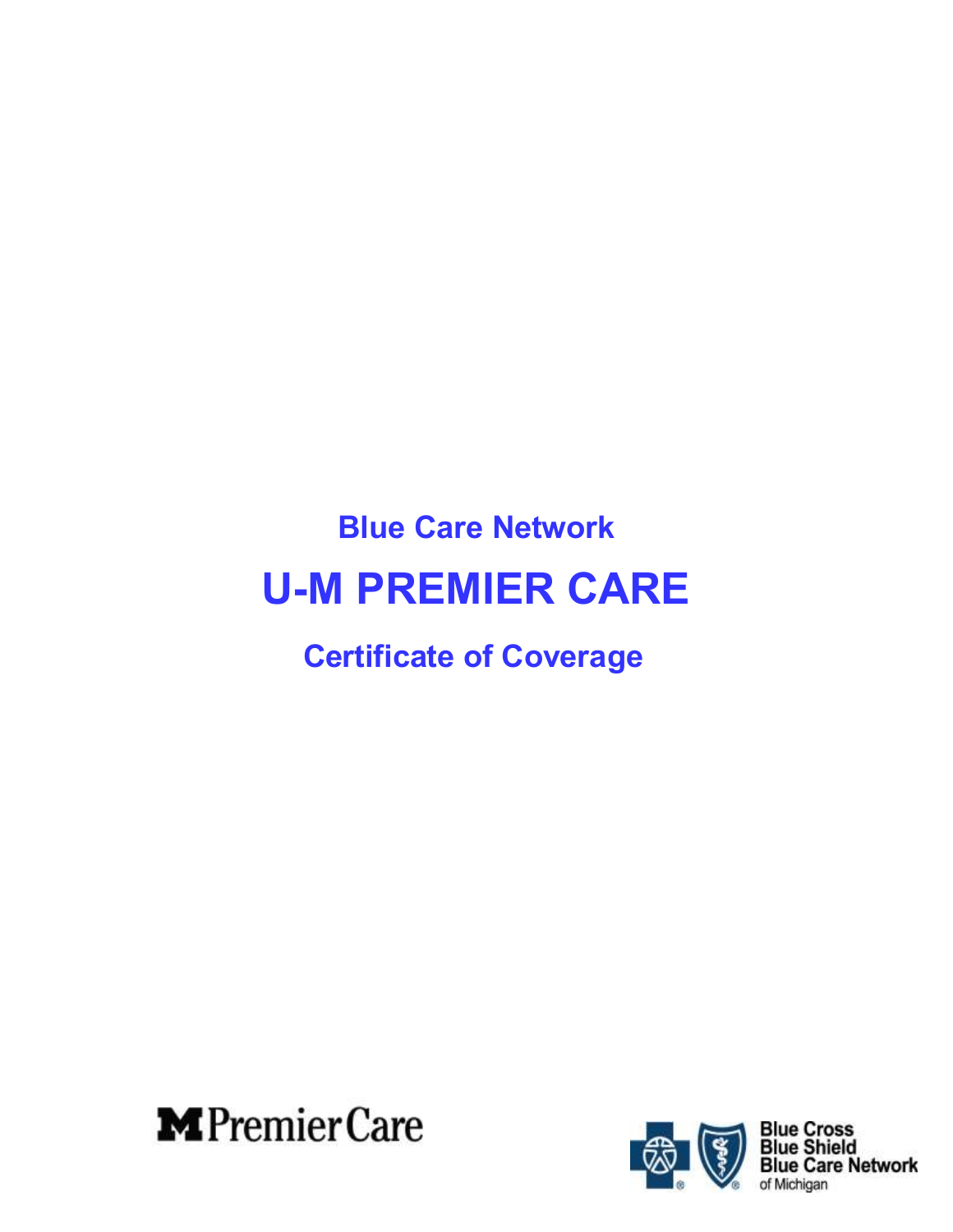# Blue Care Network

# U-M PREMIER CARE

## Certificate of Coverage

M PremierCare

Blue Cross Blue Shield Blue Care Network of Michigan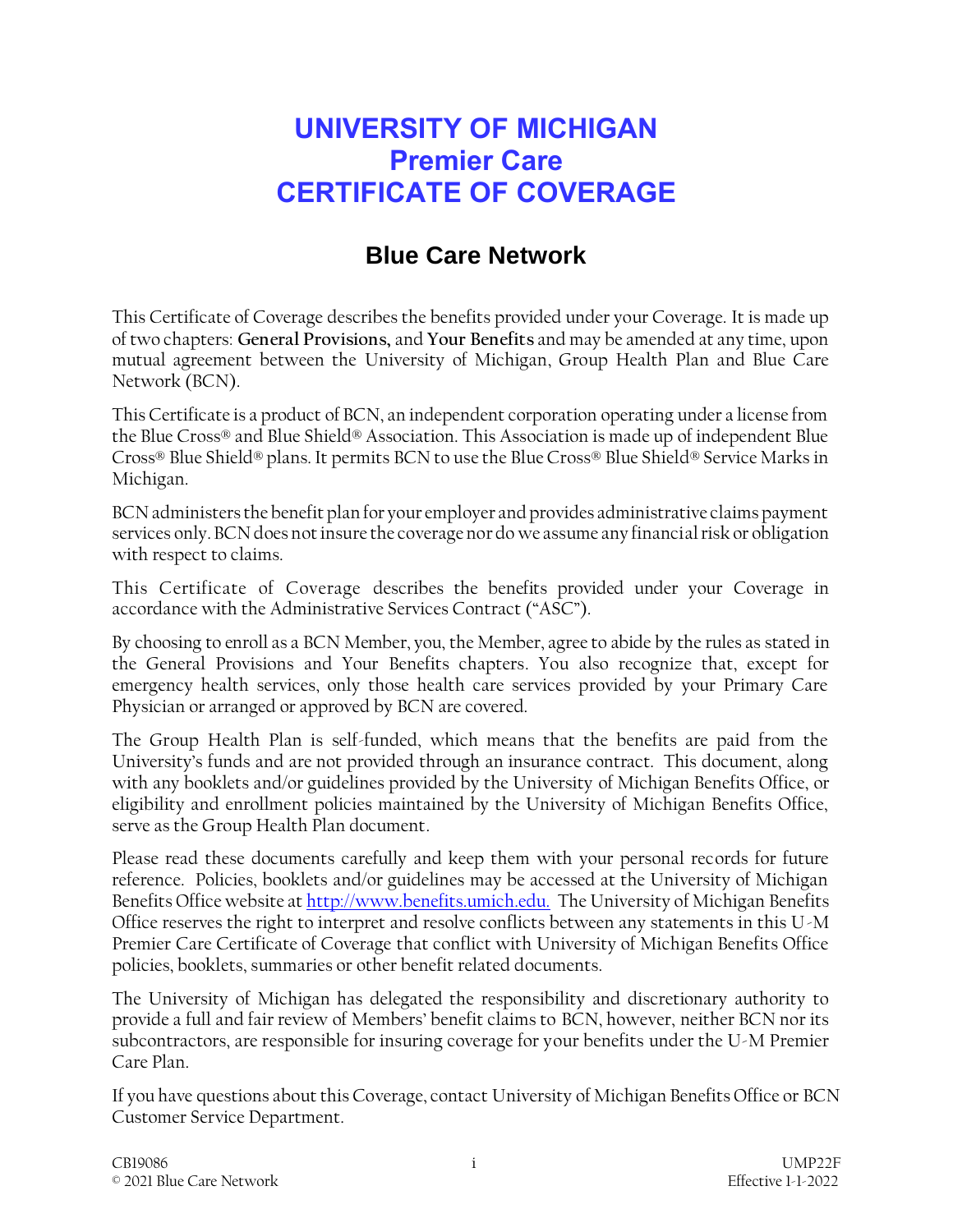# UNIVERSITY OF MICHIGAN
# Premier Care
# CERTIFICATE OF COVERAGE

## Blue Care Network

This Certificate of Coverage describes the benefits provided under your Coverage. It is made up of two chapters: **General Provisions,** and **Your Benefits** and may be amended at any time, upon mutual agreement between the University of Michigan, Group Health Plan and Blue Care Network (BCN).

This Certificate is a product of BCN, an independent corporation operating under a license from the Blue Cross® and Blue Shield® Association. This Association is made up of independent Blue Cross® Blue Shield® plans. It permits BCN to use the Blue Cross® Blue Shield® Service Marks in Michigan.

BCN administers the benefit plan for your employer and provides administrative claims payment services only. BCN does not insure the coverage nor do we assume any financial risk or obligation with respect to claims.

This Certificate of Coverage describes the benefits provided under your Coverage in accordance with the Administrative Services Contract ("ASC").

By choosing to enroll as a BCN Member, you, the Member, agree to abide by the rules as stated in the General Provisions and Your Benefits chapters. You also recognize that, except for emergency health services, only those health care services provided by your Primary Care Physician or arranged or approved by BCN are covered.

The Group Health Plan is self-funded, which means that the benefits are paid from the University's funds and are not provided through an insurance contract. This document, along with any booklets and/or guidelines provided by the University of Michigan Benefits Office, or eligibility and enrollment policies maintained by the University of Michigan Benefits Office, serve as the Group Health Plan document.

Please read these documents carefully and keep them with your personal records for future reference. Policies, booklets and/or guidelines may be accessed at the University of Michigan Benefits Office website at http://www.benefits.umich.edu. The University of Michigan Benefits Office reserves the right to interpret and resolve conflicts between any statements in this U-M Premier Care Certificate of Coverage that conflict with University of Michigan Benefits Office policies, booklets, summaries or other benefit related documents.

The University of Michigan has delegated the responsibility and discretionary authority to provide a full and fair review of Members' benefit claims to BCN, however, neither BCN nor its subcontractors, are responsible for insuring coverage for your benefits under the U-M Premier Care Plan.

If you have questions about this Coverage, contact University of Michigan Benefits Office or BCN Customer Service Department.

CB19086
© 2021 Blue Care Network

UMP22F
Effective 1-1-2022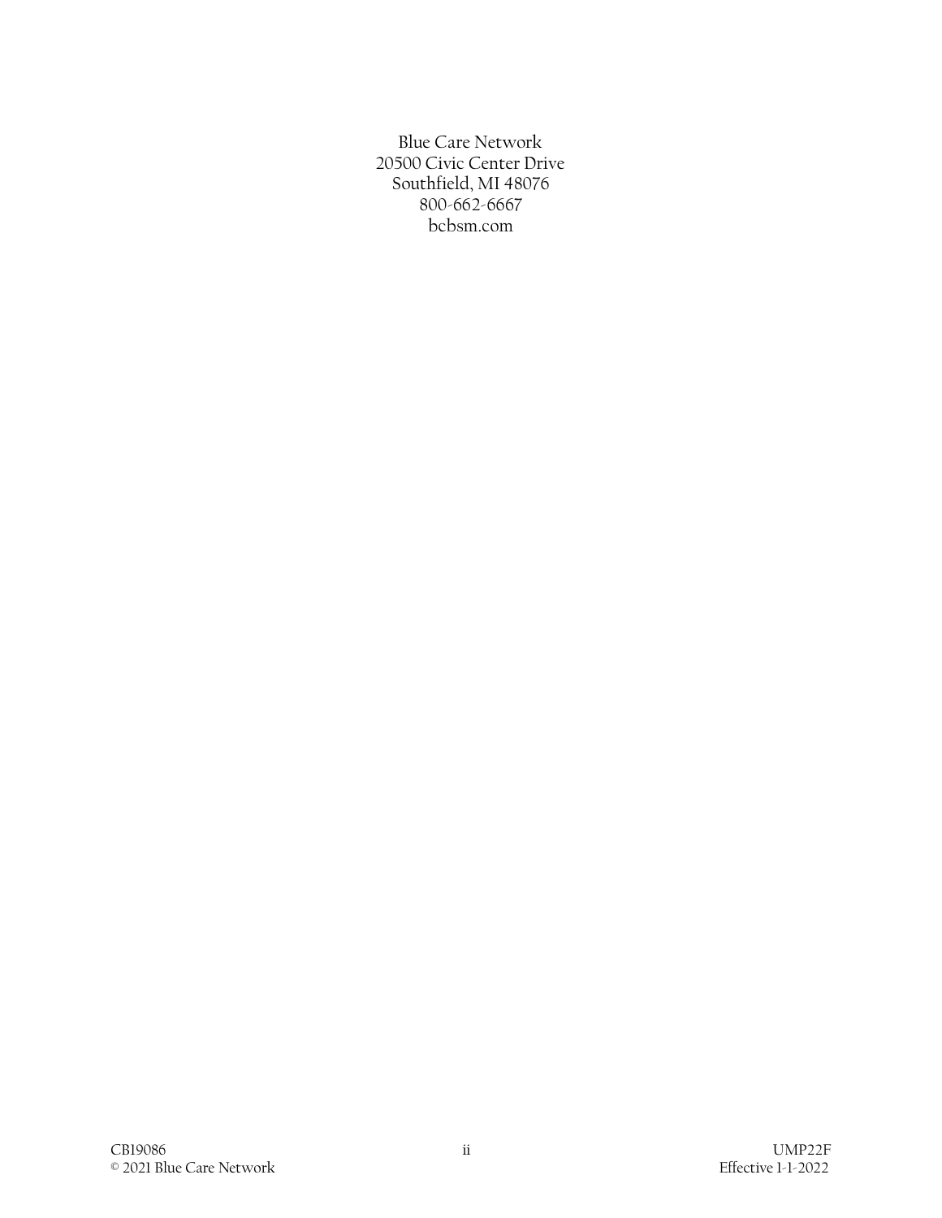Blue Care Network
20500 Civic Center Drive
Southfield, MI 48076
800-662-6667
bcbsm.com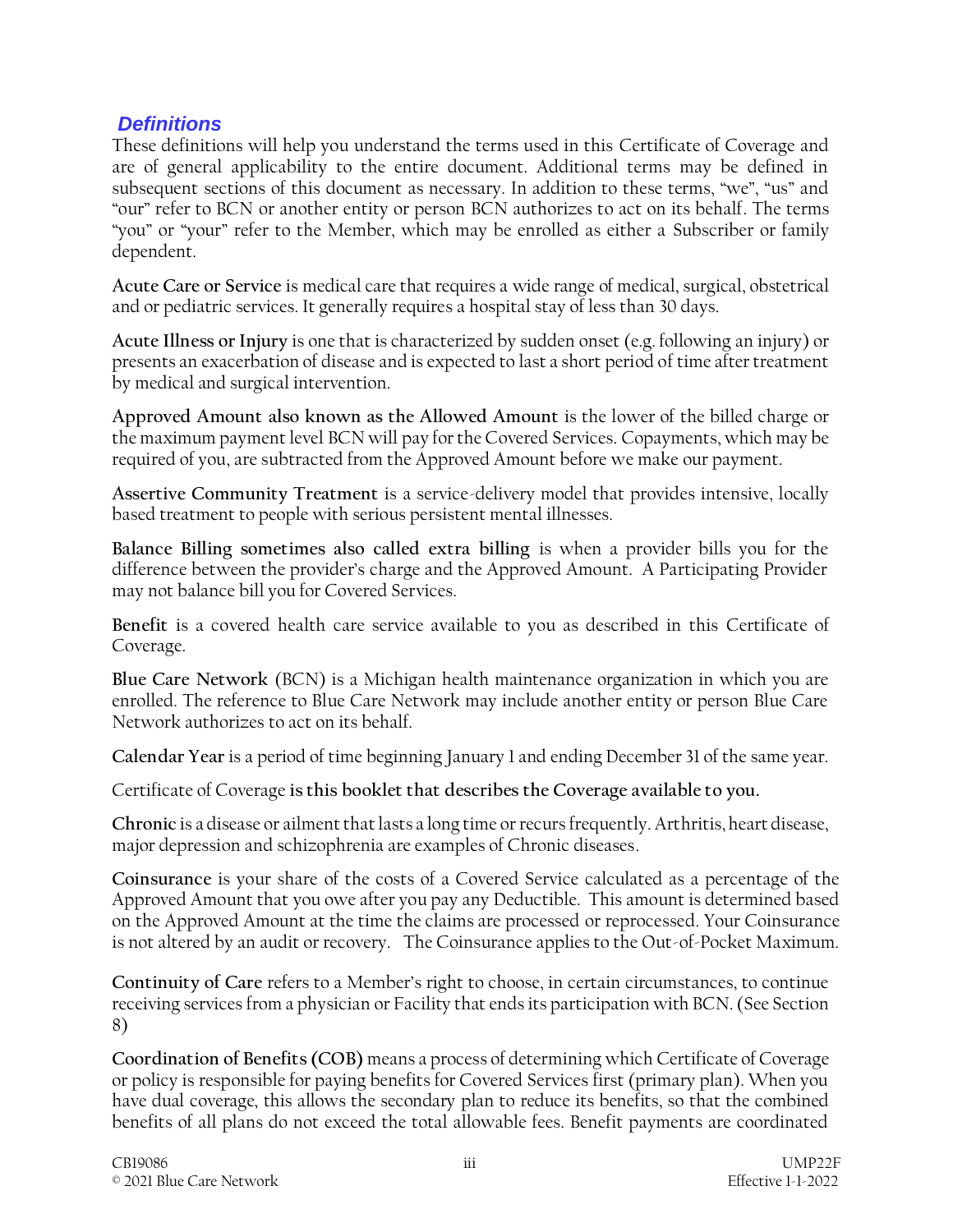## *Definitions*

These definitions will help you understand the terms used in this Certificate of Coverage and are of general applicability to the entire document. Additional terms may be defined in subsequent sections of this document as necessary. In addition to these terms, "we", "us" and "our" refer to BCN or another entity or person BCN authorizes to act on its behalf. The terms "you" or "your" refer to the Member, which may be enrolled as either a Subscriber or family dependent.

**Acute Care or Service** is medical care that requires a wide range of medical, surgical, obstetrical and or pediatric services. It generally requires a hospital stay of less than 30 days.

**Acute Illness or Injury** is one that is characterized by sudden onset (e.g. following an injury) or presents an exacerbation of disease and is expected to last a short period of time after treatment by medical and surgical intervention.

**Approved Amount also known as the Allowed Amount** is the lower of the billed charge or the maximum payment level BCN will pay for the Covered Services. Copayments, which may be required of you, are subtracted from the Approved Amount before we make our payment.

**Assertive Community Treatment** is a service-delivery model that provides intensive, locally based treatment to people with serious persistent mental illnesses.

**Balance Billing sometimes also called extra billing** is when a provider bills you for the difference between the provider's charge and the Approved Amount. A Participating Provider may not balance bill you for Covered Services.

**Benefit** is a covered health care service available to you as described in this Certificate of Coverage.

**Blue Care Network** (BCN) is a Michigan health maintenance organization in which you are enrolled. The reference to Blue Care Network may include another entity or person Blue Care Network authorizes to act on its behalf.

**Calendar Year** is a period of time beginning January 1 and ending December 31 of the same year.

Certificate of Coverage **is this booklet that describes the Coverage available to you.**

**Chronic** is a disease or ailment that lasts a long time or recurs frequently. Arthritis, heart disease, major depression and schizophrenia are examples of Chronic diseases.

**Coinsurance** is your share of the costs of a Covered Service calculated as a percentage of the Approved Amount that you owe after you pay any Deductible. This amount is determined based on the Approved Amount at the time the claims are processed or reprocessed. Your Coinsurance is not altered by an audit or recovery. The Coinsurance applies to the Out-of-Pocket Maximum.

**Continuity of Care** refers to a Member's right to choose, in certain circumstances, to continue receiving services from a physician or Facility that ends its participation with BCN. (See Section 8)

**Coordination of Benefits (COB)** means a process of determining which Certificate of Coverage or policy is responsible for paying benefits for Covered Services first (primary plan). When you have dual coverage, this allows the secondary plan to reduce its benefits, so that the combined benefits of all plans do not exceed the total allowable fees. Benefit payments are coordinated

CB19086 UMP22F
© 2021 Blue Care Network Effective 1-1-2022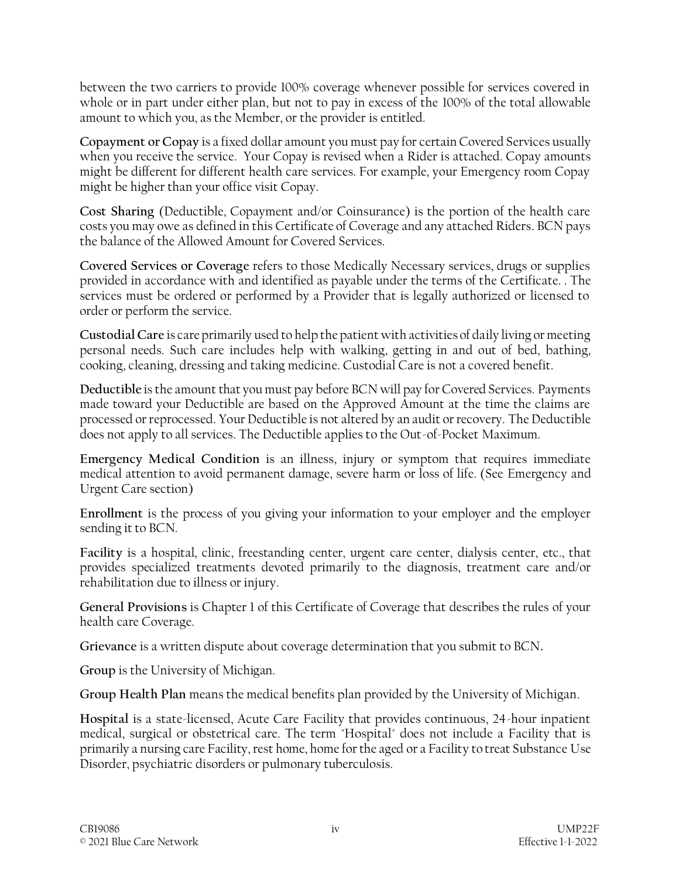between the two carriers to provide 100% coverage whenever possible for services covered in whole or in part under either plan, but not to pay in excess of the 100% of the total allowable amount to which you, as the Member, or the provider is entitled.

**Copayment or Copay** is a fixed dollar amount you must pay for certain Covered Services usually when you receive the service. Your Copay is revised when a Rider is attached. Copay amounts might be different for different health care services. For example, your Emergency room Copay might be higher than your office visit Copay.

**Cost Sharing** (Deductible, Copayment and/or Coinsurance) is the portion of the health care costs you may owe as defined in this Certificate of Coverage and any attached Riders. BCN pays the balance of the Allowed Amount for Covered Services.

**Covered Services or Coverage** refers to those Medically Necessary services, drugs or supplies provided in accordance with and identified as payable under the terms of the Certificate. . The services must be ordered or performed by a Provider that is legally authorized or licensed to order or perform the service.

**Custodial Care** is care primarily used to help the patient with activities of daily living or meeting personal needs. Such care includes help with walking, getting in and out of bed, bathing, cooking, cleaning, dressing and taking medicine. Custodial Care is not a covered benefit.

**Deductible** is the amount that you must pay before BCN will pay for Covered Services. Payments made toward your Deductible are based on the Approved Amount at the time the claims are processed or reprocessed. Your Deductible is not altered by an audit or recovery. The Deductible does not apply to all services. The Deductible applies to the Out-of-Pocket Maximum.

**Emergency Medical Condition** is an illness, injury or symptom that requires immediate medical attention to avoid permanent damage, severe harm or loss of life. (See Emergency and Urgent Care section)

**Enrollment** is the process of you giving your information to your employer and the employer sending it to BCN.

**Facility** is a hospital, clinic, freestanding center, urgent care center, dialysis center, etc., that provides specialized treatments devoted primarily to the diagnosis, treatment care and/or rehabilitation due to illness or injury.

**General Provisions** is Chapter 1 of this Certificate of Coverage that describes the rules of your health care Coverage.

**Grievance** is a written dispute about coverage determination that you submit to BCN.

**Group** is the University of Michigan.

**Group Health Plan** means the medical benefits plan provided by the University of Michigan.

**Hospital** is a state-licensed, Acute Care Facility that provides continuous, 24-hour inpatient medical, surgical or obstetrical care. The term "Hospital" does not include a Facility that is primarily a nursing care Facility, rest home, home for the aged or a Facility to treat Substance Use Disorder, psychiatric disorders or pulmonary tuberculosis.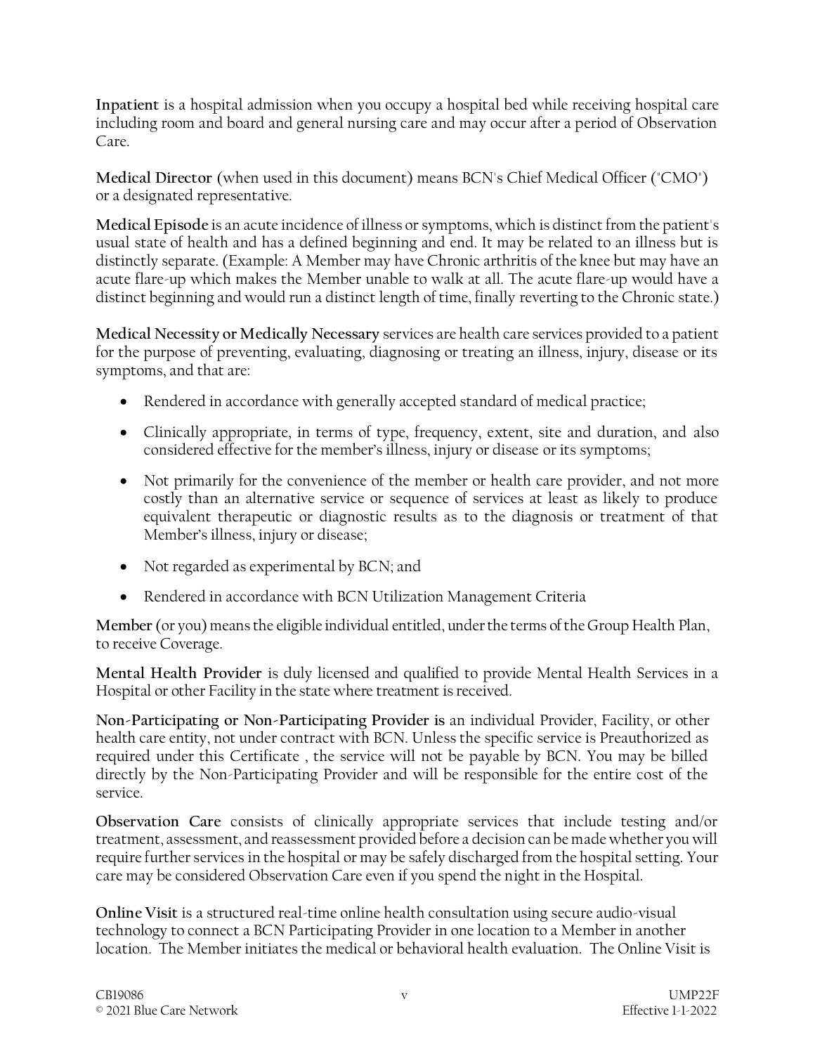**Inpatient** is a hospital admission when you occupy a hospital bed while receiving hospital care including room and board and general nursing care and may occur after a period of Observation Care.

**Medical Director** (when used in this document) means BCN's Chief Medical Officer ("CMO") or a designated representative.

**Medical Episode** is an acute incidence of illness or symptoms, which is distinct from the patient's usual state of health and has a defined beginning and end. It may be related to an illness but is distinctly separate. (Example: A Member may have Chronic arthritis of the knee but may have an acute flare-up which makes the Member unable to walk at all. The acute flare-up would have a distinct beginning and would run a distinct length of time, finally reverting to the Chronic state.)

**Medical Necessity or Medically Necessary** services are health care services provided to a patient for the purpose of preventing, evaluating, diagnosing or treating an illness, injury, disease or its symptoms, and that are:

- Rendered in accordance with generally accepted standard of medical practice;
- Clinically appropriate, in terms of type, frequency, extent, site and duration, and also considered effective for the member's illness, injury or disease or its symptoms;
- Not primarily for the convenience of the member or health care provider, and not more costly than an alternative service or sequence of services at least as likely to produce equivalent therapeutic or diagnostic results as to the diagnosis or treatment of that Member's illness, injury or disease;
- Not regarded as experimental by BCN; and
- Rendered in accordance with BCN Utilization Management Criteria

**Member** (or you) means the eligible individual entitled, under the terms of the Group Health Plan, to receive Coverage.

**Mental Health Provider** is duly licensed and qualified to provide Mental Health Services in a Hospital or other Facility in the state where treatment is received.

**Non-Participating or Non-Participating Provider is** an individual Provider, Facility, or other health care entity, not under contract with BCN. Unless the specific service is Preauthorized as required under this Certificate , the service will not be payable by BCN. You may be billed directly by the Non-Participating Provider and will be responsible for the entire cost of the service.

**Observation Care** consists of clinically appropriate services that include testing and/or treatment, assessment, and reassessment provided before a decision can be made whether you will require further services in the hospital or may be safely discharged from the hospital setting. Your care may be considered Observation Care even if you spend the night in the Hospital.

**Online Visit** is a structured real-time online health consultation using secure audio-visual technology to connect a BCN Participating Provider in one location to a Member in another location. The Member initiates the medical or behavioral health evaluation. The Online Visit is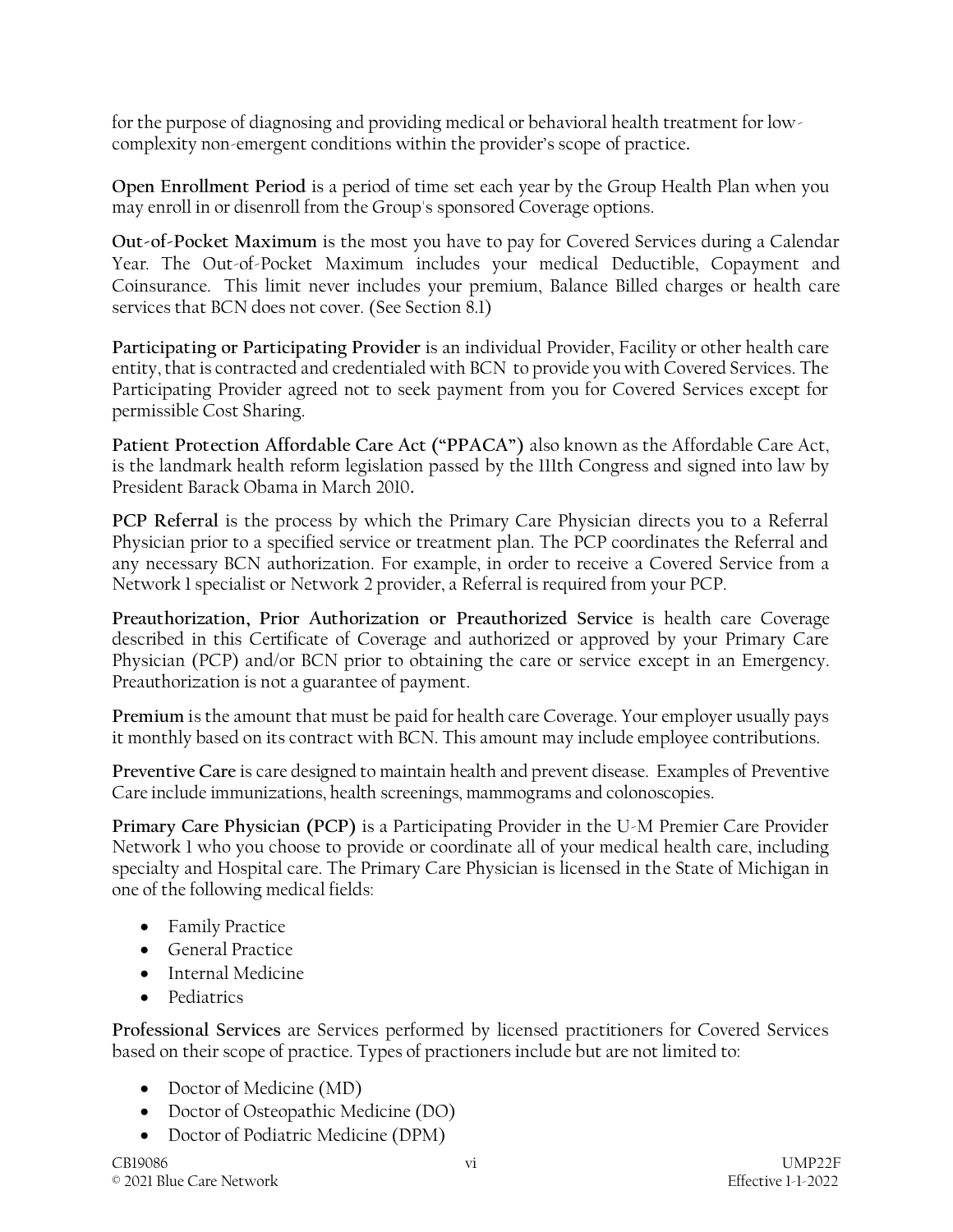for the purpose of diagnosing and providing medical or behavioral health treatment for low-complexity non-emergent conditions within the provider's scope of practice.

**Open Enrollment Period** is a period of time set each year by the Group Health Plan when you may enroll in or disenroll from the Group's sponsored Coverage options.

**Out-of-Pocket Maximum** is the most you have to pay for Covered Services during a Calendar Year. The Out-of-Pocket Maximum includes your medical Deductible, Copayment and Coinsurance. This limit never includes your premium, Balance Billed charges or health care services that BCN does not cover. (See Section 8.1)

**Participating or Participating Provider** is an individual Provider, Facility or other health care entity, that is contracted and credentialed with BCN to provide you with Covered Services. The Participating Provider agreed not to seek payment from you for Covered Services except for permissible Cost Sharing.

**Patient Protection Affordable Care Act ("PPACA")** also known as the Affordable Care Act, is the landmark health reform legislation passed by the 111th Congress and signed into law by President Barack Obama in March 2010.

**PCP Referral** is the process by which the Primary Care Physician directs you to a Referral Physician prior to a specified service or treatment plan. The PCP coordinates the Referral and any necessary BCN authorization. For example, in order to receive a Covered Service from a Network 1 specialist or Network 2 provider, a Referral is required from your PCP.

**Preauthorization, Prior Authorization or Preauthorized Service** is health care Coverage described in this Certificate of Coverage and authorized or approved by your Primary Care Physician (PCP) and/or BCN prior to obtaining the care or service except in an Emergency. Preauthorization is not a guarantee of payment.

**Premium** is the amount that must be paid for health care Coverage. Your employer usually pays it monthly based on its contract with BCN. This amount may include employee contributions.

**Preventive Care** is care designed to maintain health and prevent disease. Examples of Preventive Care include immunizations, health screenings, mammograms and colonoscopies.

**Primary Care Physician (PCP)** is a Participating Provider in the U-M Premier Care Provider Network 1 who you choose to provide or coordinate all of your medical health care, including specialty and Hospital care. The Primary Care Physician is licensed in the State of Michigan in one of the following medical fields:

- Family Practice
- General Practice
- Internal Medicine
- Pediatrics

**Professional Services** are Services performed by licensed practitioners for Covered Services based on their scope of practice. Types of practioners include but are not limited to:

- Doctor of Medicine (MD)
- Doctor of Osteopathic Medicine (DO)
- Doctor of Podiatric Medicine (DPM)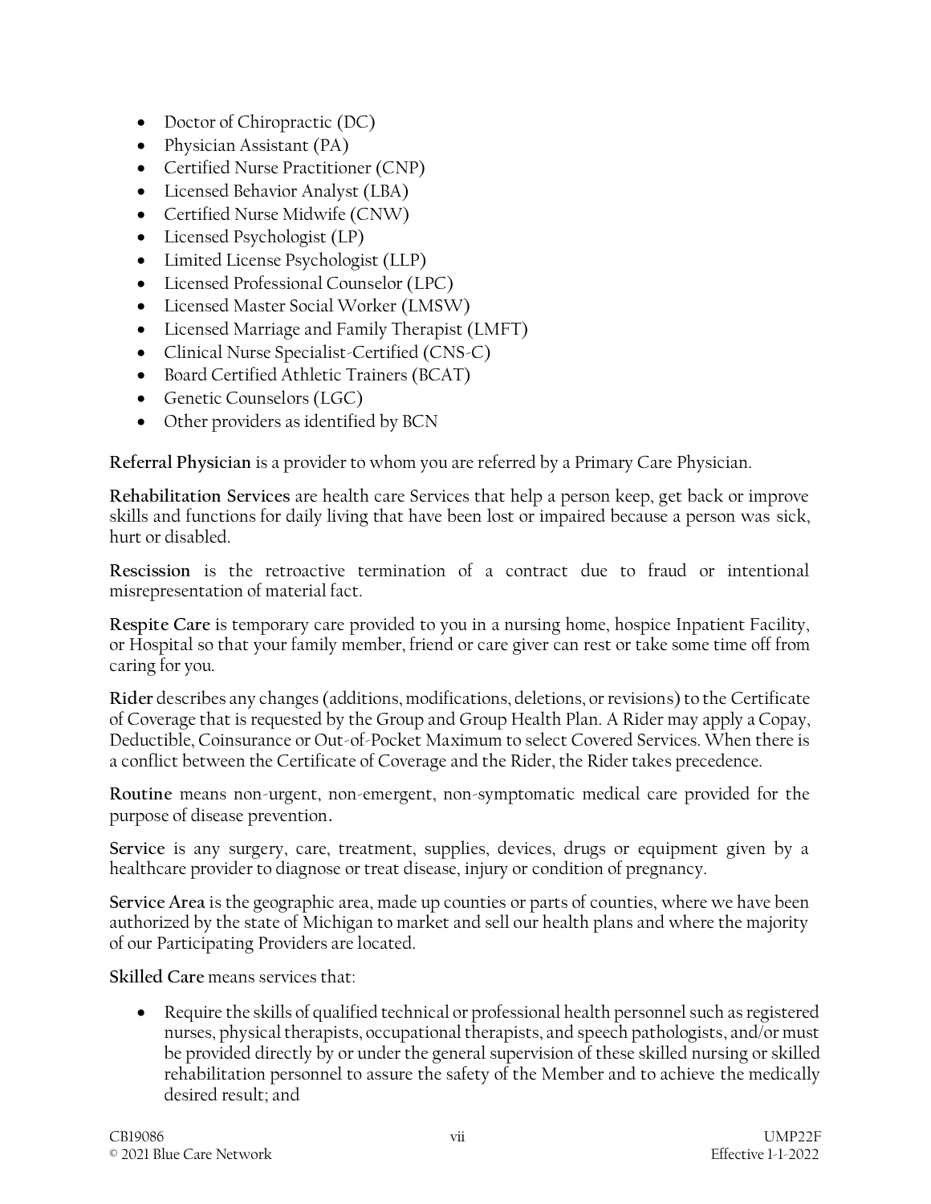- Doctor of Chiropractic (DC)
- Physician Assistant (PA)
- Certified Nurse Practitioner (CNP)
- Licensed Behavior Analyst (LBA)
- Certified Nurse Midwife (CNW)
- Licensed Psychologist (LP)
- Limited License Psychologist (LLP)
- Licensed Professional Counselor (LPC)
- Licensed Master Social Worker (LMSW)
- Licensed Marriage and Family Therapist (LMFT)
- Clinical Nurse Specialist-Certified (CNS-C)
- Board Certified Athletic Trainers (BCAT)
- Genetic Counselors (LGC)
- Other providers as identified by BCN

**Referral Physician** is a provider to whom you are referred by a Primary Care Physician.

**Rehabilitation Services** are health care Services that help a person keep, get back or improve skills and functions for daily living that have been lost or impaired because a person was sick, hurt or disabled.

**Rescission** is the retroactive termination of a contract due to fraud or intentional misrepresentation of material fact.

**Respite Care** is temporary care provided to you in a nursing home, hospice Inpatient Facility, or Hospital so that your family member, friend or care giver can rest or take some time off from caring for you.

**Rider** describes any changes (additions, modifications, deletions, or revisions) to the Certificate of Coverage that is requested by the Group and Group Health Plan. A Rider may apply a Copay, Deductible, Coinsurance or Out-of-Pocket Maximum to select Covered Services. When there is a conflict between the Certificate of Coverage and the Rider, the Rider takes precedence.

**Routine** means non-urgent, non-emergent, non-symptomatic medical care provided for the purpose of disease prevention**.**

**Service** is any surgery, care, treatment, supplies, devices, drugs or equipment given by a healthcare provider to diagnose or treat disease, injury or condition of pregnancy.

**Service Area** is the geographic area, made up counties or parts of counties, where we have been authorized by the state of Michigan to market and sell our health plans and where the majority of our Participating Providers are located.

**Skilled Care** means services that:

- Require the skills of qualified technical or professional health personnel such as registered nurses, physical therapists, occupational therapists, and speech pathologists, and/or must be provided directly by or under the general supervision of these skilled nursing or skilled rehabilitation personnel to assure the safety of the Member and to achieve the medically desired result; and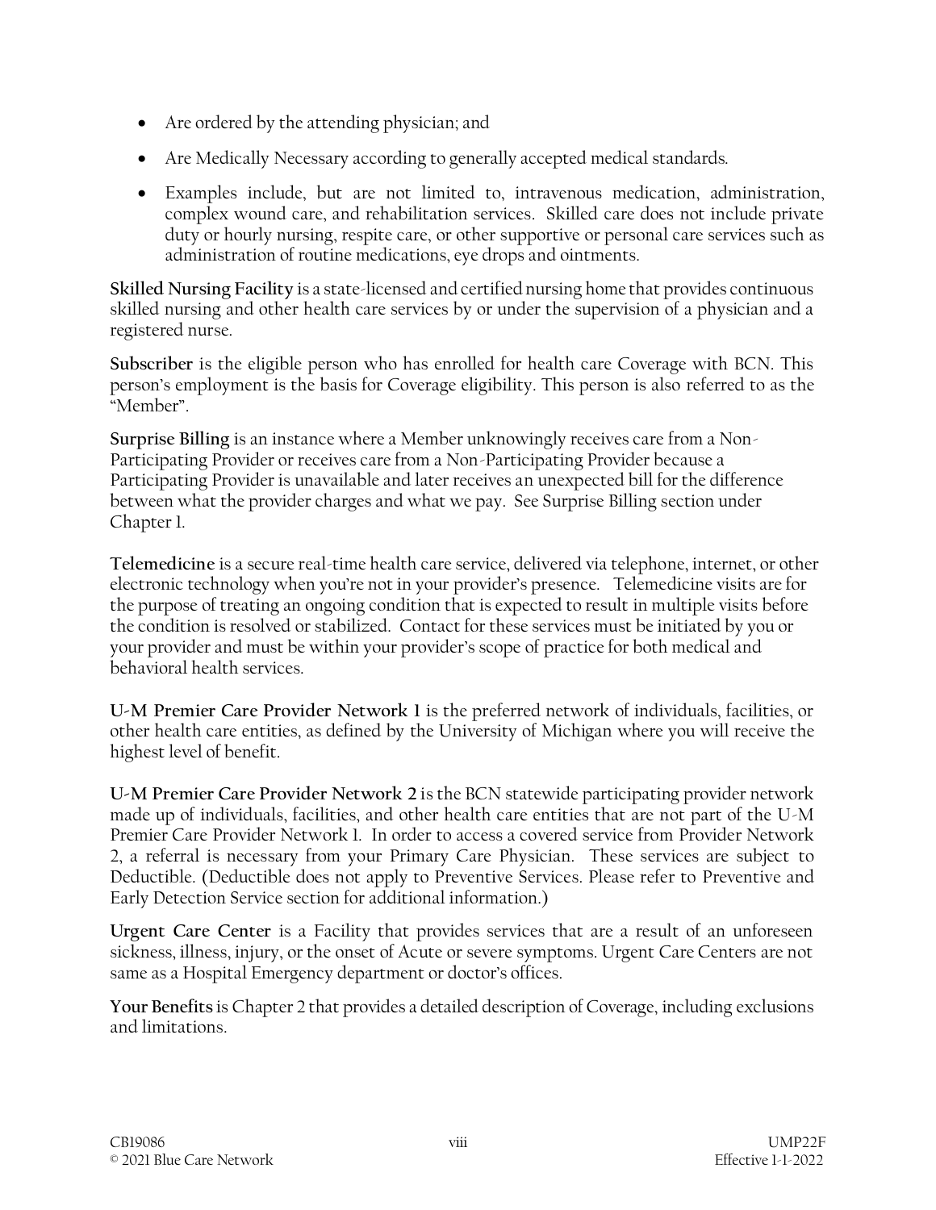- Are ordered by the attending physician; and
- Are Medically Necessary according to generally accepted medical standards.
- Examples include, but are not limited to, intravenous medication, administration, complex wound care, and rehabilitation services. Skilled care does not include private duty or hourly nursing, respite care, or other supportive or personal care services such as administration of routine medications, eye drops and ointments.

**Skilled Nursing Facility** is a state-licensed and certified nursing home that provides continuous skilled nursing and other health care services by or under the supervision of a physician and a registered nurse.

**Subscriber** is the eligible person who has enrolled for health care Coverage with BCN. This person's employment is the basis for Coverage eligibility. This person is also referred to as the "Member".

**Surprise Billing** is an instance where a Member unknowingly receives care from a Non-Participating Provider or receives care from a Non-Participating Provider because a Participating Provider is unavailable and later receives an unexpected bill for the difference between what the provider charges and what we pay. See Surprise Billing section under Chapter 1.

**Telemedicine** is a secure real-time health care service, delivered via telephone, internet, or other electronic technology when you're not in your provider's presence. Telemedicine visits are for the purpose of treating an ongoing condition that is expected to result in multiple visits before the condition is resolved or stabilized. Contact for these services must be initiated by you or your provider and must be within your provider's scope of practice for both medical and behavioral health services.

**U-M Premier Care Provider Network 1** is the preferred network of individuals, facilities, or other health care entities, as defined by the University of Michigan where you will receive the highest level of benefit.

**U-M Premier Care Provider Network 2** is the BCN statewide participating provider network made up of individuals, facilities, and other health care entities that are not part of the U-M Premier Care Provider Network 1. In order to access a covered service from Provider Network 2, a referral is necessary from your Primary Care Physician. These services are subject to Deductible. (Deductible does not apply to Preventive Services. Please refer to Preventive and Early Detection Service section for additional information.)

**Urgent Care Center** is a Facility that provides services that are a result of an unforeseen sickness, illness, injury, or the onset of Acute or severe symptoms. Urgent Care Centers are not same as a Hospital Emergency department or doctor's offices.

**Your Benefits** is Chapter 2 that provides a detailed description of Coverage, including exclusions and limitations.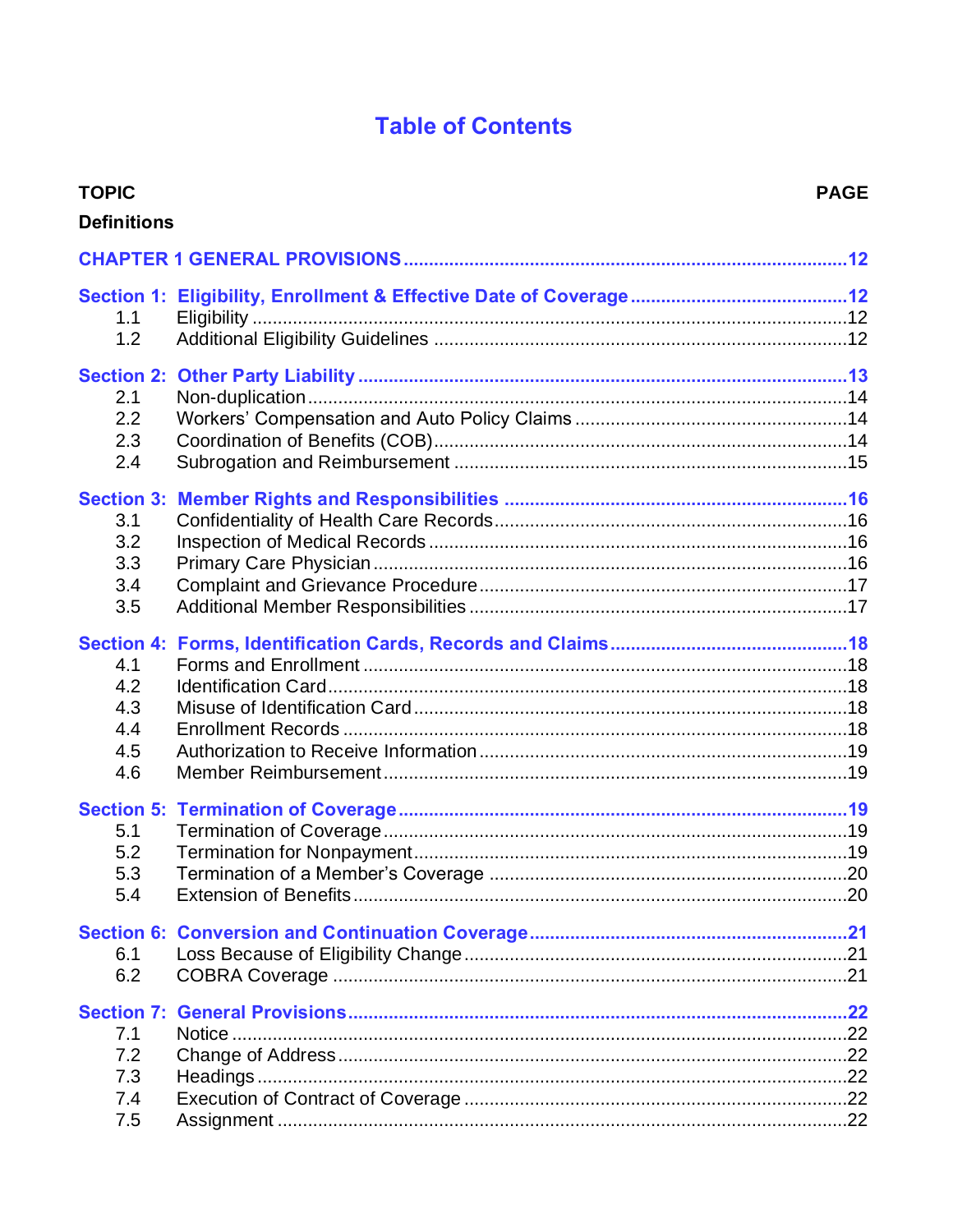# Table of Contents

| TOPIC | | PAGE |
|---|---|---|
| **Definitions** | | |
| **CHAPTER 1 GENERAL PROVISIONS** | | **12** |
| **Section 1:** | **Eligibility, Enrollment & Effective Date of Coverage** | **12** |
| 1.1 | Eligibility | 12 |
| 1.2 | Additional Eligibility Guidelines | 12 |
| **Section 2:** | **Other Party Liability** | **13** |
| 2.1 | Non-duplication | 14 |
| 2.2 | Workers' Compensation and Auto Policy Claims | 14 |
| 2.3 | Coordination of Benefits (COB) | 14 |
| 2.4 | Subrogation and Reimbursement | 15 |
| **Section 3:** | **Member Rights and Responsibilities** | **16** |
| 3.1 | Confidentiality of Health Care Records | 16 |
| 3.2 | Inspection of Medical Records | 16 |
| 3.3 | Primary Care Physician | 16 |
| 3.4 | Complaint and Grievance Procedure | 17 |
| 3.5 | Additional Member Responsibilities | 17 |
| **Section 4:** | **Forms, Identification Cards, Records and Claims** | **18** |
| 4.1 | Forms and Enrollment | 18 |
| 4.2 | Identification Card | 18 |
| 4.3 | Misuse of Identification Card | 18 |
| 4.4 | Enrollment Records | 18 |
| 4.5 | Authorization to Receive Information | 19 |
| 4.6 | Member Reimbursement | 19 |
| **Section 5:** | **Termination of Coverage** | **19** |
| 5.1 | Termination of Coverage | 19 |
| 5.2 | Termination for Nonpayment | 19 |
| 5.3 | Termination of a Member's Coverage | 20 |
| 5.4 | Extension of Benefits | 20 |
| **Section 6:** | **Conversion and Continuation Coverage** | **21** |
| 6.1 | Loss Because of Eligibility Change | 21 |
| 6.2 | COBRA Coverage | 21 |
| **Section 7:** | **General Provisions** | **22** |
| 7.1 | Notice | 22 |
| 7.2 | Change of Address | 22 |
| 7.3 | Headings | 22 |
| 7.4 | Execution of Contract of Coverage | 22 |
| 7.5 | Assignment | 22 |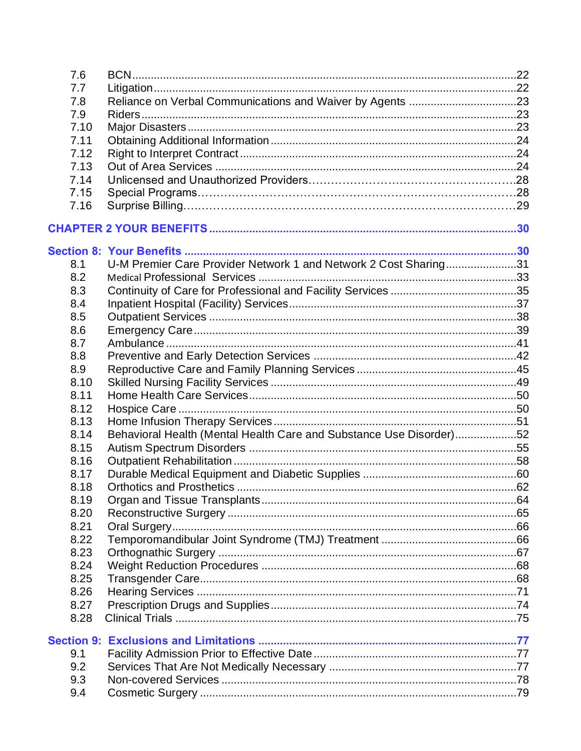| | | |
|---|---|---|
| 7.6 | BCN | 22 |
| 7.7 | Litigation | 22 |
| 7.8 | Reliance on Verbal Communications and Waiver by Agents | 23 |
| 7.9 | Riders | 23 |
| 7.10 | Major Disasters | 23 |
| 7.11 | Obtaining Additional Information | 24 |
| 7.12 | Right to Interpret Contract | 24 |
| 7.13 | Out of Area Services | 24 |
| 7.14 | Unlicensed and Unauthorized Providers | 28 |
| 7.15 | Special Programs | 28 |
| 7.16 | Surprise Billing | 29 |

**CHAPTER 2 YOUR BENEFITS** .......... **30**

**Section 8: Your Benefits** .......... **30**

| | | |
|---|---|---|
| 8.1 | U-M Premier Care Provider Network 1 and Network 2 Cost Sharing | 31 |
| 8.2 | Medical Professional Services | 33 |
| 8.3 | Continuity of Care for Professional and Facility Services | 35 |
| 8.4 | Inpatient Hospital (Facility) Services | 37 |
| 8.5 | Outpatient Services | 38 |
| 8.6 | Emergency Care | 39 |
| 8.7 | Ambulance | 41 |
| 8.8 | Preventive and Early Detection Services | 42 |
| 8.9 | Reproductive Care and Family Planning Services | 45 |
| 8.10 | Skilled Nursing Facility Services | 49 |
| 8.11 | Home Health Care Services | 50 |
| 8.12 | Hospice Care | 50 |
| 8.13 | Home Infusion Therapy Services | 51 |
| 8.14 | Behavioral Health (Mental Health Care and Substance Use Disorder) | 52 |
| 8.15 | Autism Spectrum Disorders | 55 |
| 8.16 | Outpatient Rehabilitation | 58 |
| 8.17 | Durable Medical Equipment and Diabetic Supplies | 60 |
| 8.18 | Orthotics and Prosthetics | 62 |
| 8.19 | Organ and Tissue Transplants | 64 |
| 8.20 | Reconstructive Surgery | 65 |
| 8.21 | Oral Surgery | 66 |
| 8.22 | Temporomandibular Joint Syndrome (TMJ) Treatment | 66 |
| 8.23 | Orthognathic Surgery | 67 |
| 8.24 | Weight Reduction Procedures | 68 |
| 8.25 | Transgender Care | 68 |
| 8.26 | Hearing Services | 71 |
| 8.27 | Prescription Drugs and Supplies | 74 |
| 8.28 | Clinical Trials | 75 |

**Section 9: Exclusions and Limitations** .......... **77**

| | | |
|---|---|---|
| 9.1 | Facility Admission Prior to Effective Date | 77 |
| 9.2 | Services That Are Not Medically Necessary | 77 |
| 9.3 | Non-covered Services | 78 |
| 9.4 | Cosmetic Surgery | 79 |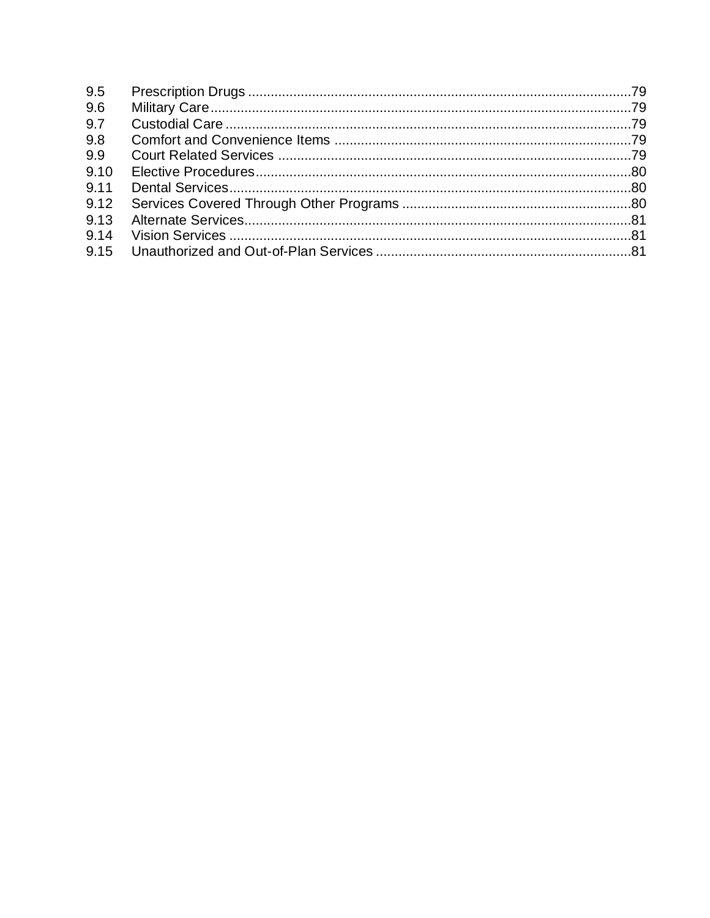9.5 Prescription Drugs ....................................................................................................79
9.6 Military Care...............................................................................................................79
9.7 Custodial Care ...........................................................................................................79
9.8 Comfort and Convenience Items ..............................................................................79
9.9 Court Related Services .............................................................................................79
9.10 Elective Procedures...................................................................................................80
9.11 Dental Services..........................................................................................................80
9.12 Services Covered Through Other Programs ............................................................80
9.13 Alternate Services......................................................................................................81
9.14 Vision Services ..........................................................................................................81
9.15 Unauthorized and Out-of-Plan Services ...................................................................81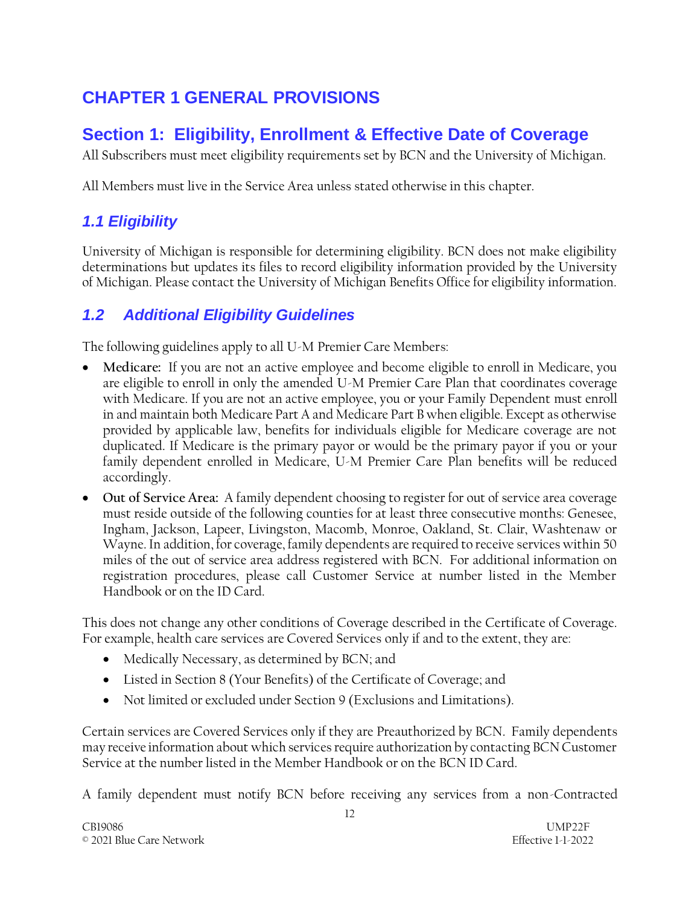# CHAPTER 1 GENERAL PROVISIONS

## Section 1: Eligibility, Enrollment & Effective Date of Coverage

All Subscribers must meet eligibility requirements set by BCN and the University of Michigan.

All Members must live in the Service Area unless stated otherwise in this chapter.

### *1.1 Eligibility*

University of Michigan is responsible for determining eligibility. BCN does not make eligibility determinations but updates its files to record eligibility information provided by the University of Michigan. Please contact the University of Michigan Benefits Office for eligibility information.

### *1.2 Additional Eligibility Guidelines*

The following guidelines apply to all U-M Premier Care Members:

- **Medicare:** If you are not an active employee and become eligible to enroll in Medicare, you are eligible to enroll in only the amended U-M Premier Care Plan that coordinates coverage with Medicare. If you are not an active employee, you or your Family Dependent must enroll in and maintain both Medicare Part A and Medicare Part B when eligible. Except as otherwise provided by applicable law, benefits for individuals eligible for Medicare coverage are not duplicated. If Medicare is the primary payor or would be the primary payor if you or your family dependent enrolled in Medicare, U-M Premier Care Plan benefits will be reduced accordingly.
- **Out of Service Area:** A family dependent choosing to register for out of service area coverage must reside outside of the following counties for at least three consecutive months: Genesee, Ingham, Jackson, Lapeer, Livingston, Macomb, Monroe, Oakland, St. Clair, Washtenaw or Wayne. In addition, for coverage, family dependents are required to receive services within 50 miles of the out of service area address registered with BCN. For additional information on registration procedures, please call Customer Service at number listed in the Member Handbook or on the ID Card.

This does not change any other conditions of Coverage described in the Certificate of Coverage. For example, health care services are Covered Services only if and to the extent, they are:

- Medically Necessary, as determined by BCN; and
- Listed in Section 8 (Your Benefits) of the Certificate of Coverage; and
- Not limited or excluded under Section 9 (Exclusions and Limitations).

Certain services are Covered Services only if they are Preauthorized by BCN. Family dependents may receive information about which services require authorization by contacting BCN Customer Service at the number listed in the Member Handbook or on the BCN ID Card.

A family dependent must notify BCN before receiving any services from a non-Contracted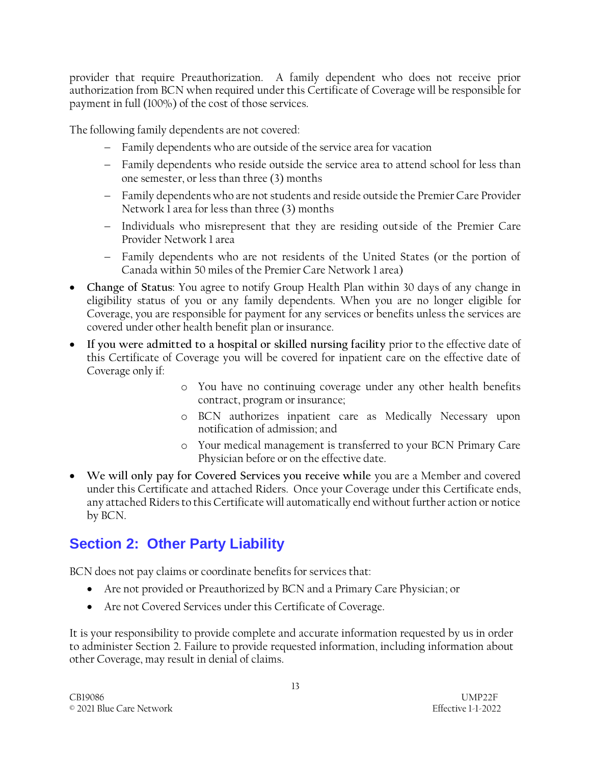provider that require Preauthorization. A family dependent who does not receive prior authorization from BCN when required under this Certificate of Coverage will be responsible for payment in full (100%) of the cost of those services.

The following family dependents are not covered:

- Family dependents who are outside of the service area for vacation
- Family dependents who reside outside the service area to attend school for less than one semester, or less than three (3) months
- Family dependents who are not students and reside outside the Premier Care Provider Network 1 area for less than three (3) months
- Individuals who misrepresent that they are residing outside of the Premier Care Provider Network 1 area
- Family dependents who are not residents of the United States (or the portion of Canada within 50 miles of the Premier Care Network 1 area)

- **Change of Status**: You agree to notify Group Health Plan within 30 days of any change in eligibility status of you or any family dependents. When you are no longer eligible for Coverage, you are responsible for payment for any services or benefits unless the services are covered under other health benefit plan or insurance.
- **If you were admitted to a hospital or skilled nursing facility** prior to the effective date of this Certificate of Coverage you will be covered for inpatient care on the effective date of Coverage only if:
  - You have no continuing coverage under any other health benefits contract, program or insurance;
  - BCN authorizes inpatient care as Medically Necessary upon notification of admission; and
  - Your medical management is transferred to your BCN Primary Care Physician before or on the effective date.
- **We will only pay for Covered Services you receive while** you are a Member and covered under this Certificate and attached Riders. Once your Coverage under this Certificate ends, any attached Riders to this Certificate will automatically end without further action or notice by BCN.

## Section 2: Other Party Liability

BCN does not pay claims or coordinate benefits for services that:

- Are not provided or Preauthorized by BCN and a Primary Care Physician; or
- Are not Covered Services under this Certificate of Coverage.

It is your responsibility to provide complete and accurate information requested by us in order to administer Section 2. Failure to provide requested information, including information about other Coverage, may result in denial of claims.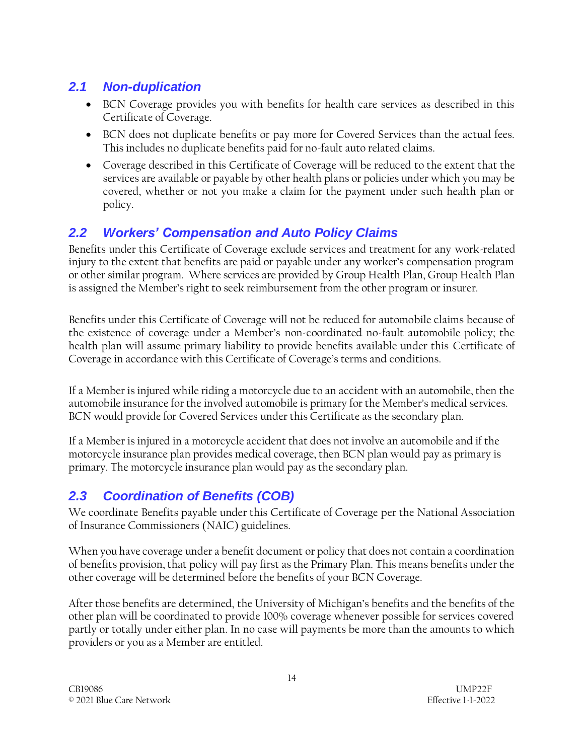## 2.1 Non-duplication

- BCN Coverage provides you with benefits for health care services as described in this Certificate of Coverage.
- BCN does not duplicate benefits or pay more for Covered Services than the actual fees. This includes no duplicate benefits paid for no-fault auto related claims.
- Coverage described in this Certificate of Coverage will be reduced to the extent that the services are available or payable by other health plans or policies under which you may be covered, whether or not you make a claim for the payment under such health plan or policy.

## 2.2 Workers' Compensation and Auto Policy Claims

Benefits under this Certificate of Coverage exclude services and treatment for any work-related injury to the extent that benefits are paid or payable under any worker's compensation program or other similar program. Where services are provided by Group Health Plan, Group Health Plan is assigned the Member's right to seek reimbursement from the other program or insurer.

Benefits under this Certificate of Coverage will not be reduced for automobile claims because of the existence of coverage under a Member's non-coordinated no-fault automobile policy; the health plan will assume primary liability to provide benefits available under this Certificate of Coverage in accordance with this Certificate of Coverage's terms and conditions.

If a Member is injured while riding a motorcycle due to an accident with an automobile, then the automobile insurance for the involved automobile is primary for the Member's medical services. BCN would provide for Covered Services under this Certificate as the secondary plan.

If a Member is injured in a motorcycle accident that does not involve an automobile and if the motorcycle insurance plan provides medical coverage, then BCN plan would pay as primary is primary. The motorcycle insurance plan would pay as the secondary plan.

## 2.3 Coordination of Benefits (COB)

We coordinate Benefits payable under this Certificate of Coverage per the National Association of Insurance Commissioners (NAIC) guidelines.

When you have coverage under a benefit document or policy that does not contain a coordination of benefits provision, that policy will pay first as the Primary Plan. This means benefits under the other coverage will be determined before the benefits of your BCN Coverage.

After those benefits are determined, the University of Michigan's benefits and the benefits of the other plan will be coordinated to provide 100% coverage whenever possible for services covered partly or totally under either plan. In no case will payments be more than the amounts to which providers or you as a Member are entitled.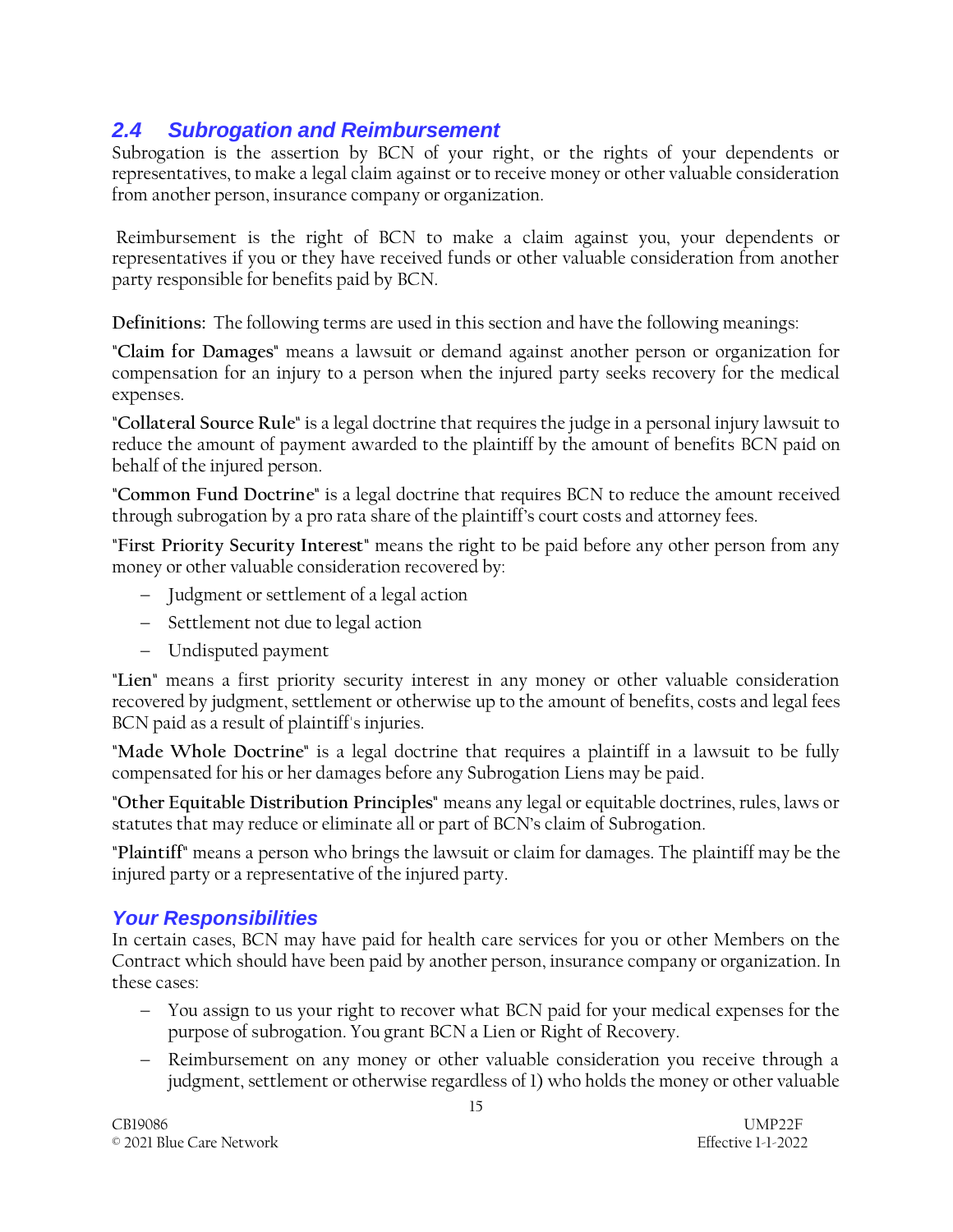## 2.4 Subrogation and Reimbursement

Subrogation is the assertion by BCN of your right, or the rights of your dependents or representatives, to make a legal claim against or to receive money or other valuable consideration from another person, insurance company or organization.

Reimbursement is the right of BCN to make a claim against you, your dependents or representatives if you or they have received funds or other valuable consideration from another party responsible for benefits paid by BCN.

**Definitions:** The following terms are used in this section and have the following meanings:

"**Claim for Damages**" means a lawsuit or demand against another person or organization for compensation for an injury to a person when the injured party seeks recovery for the medical expenses.

"**Collateral Source Rule**" is a legal doctrine that requires the judge in a personal injury lawsuit to reduce the amount of payment awarded to the plaintiff by the amount of benefits BCN paid on behalf of the injured person.

"**Common Fund Doctrine**" is a legal doctrine that requires BCN to reduce the amount received through subrogation by a pro rata share of the plaintiff's court costs and attorney fees.

"**First Priority Security Interest**" means the right to be paid before any other person from any money or other valuable consideration recovered by:

- Judgment or settlement of a legal action
- Settlement not due to legal action
- Undisputed payment

"**Lien**" means a first priority security interest in any money or other valuable consideration recovered by judgment, settlement or otherwise up to the amount of benefits, costs and legal fees BCN paid as a result of plaintiff's injuries.

"**Made Whole Doctrine**" is a legal doctrine that requires a plaintiff in a lawsuit to be fully compensated for his or her damages before any Subrogation Liens may be paid.

"**Other Equitable Distribution Principles**" means any legal or equitable doctrines, rules, laws or statutes that may reduce or eliminate all or part of BCN's claim of Subrogation.

"**Plaintiff**" means a person who brings the lawsuit or claim for damages. The plaintiff may be the injured party or a representative of the injured party.

### Your Responsibilities

In certain cases, BCN may have paid for health care services for you or other Members on the Contract which should have been paid by another person, insurance company or organization. In these cases:

- You assign to us your right to recover what BCN paid for your medical expenses for the purpose of subrogation. You grant BCN a Lien or Right of Recovery.
- Reimbursement on any money or other valuable consideration you receive through a judgment, settlement or otherwise regardless of 1) who holds the money or other valuable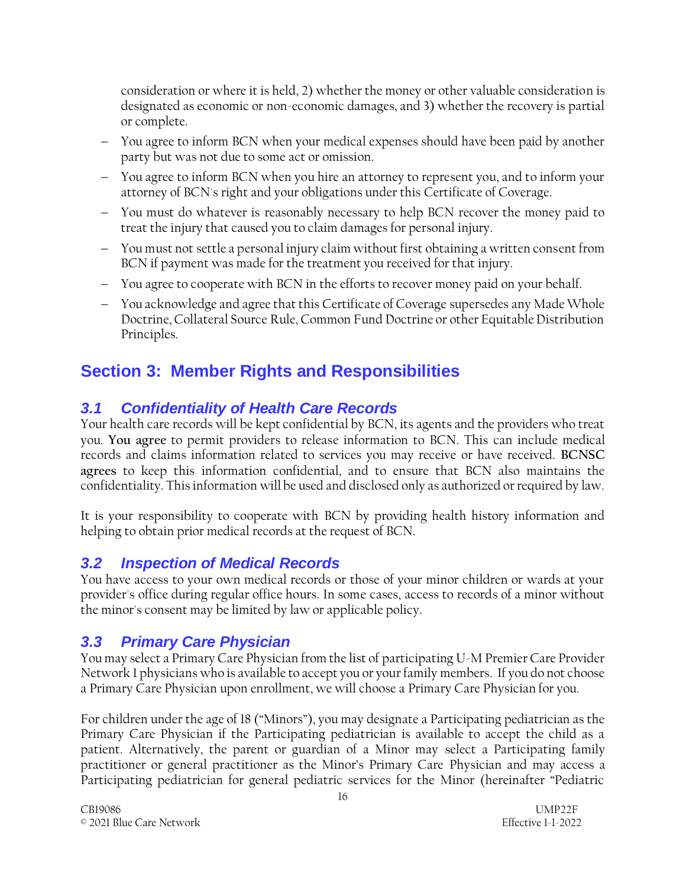consideration or where it is held, 2) whether the money or other valuable consideration is designated as economic or non-economic damages, and 3) whether the recovery is partial or complete.

- You agree to inform BCN when your medical expenses should have been paid by another party but was not due to some act or omission.
- You agree to inform BCN when you hire an attorney to represent you, and to inform your attorney of BCN's right and your obligations under this Certificate of Coverage.
- You must do whatever is reasonably necessary to help BCN recover the money paid to treat the injury that caused you to claim damages for personal injury.
- You must not settle a personal injury claim without first obtaining a written consent from BCN if payment was made for the treatment you received for that injury.
- You agree to cooperate with BCN in the efforts to recover money paid on your behalf.
- You acknowledge and agree that this Certificate of Coverage supersedes any Made Whole Doctrine, Collateral Source Rule, Common Fund Doctrine or other Equitable Distribution Principles.

# Section 3: Member Rights and Responsibilities

## *3.1 Confidentiality of Health Care Records*

Your health care records will be kept confidential by BCN, its agents and the providers who treat you. **You agree** to permit providers to release information to BCN. This can include medical records and claims information related to services you may receive or have received. **BCNSC agrees** to keep this information confidential, and to ensure that BCN also maintains the confidentiality. This information will be used and disclosed only as authorized or required by law.

It is your responsibility to cooperate with BCN by providing health history information and helping to obtain prior medical records at the request of BCN.

## *3.2 Inspection of Medical Records*

You have access to your own medical records or those of your minor children or wards at your provider's office during regular office hours. In some cases, access to records of a minor without the minor's consent may be limited by law or applicable policy.

## *3.3 Primary Care Physician*

You may select a Primary Care Physician from the list of participating U-M Premier Care Provider Network 1 physicians who is available to accept you or your family members. If you do not choose a Primary Care Physician upon enrollment, we will choose a Primary Care Physician for you.

For children under the age of 18 ("Minors"), you may designate a Participating pediatrician as the Primary Care Physician if the Participating pediatrician is available to accept the child as a patient. Alternatively, the parent or guardian of a Minor may select a Participating family practitioner or general practitioner as the Minor's Primary Care Physician and may access a Participating pediatrician for general pediatric services for the Minor (hereinafter "Pediatric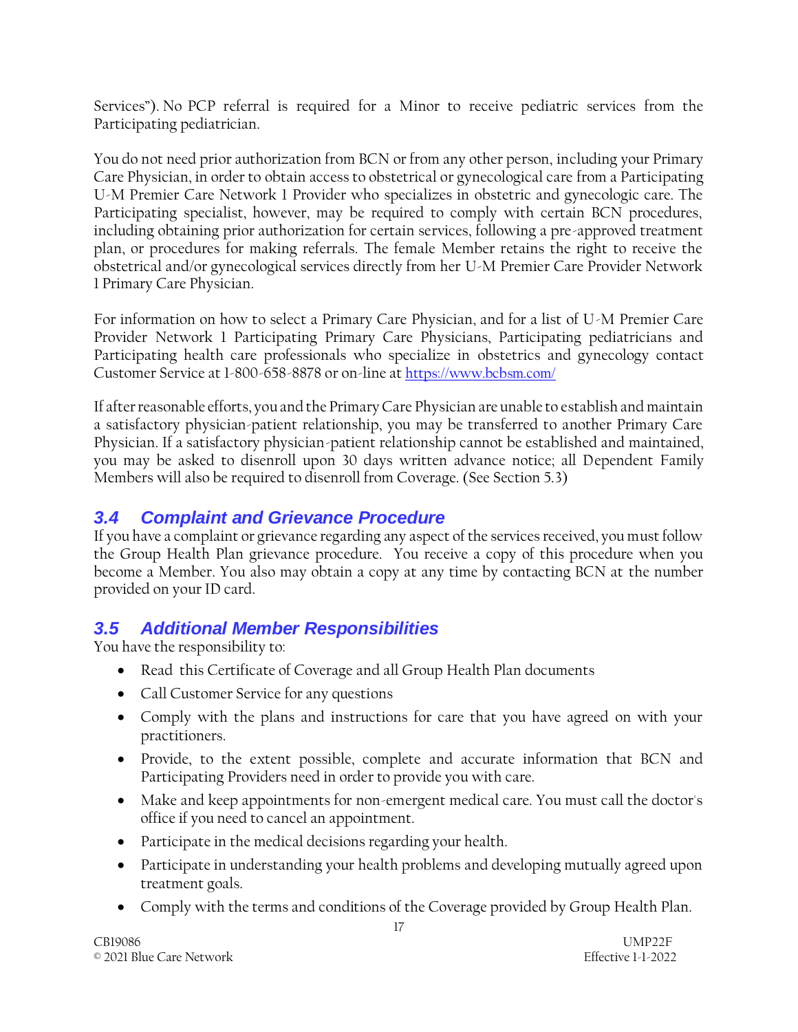Services"). No PCP referral is required for a Minor to receive pediatric services from the Participating pediatrician.

You do not need prior authorization from BCN or from any other person, including your Primary Care Physician, in order to obtain access to obstetrical or gynecological care from a Participating U-M Premier Care Network 1 Provider who specializes in obstetric and gynecologic care. The Participating specialist, however, may be required to comply with certain BCN procedures, including obtaining prior authorization for certain services, following a pre-approved treatment plan, or procedures for making referrals. The female Member retains the right to receive the obstetrical and/or gynecological services directly from her U-M Premier Care Provider Network 1 Primary Care Physician.

For information on how to select a Primary Care Physician, and for a list of U-M Premier Care Provider Network 1 Participating Primary Care Physicians, Participating pediatricians and Participating health care professionals who specialize in obstetrics and gynecology contact Customer Service at 1-800-658-8878 or on-line at https://www.bcbsm.com/

If after reasonable efforts, you and the Primary Care Physician are unable to establish and maintain a satisfactory physician-patient relationship, you may be transferred to another Primary Care Physician. If a satisfactory physician-patient relationship cannot be established and maintained, you may be asked to disenroll upon 30 days written advance notice; all Dependent Family Members will also be required to disenroll from Coverage. (See Section 5.3)

## 3.4 Complaint and Grievance Procedure

If you have a complaint or grievance regarding any aspect of the services received, you must follow the Group Health Plan grievance procedure. You receive a copy of this procedure when you become a Member. You also may obtain a copy at any time by contacting BCN at the number provided on your ID card.

## 3.5 Additional Member Responsibilities

You have the responsibility to:

- Read this Certificate of Coverage and all Group Health Plan documents
- Call Customer Service for any questions
- Comply with the plans and instructions for care that you have agreed on with your practitioners.
- Provide, to the extent possible, complete and accurate information that BCN and Participating Providers need in order to provide you with care.
- Make and keep appointments for non-emergent medical care. You must call the doctor's office if you need to cancel an appointment.
- Participate in the medical decisions regarding your health.
- Participate in understanding your health problems and developing mutually agreed upon treatment goals.
- Comply with the terms and conditions of the Coverage provided by Group Health Plan.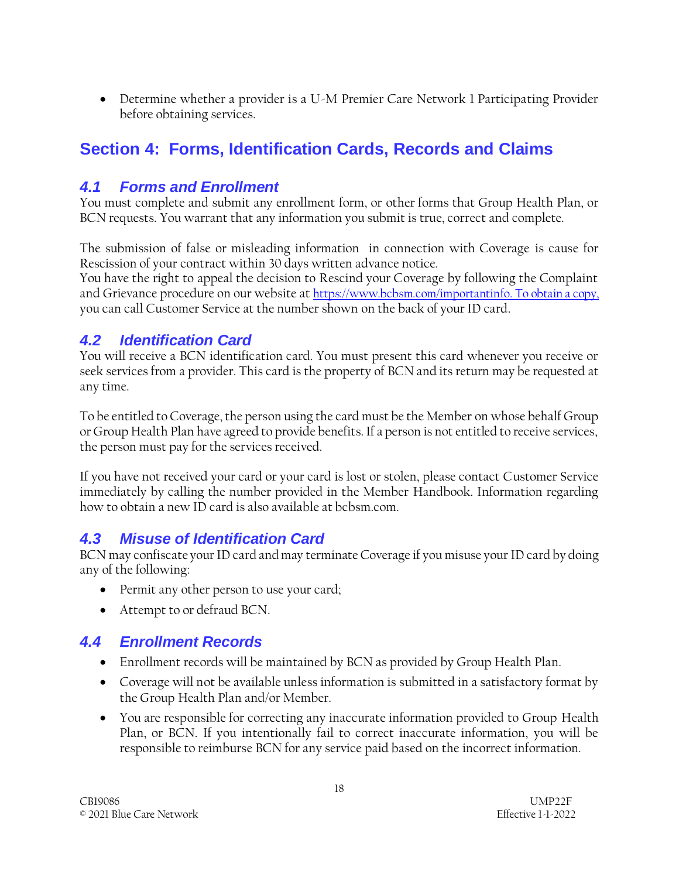- Determine whether a provider is a U-M Premier Care Network 1 Participating Provider before obtaining services.

# Section 4: Forms, Identification Cards, Records and Claims

## 4.1 Forms and Enrollment

You must complete and submit any enrollment form, or other forms that Group Health Plan, or BCN requests. You warrant that any information you submit is true, correct and complete.

The submission of false or misleading information in connection with Coverage is cause for Rescission of your contract within 30 days written advance notice.
You have the right to appeal the decision to Rescind your Coverage by following the Complaint and Grievance procedure on our website at https://www.bcbsm.com/importantinfo. To obtain a copy, you can call Customer Service at the number shown on the back of your ID card.

## 4.2 Identification Card

You will receive a BCN identification card. You must present this card whenever you receive or seek services from a provider. This card is the property of BCN and its return may be requested at any time.

To be entitled to Coverage, the person using the card must be the Member on whose behalf Group or Group Health Plan have agreed to provide benefits. If a person is not entitled to receive services, the person must pay for the services received.

If you have not received your card or your card is lost or stolen, please contact Customer Service immediately by calling the number provided in the Member Handbook. Information regarding how to obtain a new ID card is also available at bcbsm.com.

## 4.3 Misuse of Identification Card

BCN may confiscate your ID card and may terminate Coverage if you misuse your ID card by doing any of the following:

- Permit any other person to use your card;
- Attempt to or defraud BCN.

## 4.4 Enrollment Records

- Enrollment records will be maintained by BCN as provided by Group Health Plan.
- Coverage will not be available unless information is submitted in a satisfactory format by the Group Health Plan and/or Member.
- You are responsible for correcting any inaccurate information provided to Group Health Plan, or BCN. If you intentionally fail to correct inaccurate information, you will be responsible to reimburse BCN for any service paid based on the incorrect information.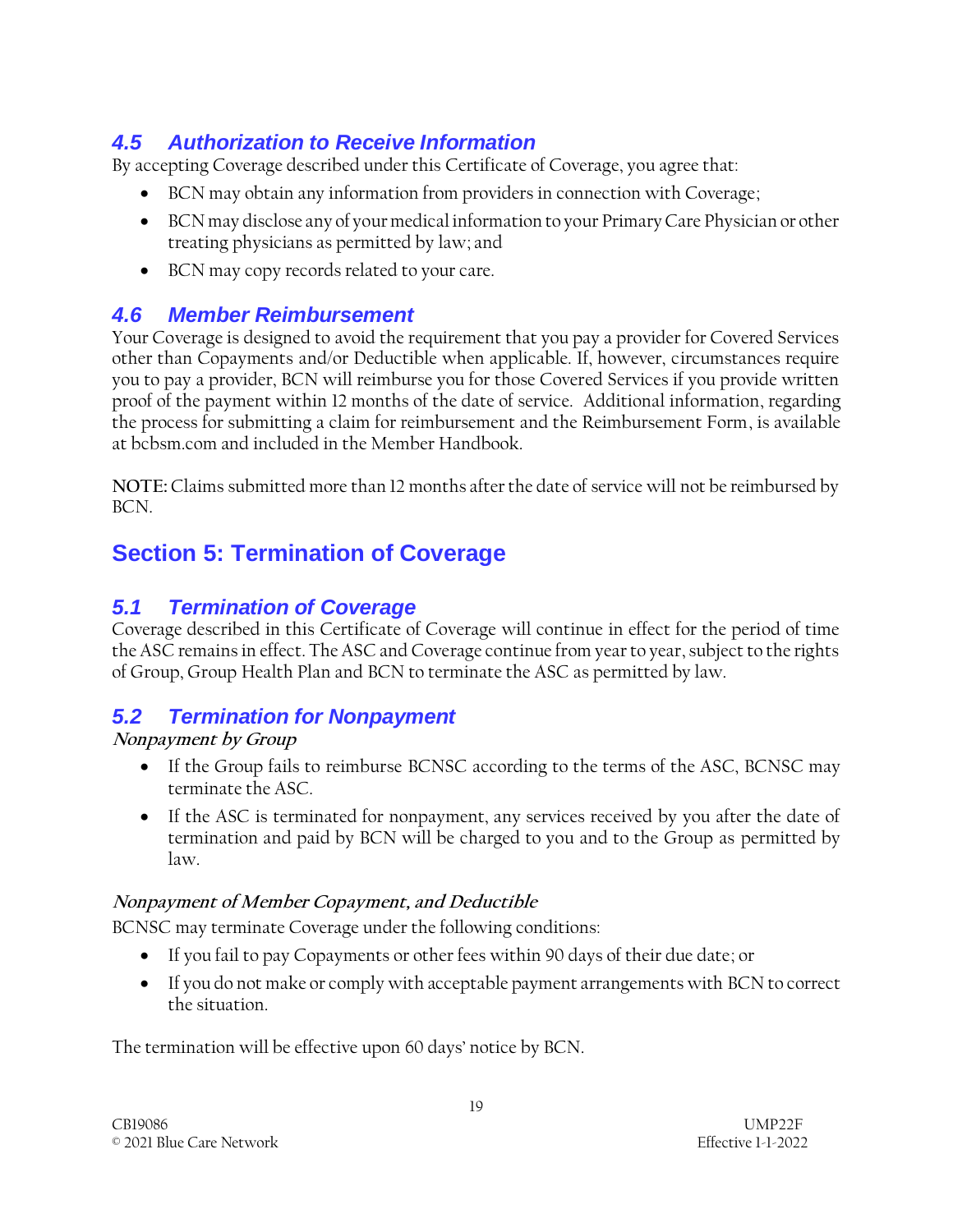### 4.5 Authorization to Receive Information

By accepting Coverage described under this Certificate of Coverage, you agree that:

- BCN may obtain any information from providers in connection with Coverage;
- BCN may disclose any of your medical information to your Primary Care Physician or other treating physicians as permitted by law; and
- BCN may copy records related to your care.

### 4.6 Member Reimbursement

Your Coverage is designed to avoid the requirement that you pay a provider for Covered Services other than Copayments and/or Deductible when applicable. If, however, circumstances require you to pay a provider, BCN will reimburse you for those Covered Services if you provide written proof of the payment within 12 months of the date of service. Additional information, regarding the process for submitting a claim for reimbursement and the Reimbursement Form, is available at bcbsm.com and included in the Member Handbook.

**NOTE:** Claims submitted more than 12 months after the date of service will not be reimbursed by BCN.

## Section 5: Termination of Coverage

### 5.1 Termination of Coverage

Coverage described in this Certificate of Coverage will continue in effect for the period of time the ASC remains in effect. The ASC and Coverage continue from year to year, subject to the rights of Group, Group Health Plan and BCN to terminate the ASC as permitted by law.

### 5.2 Termination for Nonpayment

***Nonpayment by Group***

- If the Group fails to reimburse BCNSC according to the terms of the ASC, BCNSC may terminate the ASC.
- If the ASC is terminated for nonpayment, any services received by you after the date of termination and paid by BCN will be charged to you and to the Group as permitted by law.

***Nonpayment of Member Copayment, and Deductible***

BCNSC may terminate Coverage under the following conditions:

- If you fail to pay Copayments or other fees within 90 days of their due date; or
- If you do not make or comply with acceptable payment arrangements with BCN to correct the situation.

The termination will be effective upon 60 days' notice by BCN.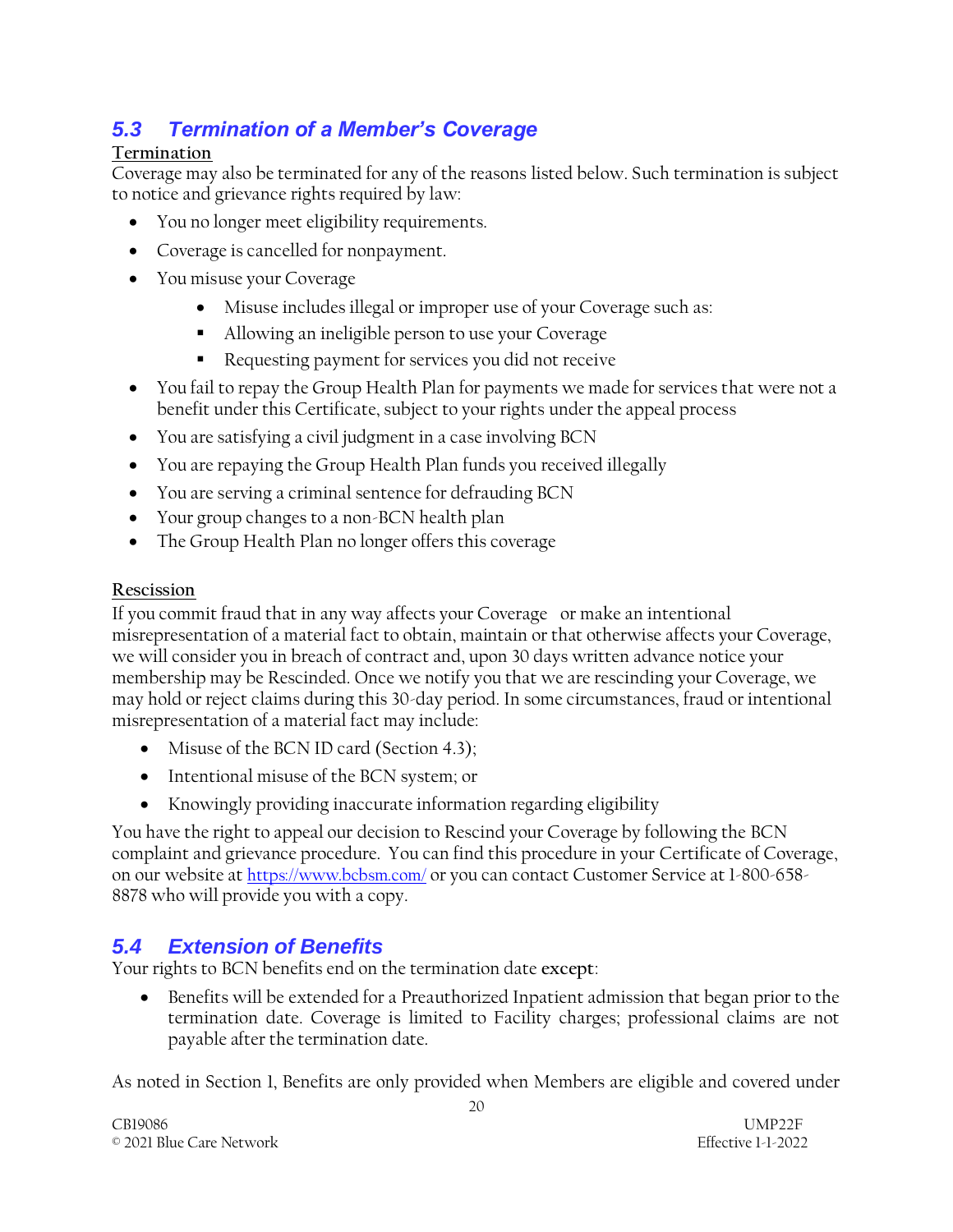## *5.3 Termination of a Member's Coverage*

**Termination**

Coverage may also be terminated for any of the reasons listed below. Such termination is subject to notice and grievance rights required by law:

- You no longer meet eligibility requirements.
- Coverage is cancelled for nonpayment.
- You misuse your Coverage
    - Misuse includes illegal or improper use of your Coverage such as:
    - Allowing an ineligible person to use your Coverage
    - Requesting payment for services you did not receive
- You fail to repay the Group Health Plan for payments we made for services that were not a benefit under this Certificate, subject to your rights under the appeal process
- You are satisfying a civil judgment in a case involving BCN
- You are repaying the Group Health Plan funds you received illegally
- You are serving a criminal sentence for defrauding BCN
- Your group changes to a non-BCN health plan
- The Group Health Plan no longer offers this coverage

**Rescission**

If you commit fraud that in any way affects your Coverage or make an intentional misrepresentation of a material fact to obtain, maintain or that otherwise affects your Coverage, we will consider you in breach of contract and, upon 30 days written advance notice your membership may be Rescinded. Once we notify you that we are rescinding your Coverage, we may hold or reject claims during this 30-day period. In some circumstances, fraud or intentional misrepresentation of a material fact may include:

- Misuse of the BCN ID card (Section 4.3);
- Intentional misuse of the BCN system; or
- Knowingly providing inaccurate information regarding eligibility

You have the right to appeal our decision to Rescind your Coverage by following the BCN complaint and grievance procedure. You can find this procedure in your Certificate of Coverage, on our website at https://www.bcbsm.com/ or you can contact Customer Service at 1-800-658-8878 who will provide you with a copy.

## *5.4 Extension of Benefits*

Your rights to BCN benefits end on the termination date **except**:

- Benefits will be extended for a Preauthorized Inpatient admission that began prior to the termination date. Coverage is limited to Facility charges; professional claims are not payable after the termination date.

As noted in Section 1, Benefits are only provided when Members are eligible and covered under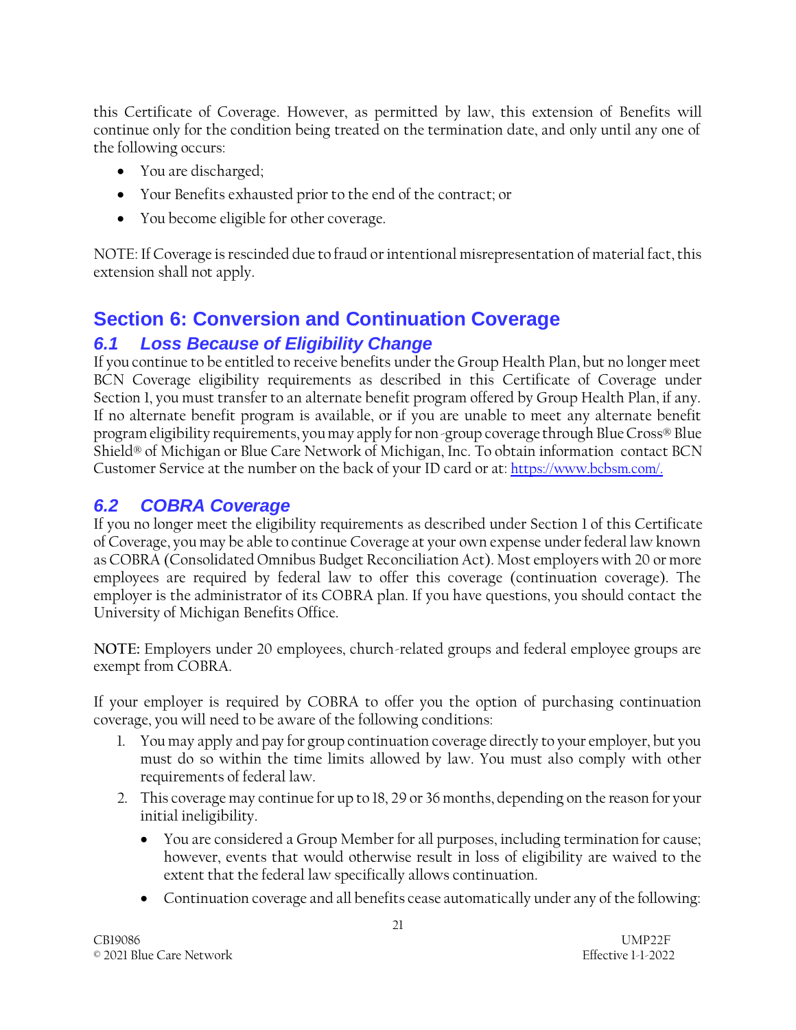this Certificate of Coverage. However, as permitted by law, this extension of Benefits will continue only for the condition being treated on the termination date, and only until any one of the following occurs:

- You are discharged;
- Your Benefits exhausted prior to the end of the contract; or
- You become eligible for other coverage.

NOTE: If Coverage is rescinded due to fraud or intentional misrepresentation of material fact, this extension shall not apply.

# Section 6: Conversion and Continuation Coverage

## *6.1 Loss Because of Eligibility Change*

If you continue to be entitled to receive benefits under the Group Health Plan, but no longer meet BCN Coverage eligibility requirements as described in this Certificate of Coverage under Section 1, you must transfer to an alternate benefit program offered by Group Health Plan, if any. If no alternate benefit program is available, or if you are unable to meet any alternate benefit program eligibility requirements, you may apply for non-group coverage through Blue Cross® Blue Shield® of Michigan or Blue Care Network of Michigan, Inc. To obtain information contact BCN Customer Service at the number on the back of your ID card or at: https://www.bcbsm.com/.

## *6.2 COBRA Coverage*

If you no longer meet the eligibility requirements as described under Section 1 of this Certificate of Coverage, you may be able to continue Coverage at your own expense under federal law known as COBRA (Consolidated Omnibus Budget Reconciliation Act). Most employers with 20 or more employees are required by federal law to offer this coverage (continuation coverage). The employer is the administrator of its COBRA plan. If you have questions, you should contact the University of Michigan Benefits Office.

**NOTE:** Employers under 20 employees, church-related groups and federal employee groups are exempt from COBRA.

If your employer is required by COBRA to offer you the option of purchasing continuation coverage, you will need to be aware of the following conditions:

1. You may apply and pay for group continuation coverage directly to your employer, but you must do so within the time limits allowed by law. You must also comply with other requirements of federal law.
2. This coverage may continue for up to 18, 29 or 36 months, depending on the reason for your initial ineligibility.
    - You are considered a Group Member for all purposes, including termination for cause; however, events that would otherwise result in loss of eligibility are waived to the extent that the federal law specifically allows continuation.
    - Continuation coverage and all benefits cease automatically under any of the following: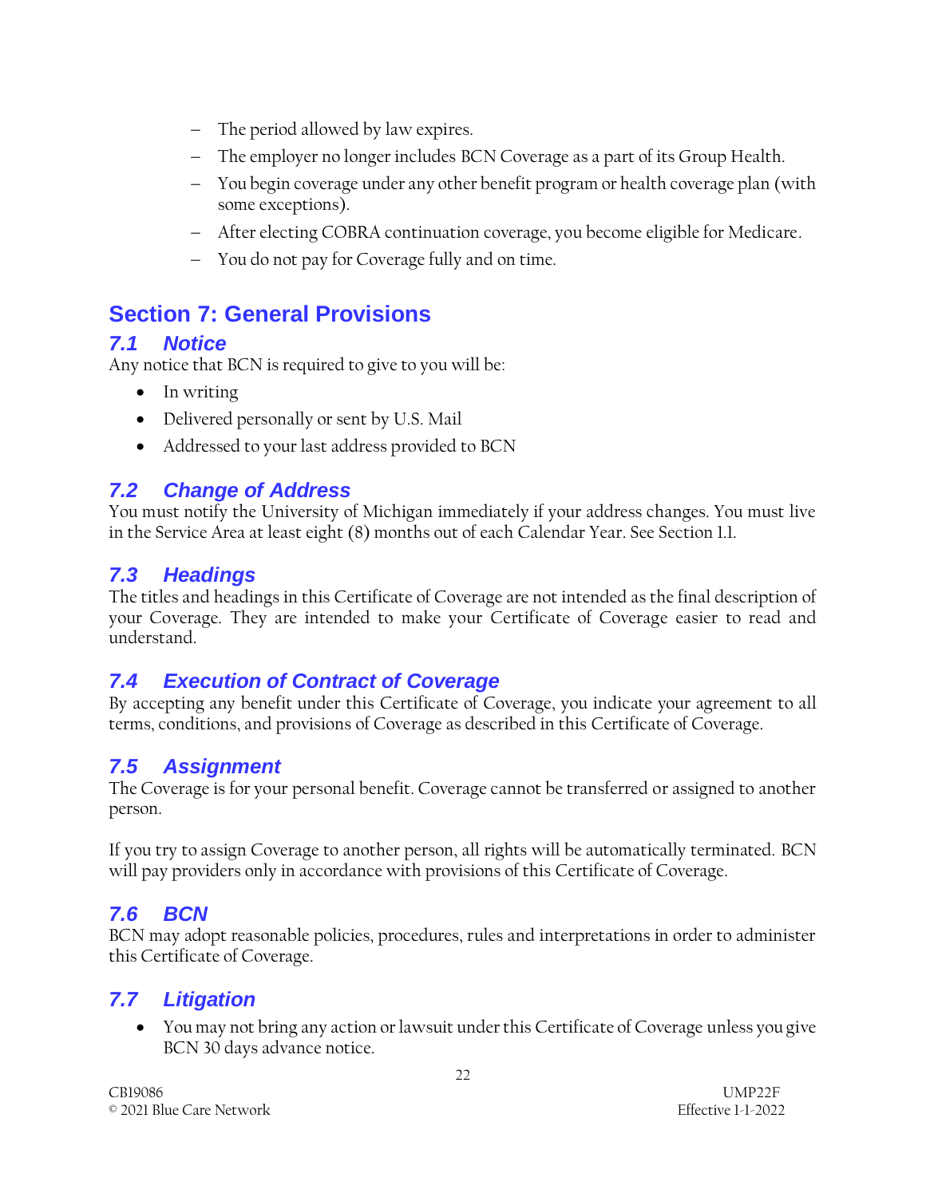- The period allowed by law expires.
- The employer no longer includes BCN Coverage as a part of its Group Health.
- You begin coverage under any other benefit program or health coverage plan (with some exceptions).
- After electing COBRA continuation coverage, you become eligible for Medicare.
- You do not pay for Coverage fully and on time.

# Section 7: General Provisions

## 7.1 Notice

Any notice that BCN is required to give to you will be:

- In writing
- Delivered personally or sent by U.S. Mail
- Addressed to your last address provided to BCN

## 7.2 Change of Address

You must notify the University of Michigan immediately if your address changes. You must live in the Service Area at least eight (8) months out of each Calendar Year. See Section 1.1.

## 7.3 Headings

The titles and headings in this Certificate of Coverage are not intended as the final description of your Coverage. They are intended to make your Certificate of Coverage easier to read and understand.

## 7.4 Execution of Contract of Coverage

By accepting any benefit under this Certificate of Coverage, you indicate your agreement to all terms, conditions, and provisions of Coverage as described in this Certificate of Coverage.

## 7.5 Assignment

The Coverage is for your personal benefit. Coverage cannot be transferred or assigned to another person.

If you try to assign Coverage to another person, all rights will be automatically terminated. BCN will pay providers only in accordance with provisions of this Certificate of Coverage.

## 7.6 BCN

BCN may adopt reasonable policies, procedures, rules and interpretations in order to administer this Certificate of Coverage.

## 7.7 Litigation

- You may not bring any action or lawsuit under this Certificate of Coverage unless you give BCN 30 days advance notice.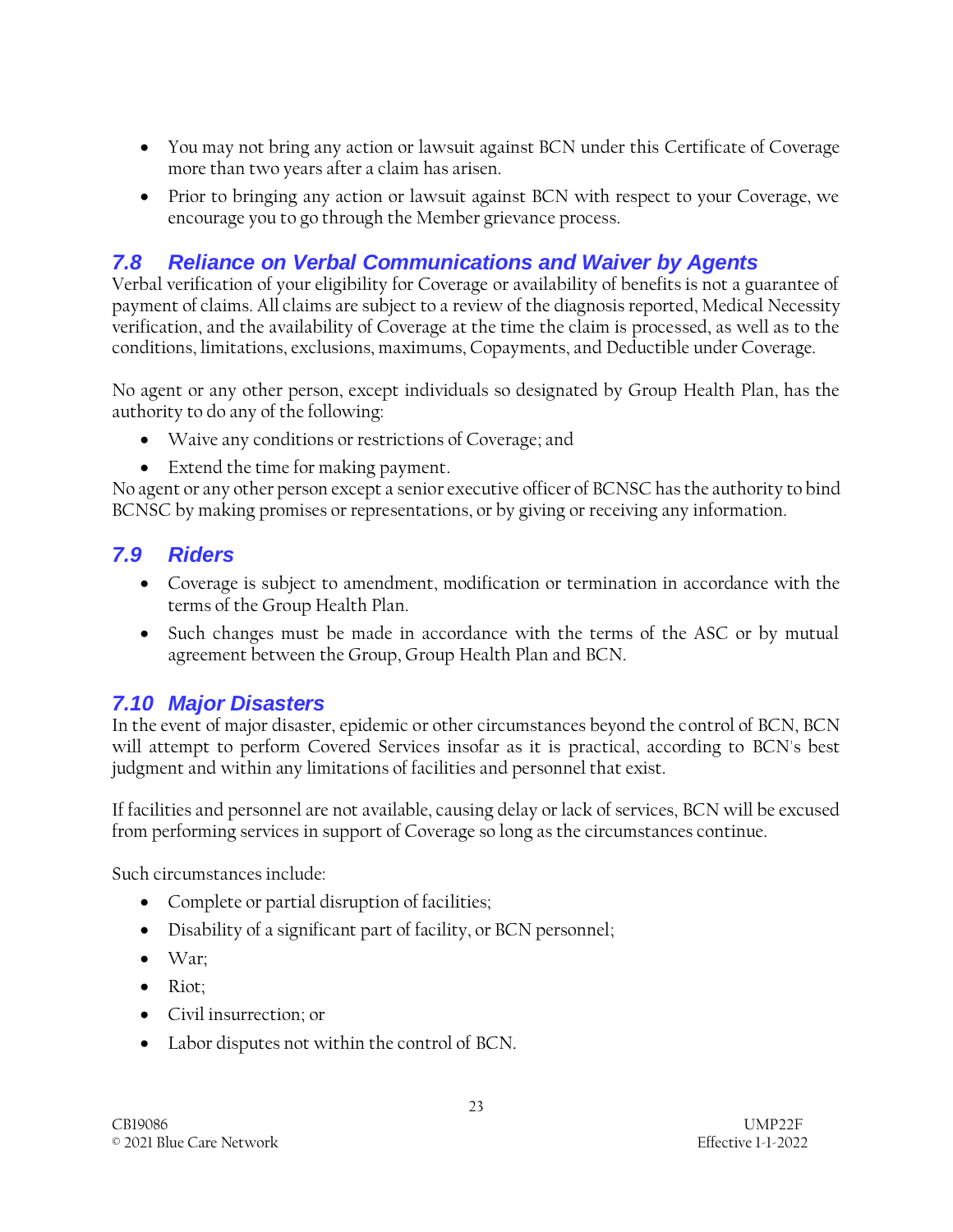- You may not bring any action or lawsuit against BCN under this Certificate of Coverage more than two years after a claim has arisen.
- Prior to bringing any action or lawsuit against BCN with respect to your Coverage, we encourage you to go through the Member grievance process.

## 7.8 Reliance on Verbal Communications and Waiver by Agents

Verbal verification of your eligibility for Coverage or availability of benefits is not a guarantee of payment of claims. All claims are subject to a review of the diagnosis reported, Medical Necessity verification, and the availability of Coverage at the time the claim is processed, as well as to the conditions, limitations, exclusions, maximums, Copayments, and Deductible under Coverage.

No agent or any other person, except individuals so designated by Group Health Plan, has the authority to do any of the following:

- Waive any conditions or restrictions of Coverage; and
- Extend the time for making payment.

No agent or any other person except a senior executive officer of BCNSC has the authority to bind BCNSC by making promises or representations, or by giving or receiving any information.

## 7.9 Riders

- Coverage is subject to amendment, modification or termination in accordance with the terms of the Group Health Plan.
- Such changes must be made in accordance with the terms of the ASC or by mutual agreement between the Group, Group Health Plan and BCN.

## 7.10 Major Disasters

In the event of major disaster, epidemic or other circumstances beyond the control of BCN, BCN will attempt to perform Covered Services insofar as it is practical, according to BCN's best judgment and within any limitations of facilities and personnel that exist.

If facilities and personnel are not available, causing delay or lack of services, BCN will be excused from performing services in support of Coverage so long as the circumstances continue.

Such circumstances include:

- Complete or partial disruption of facilities;
- Disability of a significant part of facility, or BCN personnel;
- War;
- Riot;
- Civil insurrection; or
- Labor disputes not within the control of BCN.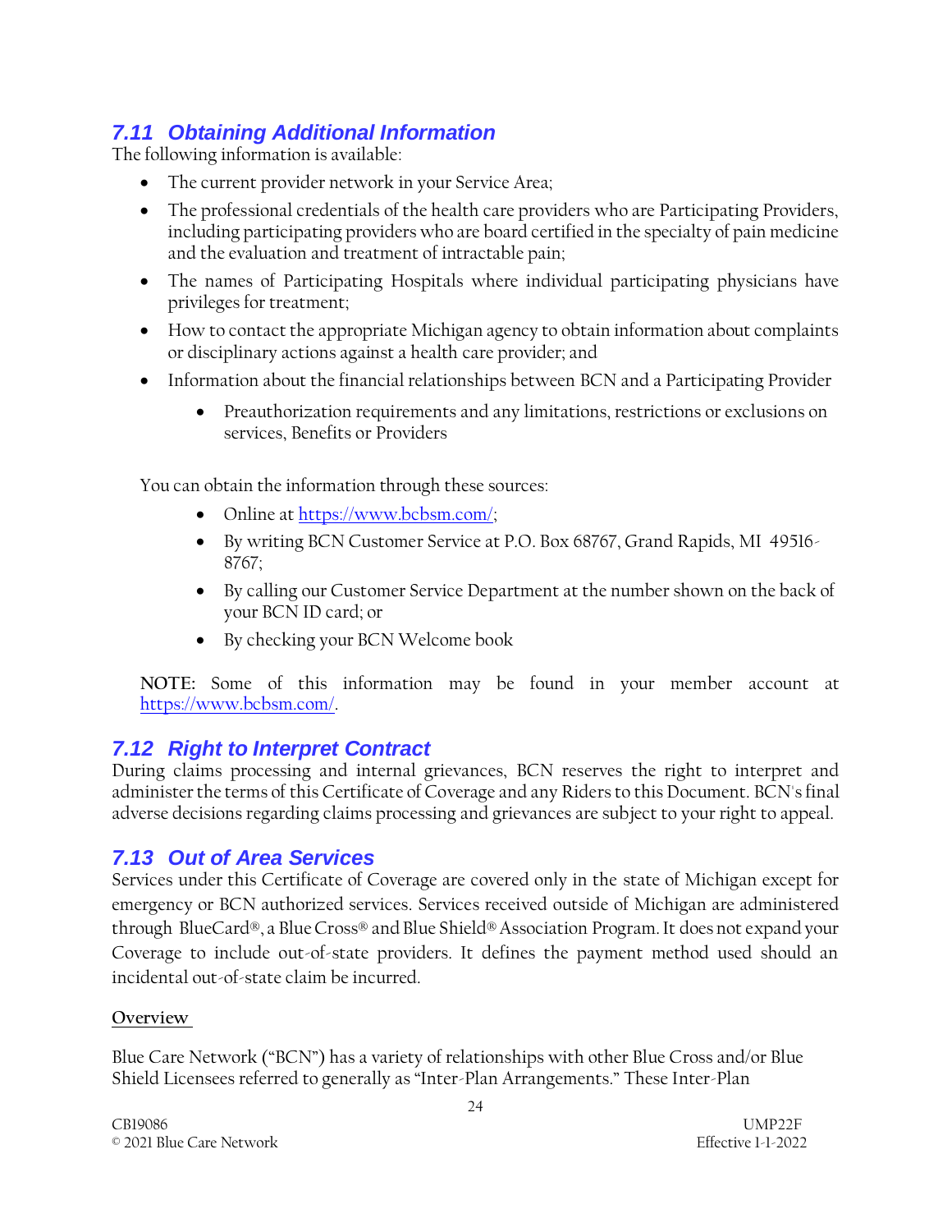## 7.11 Obtaining Additional Information

The following information is available:

- The current provider network in your Service Area;
- The professional credentials of the health care providers who are Participating Providers, including participating providers who are board certified in the specialty of pain medicine and the evaluation and treatment of intractable pain;
- The names of Participating Hospitals where individual participating physicians have privileges for treatment;
- How to contact the appropriate Michigan agency to obtain information about complaints or disciplinary actions against a health care provider; and
- Information about the financial relationships between BCN and a Participating Provider
    - Preauthorization requirements and any limitations, restrictions or exclusions on services, Benefits or Providers

You can obtain the information through these sources:

- Online at https://www.bcbsm.com/;
- By writing BCN Customer Service at P.O. Box 68767, Grand Rapids, MI 49516-8767;
- By calling our Customer Service Department at the number shown on the back of your BCN ID card; or
- By checking your BCN Welcome book

**NOTE:** Some of this information may be found in your member account at https://www.bcbsm.com/.

## 7.12 Right to Interpret Contract

During claims processing and internal grievances, BCN reserves the right to interpret and administer the terms of this Certificate of Coverage and any Riders to this Document. BCN's final adverse decisions regarding claims processing and grievances are subject to your right to appeal.

## 7.13 Out of Area Services

Services under this Certificate of Coverage are covered only in the state of Michigan except for emergency or BCN authorized services. Services received outside of Michigan are administered through BlueCard®, a Blue Cross® and Blue Shield® Association Program. It does not expand your Coverage to include out-of-state providers. It defines the payment method used should an incidental out-of-state claim be incurred.

**Overview**

Blue Care Network ("BCN") has a variety of relationships with other Blue Cross and/or Blue Shield Licensees referred to generally as "Inter-Plan Arrangements." These Inter-Plan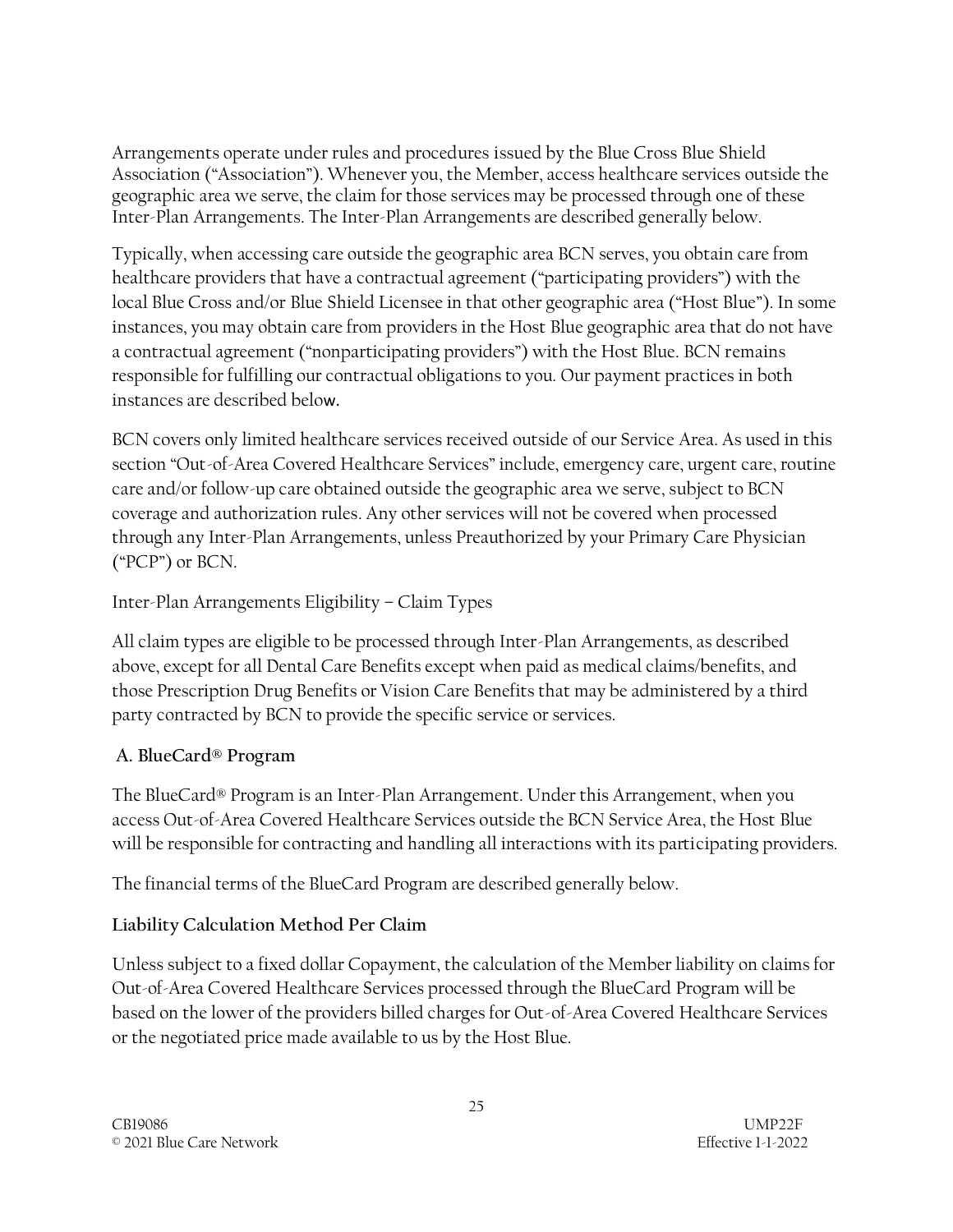Arrangements operate under rules and procedures issued by the Blue Cross Blue Shield Association ("Association"). Whenever you, the Member, access healthcare services outside the geographic area we serve, the claim for those services may be processed through one of these Inter-Plan Arrangements. The Inter-Plan Arrangements are described generally below.

Typically, when accessing care outside the geographic area BCN serves, you obtain care from healthcare providers that have a contractual agreement ("participating providers") with the local Blue Cross and/or Blue Shield Licensee in that other geographic area ("Host Blue"). In some instances, you may obtain care from providers in the Host Blue geographic area that do not have a contractual agreement ("nonparticipating providers") with the Host Blue. BCN remains responsible for fulfilling our contractual obligations to you. Our payment practices in both instances are described below.

BCN covers only limited healthcare services received outside of our Service Area. As used in this section "Out-of-Area Covered Healthcare Services" include, emergency care, urgent care, routine care and/or follow-up care obtained outside the geographic area we serve, subject to BCN coverage and authorization rules. Any other services will not be covered when processed through any Inter-Plan Arrangements, unless Preauthorized by your Primary Care Physician ("PCP") or BCN.

Inter-Plan Arrangements Eligibility – Claim Types

All claim types are eligible to be processed through Inter-Plan Arrangements, as described above, except for all Dental Care Benefits except when paid as medical claims/benefits, and those Prescription Drug Benefits or Vision Care Benefits that may be administered by a third party contracted by BCN to provide the specific service or services.

**A. BlueCard® Program**

The BlueCard® Program is an Inter-Plan Arrangement. Under this Arrangement, when you access Out-of-Area Covered Healthcare Services outside the BCN Service Area, the Host Blue will be responsible for contracting and handling all interactions with its participating providers.

The financial terms of the BlueCard Program are described generally below.

**Liability Calculation Method Per Claim**

Unless subject to a fixed dollar Copayment, the calculation of the Member liability on claims for Out-of-Area Covered Healthcare Services processed through the BlueCard Program will be based on the lower of the providers billed charges for Out-of-Area Covered Healthcare Services or the negotiated price made available to us by the Host Blue.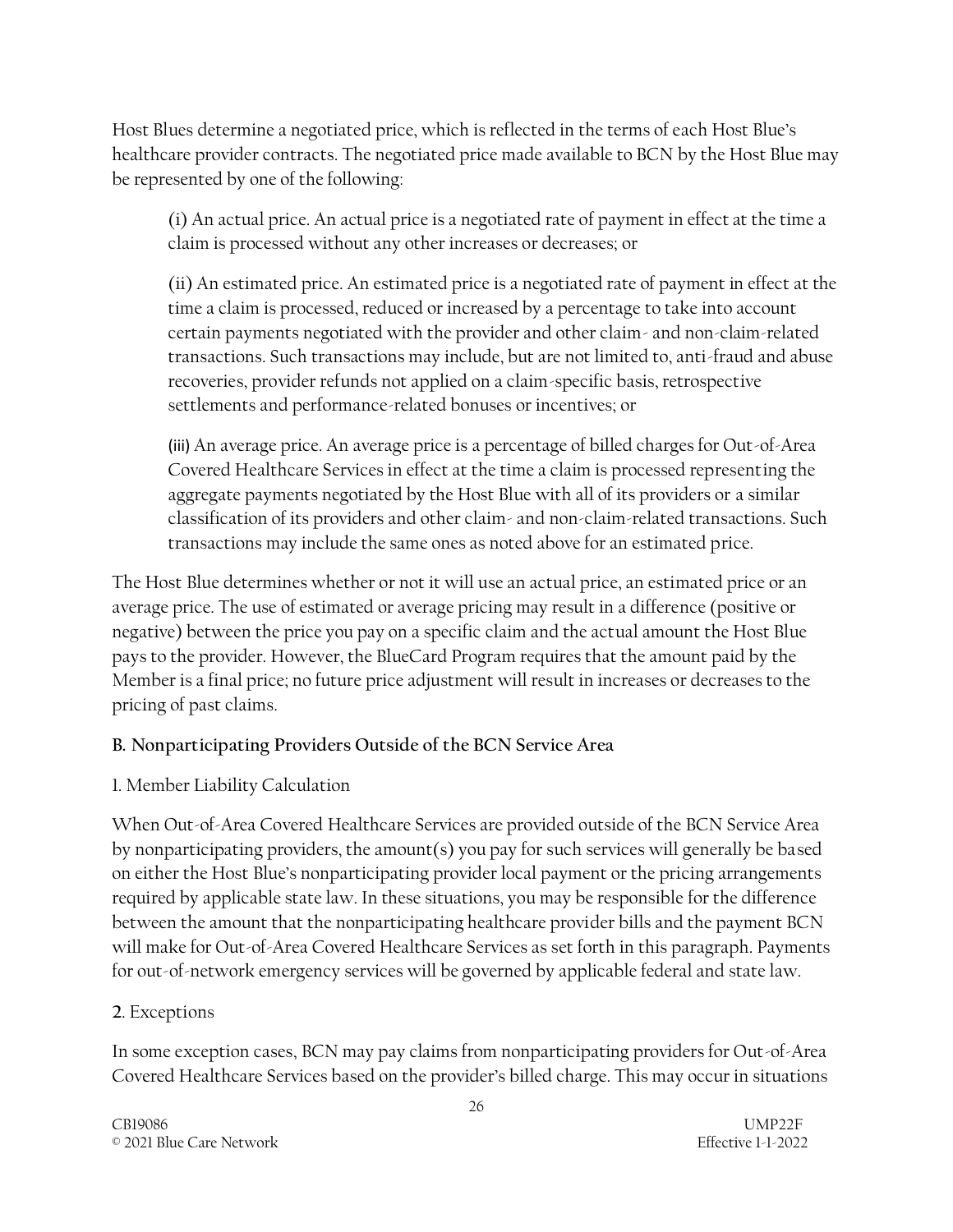Host Blues determine a negotiated price, which is reflected in the terms of each Host Blue's healthcare provider contracts. The negotiated price made available to BCN by the Host Blue may be represented by one of the following:

> (i) An actual price. An actual price is a negotiated rate of payment in effect at the time a claim is processed without any other increases or decreases; or
>
> (ii) An estimated price. An estimated price is a negotiated rate of payment in effect at the time a claim is processed, reduced or increased by a percentage to take into account certain payments negotiated with the provider and other claim- and non-claim-related transactions. Such transactions may include, but are not limited to, anti-fraud and abuse recoveries, provider refunds not applied on a claim-specific basis, retrospective settlements and performance-related bonuses or incentives; or
>
> (iii) An average price. An average price is a percentage of billed charges for Out-of-Area Covered Healthcare Services in effect at the time a claim is processed representing the aggregate payments negotiated by the Host Blue with all of its providers or a similar classification of its providers and other claim- and non-claim-related transactions. Such transactions may include the same ones as noted above for an estimated price.

The Host Blue determines whether or not it will use an actual price, an estimated price or an average price. The use of estimated or average pricing may result in a difference (positive or negative) between the price you pay on a specific claim and the actual amount the Host Blue pays to the provider. However, the BlueCard Program requires that the amount paid by the Member is a final price; no future price adjustment will result in increases or decreases to the pricing of past claims.

### B. Nonparticipating Providers Outside of the BCN Service Area

1. Member Liability Calculation

When Out-of-Area Covered Healthcare Services are provided outside of the BCN Service Area by nonparticipating providers, the amount(s) you pay for such services will generally be based on either the Host Blue's nonparticipating provider local payment or the pricing arrangements required by applicable state law. In these situations, you may be responsible for the difference between the amount that the nonparticipating healthcare provider bills and the payment BCN will make for Out-of-Area Covered Healthcare Services as set forth in this paragraph. Payments for out-of-network emergency services will be governed by applicable federal and state law.

2. Exceptions

In some exception cases, BCN may pay claims from nonparticipating providers for Out-of-Area Covered Healthcare Services based on the provider's billed charge. This may occur in situations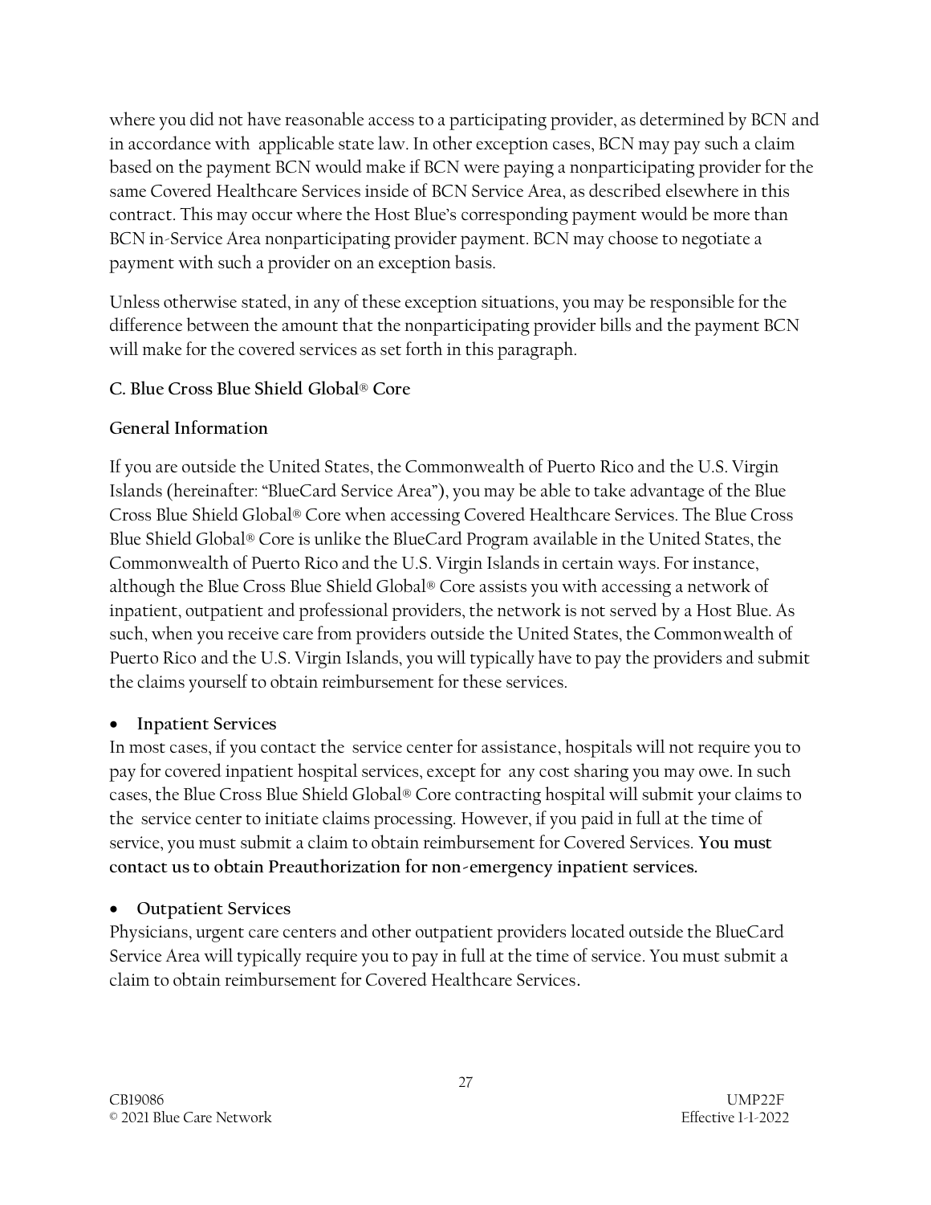where you did not have reasonable access to a participating provider, as determined by BCN and in accordance with applicable state law. In other exception cases, BCN may pay such a claim based on the payment BCN would make if BCN were paying a nonparticipating provider for the same Covered Healthcare Services inside of BCN Service Area, as described elsewhere in this contract. This may occur where the Host Blue's corresponding payment would be more than BCN in-Service Area nonparticipating provider payment. BCN may choose to negotiate a payment with such a provider on an exception basis.

Unless otherwise stated, in any of these exception situations, you may be responsible for the difference between the amount that the nonparticipating provider bills and the payment BCN will make for the covered services as set forth in this paragraph.

**C. Blue Cross Blue Shield Global® Core**

**General Information**

If you are outside the United States, the Commonwealth of Puerto Rico and the U.S. Virgin Islands (hereinafter: "BlueCard Service Area"), you may be able to take advantage of the Blue Cross Blue Shield Global® Core when accessing Covered Healthcare Services. The Blue Cross Blue Shield Global® Core is unlike the BlueCard Program available in the United States, the Commonwealth of Puerto Rico and the U.S. Virgin Islands in certain ways. For instance, although the Blue Cross Blue Shield Global® Core assists you with accessing a network of inpatient, outpatient and professional providers, the network is not served by a Host Blue. As such, when you receive care from providers outside the United States, the Commonwealth of Puerto Rico and the U.S. Virgin Islands, you will typically have to pay the providers and submit the claims yourself to obtain reimbursement for these services.

- **Inpatient Services**

In most cases, if you contact the service center for assistance, hospitals will not require you to pay for covered inpatient hospital services, except for any cost sharing you may owe. In such cases, the Blue Cross Blue Shield Global® Core contracting hospital will submit your claims to the service center to initiate claims processing. However, if you paid in full at the time of service, you must submit a claim to obtain reimbursement for Covered Services. **You must contact us to obtain Preauthorization for non-emergency inpatient services.**

- **Outpatient Services**

Physicians, urgent care centers and other outpatient providers located outside the BlueCard Service Area will typically require you to pay in full at the time of service. You must submit a claim to obtain reimbursement for Covered Healthcare Services.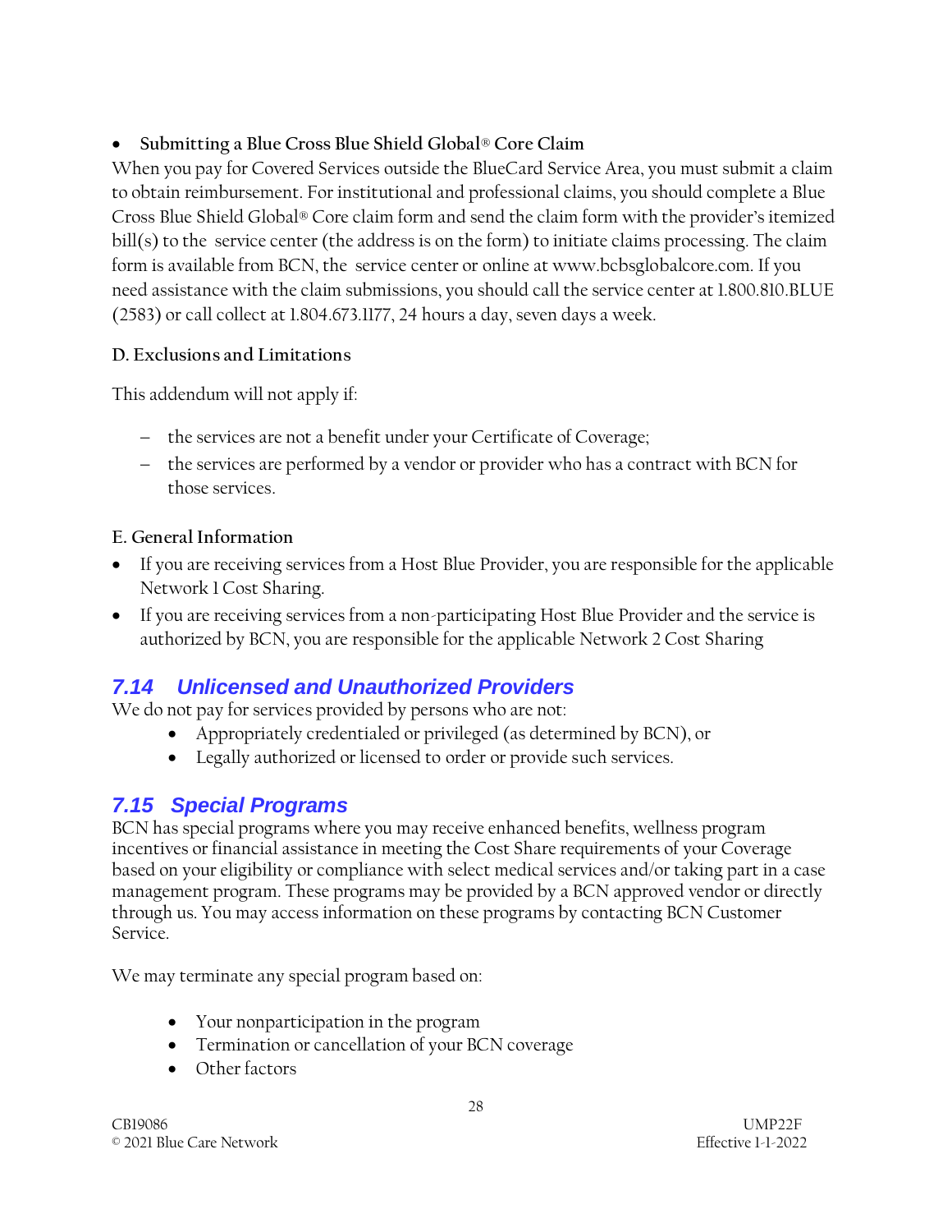- **Submitting a Blue Cross Blue Shield Global® Core Claim**

When you pay for Covered Services outside the BlueCard Service Area, you must submit a claim to obtain reimbursement. For institutional and professional claims, you should complete a Blue Cross Blue Shield Global® Core claim form and send the claim form with the provider's itemized bill(s) to the service center (the address is on the form) to initiate claims processing. The claim form is available from BCN, the service center or online at www.bcbsglobalcore.com. If you need assistance with the claim submissions, you should call the service center at 1.800.810.BLUE (2583) or call collect at 1.804.673.1177, 24 hours a day, seven days a week.

**D. Exclusions and Limitations**

This addendum will not apply if:

- the services are not a benefit under your Certificate of Coverage;
- the services are performed by a vendor or provider who has a contract with BCN for those services.

**E. General Information**

- If you are receiving services from a Host Blue Provider, you are responsible for the applicable Network 1 Cost Sharing.
- If you are receiving services from a non-participating Host Blue Provider and the service is authorized by BCN, you are responsible for the applicable Network 2 Cost Sharing

## 7.14 Unlicensed and Unauthorized Providers

We do not pay for services provided by persons who are not:

- Appropriately credentialed or privileged (as determined by BCN), or
- Legally authorized or licensed to order or provide such services.

## 7.15 Special Programs

BCN has special programs where you may receive enhanced benefits, wellness program incentives or financial assistance in meeting the Cost Share requirements of your Coverage based on your eligibility or compliance with select medical services and/or taking part in a case management program. These programs may be provided by a BCN approved vendor or directly through us. You may access information on these programs by contacting BCN Customer Service.

We may terminate any special program based on:

- Your nonparticipation in the program
- Termination or cancellation of your BCN coverage
- Other factors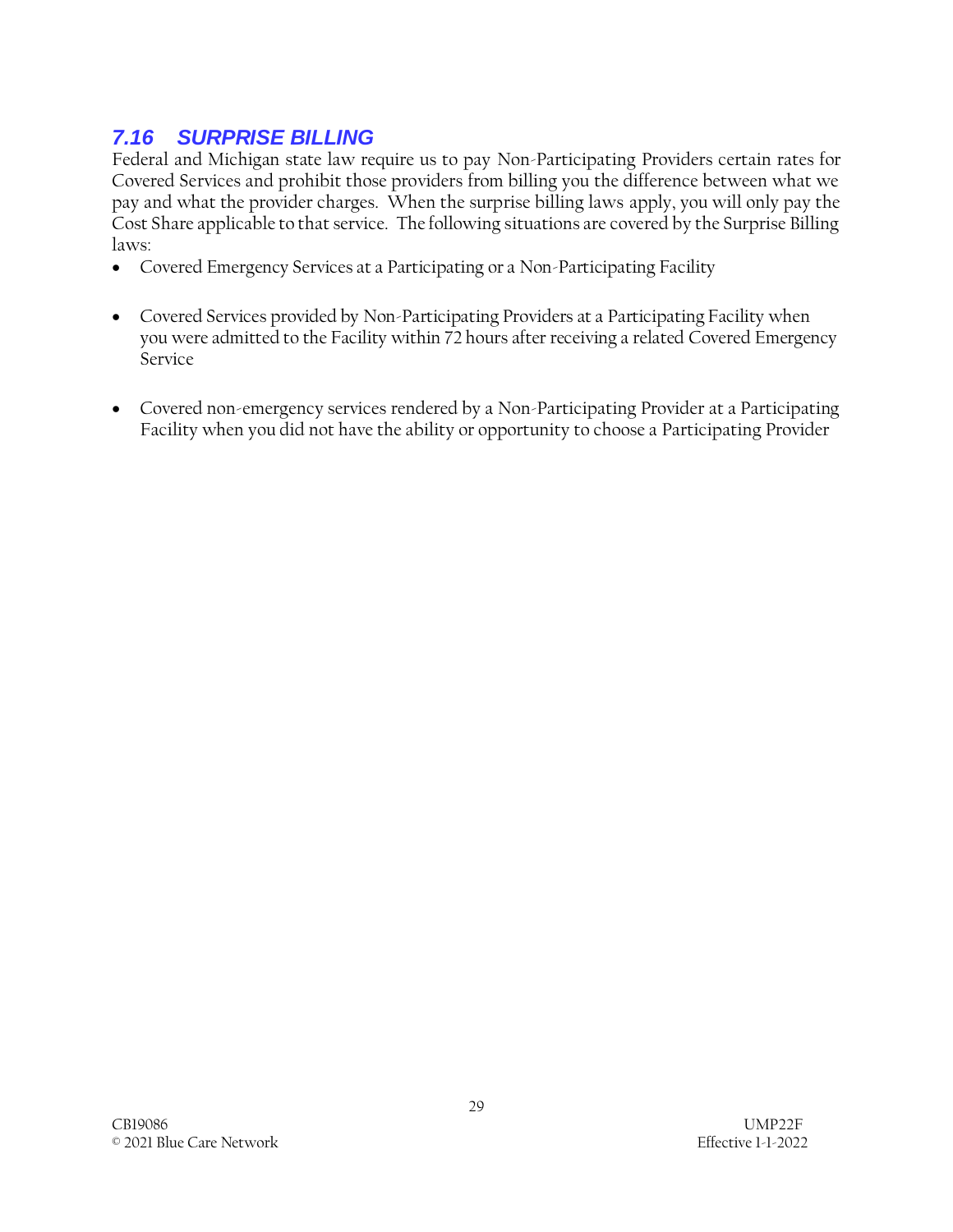## 7.16 SURPRISE BILLING

Federal and Michigan state law require us to pay Non-Participating Providers certain rates for Covered Services and prohibit those providers from billing you the difference between what we pay and what the provider charges. When the surprise billing laws apply, you will only pay the Cost Share applicable to that service. The following situations are covered by the Surprise Billing laws:

- Covered Emergency Services at a Participating or a Non-Participating Facility
- Covered Services provided by Non-Participating Providers at a Participating Facility when you were admitted to the Facility within 72 hours after receiving a related Covered Emergency Service
- Covered non-emergency services rendered by a Non-Participating Provider at a Participating Facility when you did not have the ability or opportunity to choose a Participating Provider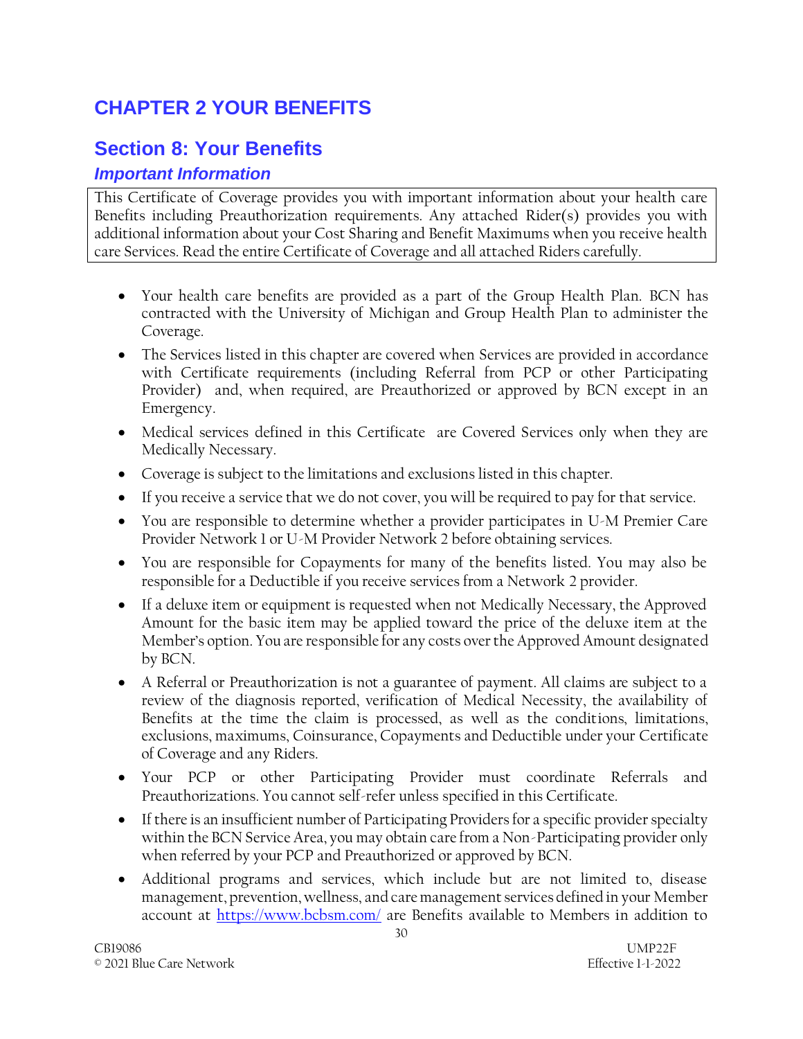# CHAPTER 2 YOUR BENEFITS

## Section 8: Your Benefits

### *Important Information*

This Certificate of Coverage provides you with important information about your health care Benefits including Preauthorization requirements. Any attached Rider(s) provides you with additional information about your Cost Sharing and Benefit Maximums when you receive health care Services. Read the entire Certificate of Coverage and all attached Riders carefully.

- Your health care benefits are provided as a part of the Group Health Plan. BCN has contracted with the University of Michigan and Group Health Plan to administer the Coverage.
- The Services listed in this chapter are covered when Services are provided in accordance with Certificate requirements (including Referral from PCP or other Participating Provider) and, when required, are Preauthorized or approved by BCN except in an Emergency.
- Medical services defined in this Certificate are Covered Services only when they are Medically Necessary.
- Coverage is subject to the limitations and exclusions listed in this chapter.
- If you receive a service that we do not cover, you will be required to pay for that service.
- You are responsible to determine whether a provider participates in U-M Premier Care Provider Network 1 or U-M Provider Network 2 before obtaining services.
- You are responsible for Copayments for many of the benefits listed. You may also be responsible for a Deductible if you receive services from a Network 2 provider.
- If a deluxe item or equipment is requested when not Medically Necessary, the Approved Amount for the basic item may be applied toward the price of the deluxe item at the Member's option. You are responsible for any costs over the Approved Amount designated by BCN.
- A Referral or Preauthorization is not a guarantee of payment. All claims are subject to a review of the diagnosis reported, verification of Medical Necessity, the availability of Benefits at the time the claim is processed, as well as the conditions, limitations, exclusions, maximums, Coinsurance, Copayments and Deductible under your Certificate of Coverage and any Riders.
- Your PCP or other Participating Provider must coordinate Referrals and Preauthorizations. You cannot self-refer unless specified in this Certificate.
- If there is an insufficient number of Participating Providers for a specific provider specialty within the BCN Service Area, you may obtain care from a Non-Participating provider only when referred by your PCP and Preauthorized or approved by BCN.
- Additional programs and services, which include but are not limited to, disease management, prevention, wellness, and care management services defined in your Member account at https://www.bcbsm.com/ are Benefits available to Members in addition to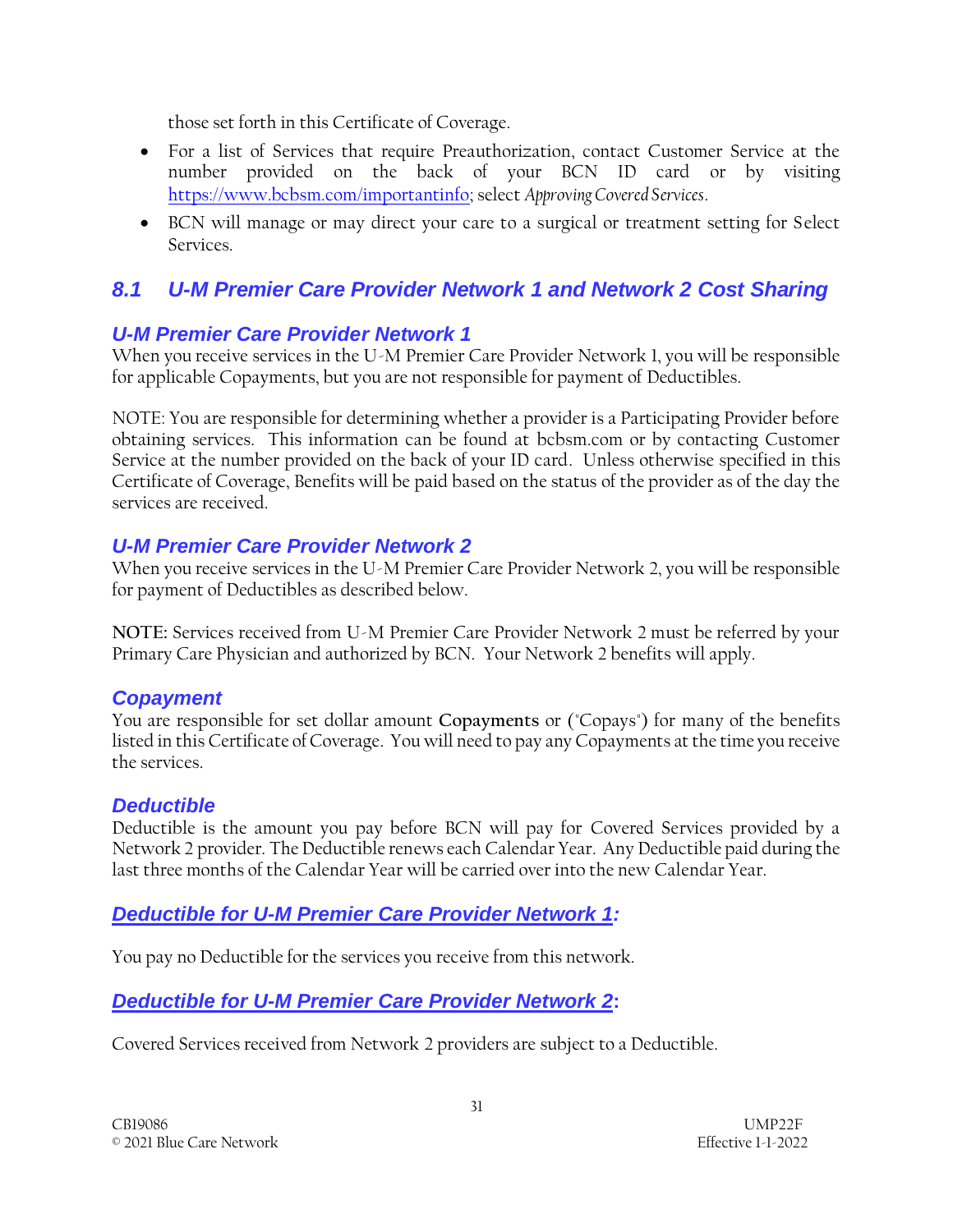those set forth in this Certificate of Coverage.

- For a list of Services that require Preauthorization, contact Customer Service at the number provided on the back of your BCN ID card or by visiting https://www.bcbsm.com/importantinfo; select *Approving Covered Services*.
- BCN will manage or may direct your care to a surgical or treatment setting for Select Services.

## 8.1 U-M Premier Care Provider Network 1 and Network 2 Cost Sharing

### U-M Premier Care Provider Network 1

When you receive services in the U-M Premier Care Provider Network 1, you will be responsible for applicable Copayments, but you are not responsible for payment of Deductibles.

NOTE: You are responsible for determining whether a provider is a Participating Provider before obtaining services. This information can be found at bcbsm.com or by contacting Customer Service at the number provided on the back of your ID card. Unless otherwise specified in this Certificate of Coverage, Benefits will be paid based on the status of the provider as of the day the services are received.

### U-M Premier Care Provider Network 2

When you receive services in the U-M Premier Care Provider Network 2, you will be responsible for payment of Deductibles as described below.

**NOTE:** Services received from U-M Premier Care Provider Network 2 must be referred by your Primary Care Physician and authorized by BCN. Your Network 2 benefits will apply.

### Copayment

You are responsible for set dollar amount **Copayments** or ("Copays") for many of the benefits listed in this Certificate of Coverage. You will need to pay any Copayments at the time you receive the services.

### Deductible

Deductible is the amount you pay before BCN will pay for Covered Services provided by a Network 2 provider. The Deductible renews each Calendar Year. Any Deductible paid during the last three months of the Calendar Year will be carried over into the new Calendar Year.

### Deductible for U-M Premier Care Provider Network 1:

You pay no Deductible for the services you receive from this network.

### Deductible for U-M Premier Care Provider Network 2:

Covered Services received from Network 2 providers are subject to a Deductible.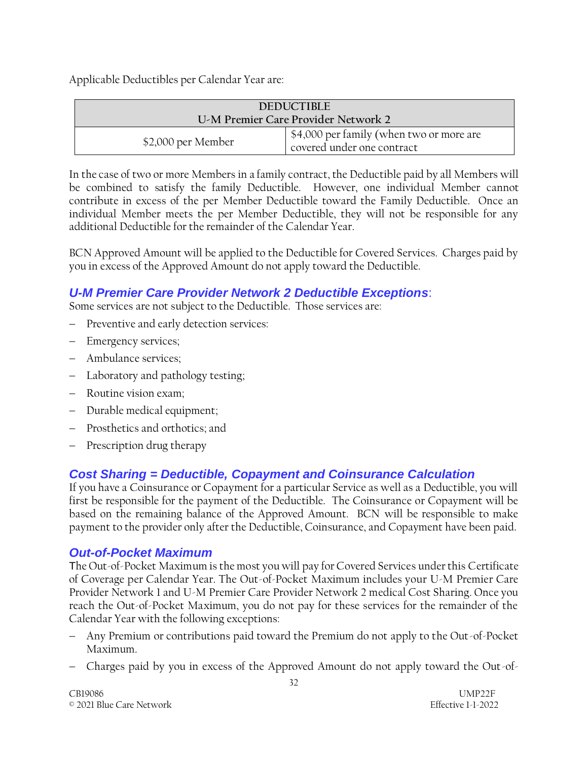Applicable Deductibles per Calendar Year are:

| DEDUCTIBLE<br>U-M Premier Care Provider Network 2 | |
|---|---|
| $2,000 per Member | $4,000 per family (when two or more are covered under one contract |

In the case of two or more Members in a family contract, the Deductible paid by all Members will be combined to satisfy the family Deductible. However, one individual Member cannot contribute in excess of the per Member Deductible toward the Family Deductible. Once an individual Member meets the per Member Deductible, they will not be responsible for any additional Deductible for the remainder of the Calendar Year.

BCN Approved Amount will be applied to the Deductible for Covered Services. Charges paid by you in excess of the Approved Amount do not apply toward the Deductible.

### *U-M Premier Care Provider Network 2 Deductible Exceptions*:

Some services are not subject to the Deductible. Those services are:

- Preventive and early detection services:
- Emergency services;
- Ambulance services;
- Laboratory and pathology testing;
- Routine vision exam;
- Durable medical equipment;
- Prosthetics and orthotics; and
- Prescription drug therapy

### *Cost Sharing = Deductible, Copayment and Coinsurance Calculation*

If you have a Coinsurance or Copayment for a particular Service as well as a Deductible, you will first be responsible for the payment of the Deductible. The Coinsurance or Copayment will be based on the remaining balance of the Approved Amount. BCN will be responsible to make payment to the provider only after the Deductible, Coinsurance, and Copayment have been paid.

### *Out-of-Pocket Maximum*

The Out-of-Pocket Maximum is the most you will pay for Covered Services under this Certificate of Coverage per Calendar Year. The Out-of-Pocket Maximum includes your U-M Premier Care Provider Network 1 and U-M Premier Care Provider Network 2 medical Cost Sharing. Once you reach the Out-of-Pocket Maximum, you do not pay for these services for the remainder of the Calendar Year with the following exceptions:

- Any Premium or contributions paid toward the Premium do not apply to the Out-of-Pocket Maximum.
- Charges paid by you in excess of the Approved Amount do not apply toward the Out-of-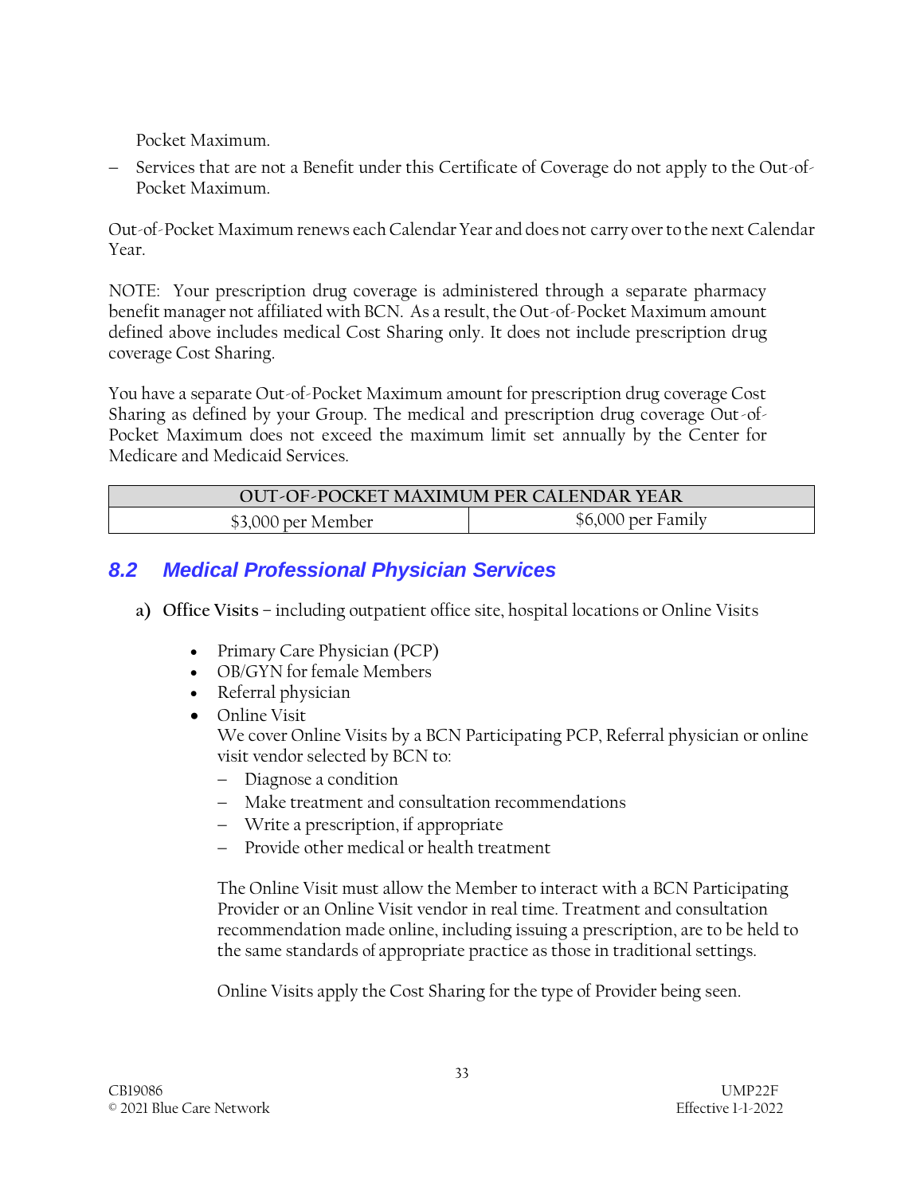Pocket Maximum.

– Services that are not a Benefit under this Certificate of Coverage do not apply to the Out-of-Pocket Maximum.

Out-of-Pocket Maximum renews each Calendar Year and does not carry over to the next Calendar Year.

NOTE: Your prescription drug coverage is administered through a separate pharmacy benefit manager not affiliated with BCN. As a result, the Out-of-Pocket Maximum amount defined above includes medical Cost Sharing only. It does not include prescription drug coverage Cost Sharing.

You have a separate Out-of-Pocket Maximum amount for prescription drug coverage Cost Sharing as defined by your Group. The medical and prescription drug coverage Out-of-Pocket Maximum does not exceed the maximum limit set annually by the Center for Medicare and Medicaid Services.

| OUT-OF-POCKET MAXIMUM PER CALENDAR YEAR | |
| --- | --- |
| $3,000 per Member | $6,000 per Family |

## 8.2 Medical Professional Physician Services

**a) Office Visits** – including outpatient office site, hospital locations or Online Visits

- Primary Care Physician (PCP)
- OB/GYN for female Members
- Referral physician
- Online Visit
  We cover Online Visits by a BCN Participating PCP, Referral physician or online visit vendor selected by BCN to:
  – Diagnose a condition
  – Make treatment and consultation recommendations
  – Write a prescription, if appropriate
  – Provide other medical or health treatment

  The Online Visit must allow the Member to interact with a BCN Participating Provider or an Online Visit vendor in real time. Treatment and consultation recommendation made online, including issuing a prescription, are to be held to the same standards of appropriate practice as those in traditional settings.

  Online Visits apply the Cost Sharing for the type of Provider being seen.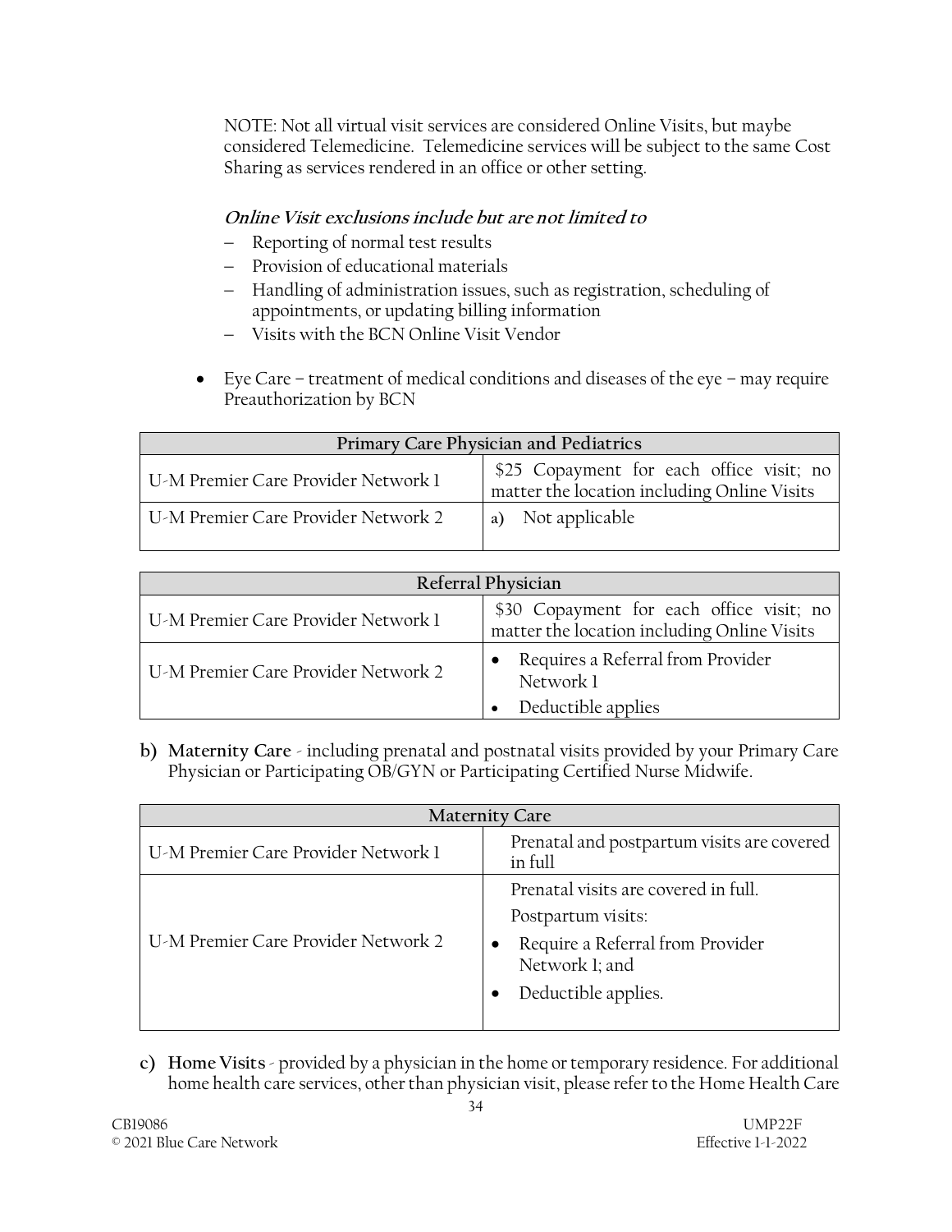NOTE: Not all virtual visit services are considered Online Visits, but maybe considered Telemedicine. Telemedicine services will be subject to the same Cost Sharing as services rendered in an office or other setting.

***Online Visit exclusions include but are not limited to***

- Reporting of normal test results
- Provision of educational materials
- Handling of administration issues, such as registration, scheduling of appointments, or updating billing information
- Visits with the BCN Online Visit Vendor

- Eye Care – treatment of medical conditions and diseases of the eye – may require Preauthorization by BCN

| Primary Care Physician and Pediatrics | |
|---|---|
| U-M Premier Care Provider Network 1 | $25 Copayment for each office visit; no matter the location including Online Visits |
| U-M Premier Care Provider Network 2 | a) Not applicable |

| Referral Physician | |
|---|---|
| U-M Premier Care Provider Network 1 | $30 Copayment for each office visit; no matter the location including Online Visits |
| U-M Premier Care Provider Network 2 | • Requires a Referral from Provider Network 1<br>• Deductible applies |

b) **Maternity Care** - including prenatal and postnatal visits provided by your Primary Care Physician or Participating OB/GYN or Participating Certified Nurse Midwife.

| Maternity Care | |
|---|---|
| U-M Premier Care Provider Network 1 | Prenatal and postpartum visits are covered in full |
| U-M Premier Care Provider Network 2 | Prenatal visits are covered in full.<br>Postpartum visits:<br>• Require a Referral from Provider Network 1; and<br>• Deductible applies. |

c) **Home Visits** - provided by a physician in the home or temporary residence. For additional home health care services, other than physician visit, please refer to the Home Health Care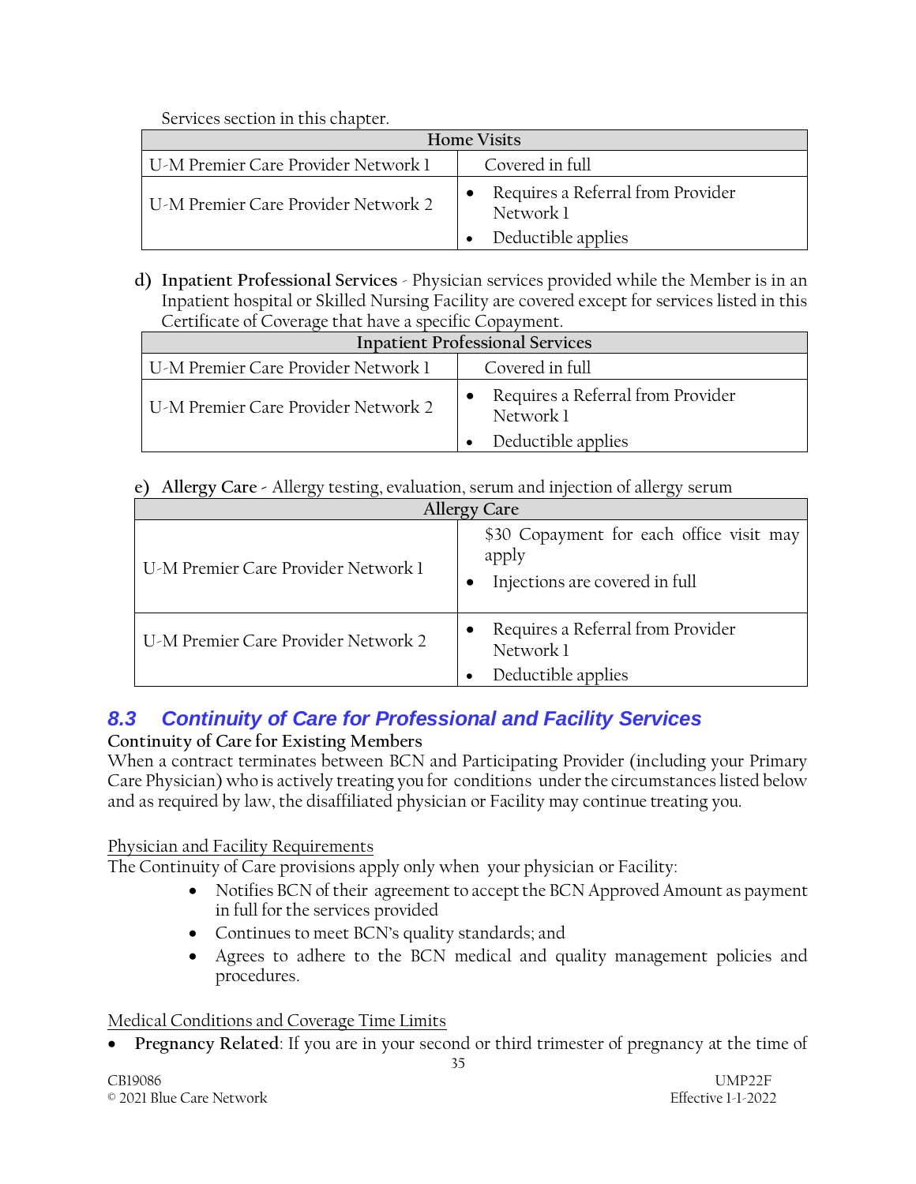Services section in this chapter.

| Home Visits | |
|---|---|
| U-M Premier Care Provider Network 1 | Covered in full |
| U-M Premier Care Provider Network 2 | • Requires a Referral from Provider Network 1<br>• Deductible applies |

d) **Inpatient Professional Services** - Physician services provided while the Member is in an Inpatient hospital or Skilled Nursing Facility are covered except for services listed in this Certificate of Coverage that have a specific Copayment.

| Inpatient Professional Services | |
|---|---|
| U-M Premier Care Provider Network 1 | Covered in full |
| U-M Premier Care Provider Network 2 | • Requires a Referral from Provider Network 1<br>• Deductible applies |

e) **Allergy Care** - Allergy testing, evaluation, serum and injection of allergy serum

| Allergy Care | |
|---|---|
| U-M Premier Care Provider Network 1 | $30 Copayment for each office visit may apply<br>• Injections are covered in full |
| U-M Premier Care Provider Network 2 | • Requires a Referral from Provider Network 1<br>• Deductible applies |

## 8.3 Continuity of Care for Professional and Facility Services

**Continuity of Care for Existing Members**

When a contract terminates between BCN and Participating Provider (including your Primary Care Physician) who is actively treating you for conditions under the circumstances listed below and as required by law, the disaffiliated physician or Facility may continue treating you.

Physician and Facility Requirements

The Continuity of Care provisions apply only when your physician or Facility:

- Notifies BCN of their agreement to accept the BCN Approved Amount as payment in full for the services provided
- Continues to meet BCN's quality standards; and
- Agrees to adhere to the BCN medical and quality management policies and procedures.

Medical Conditions and Coverage Time Limits

- **Pregnancy Related**: If you are in your second or third trimester of pregnancy at the time of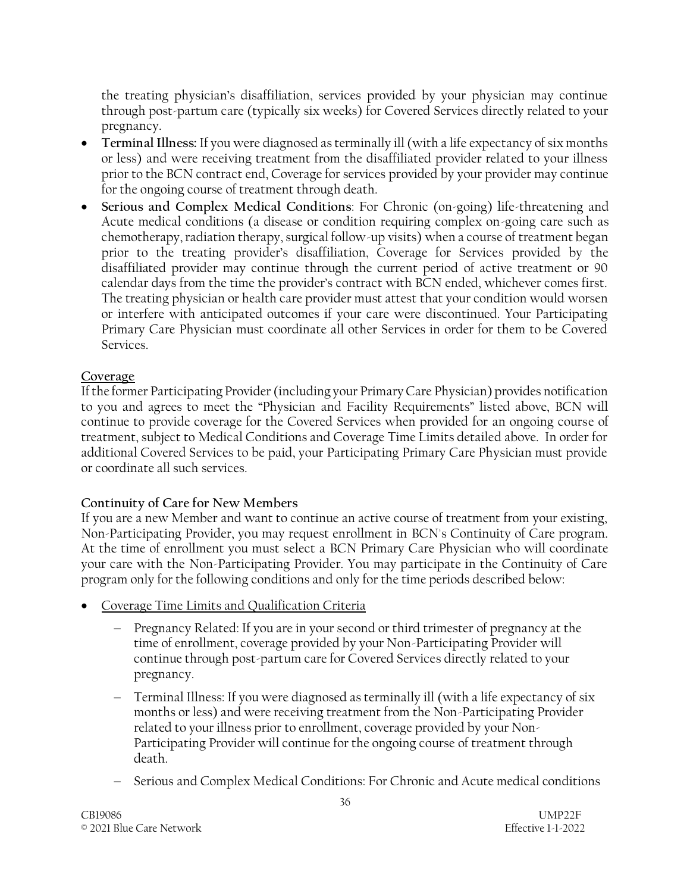the treating physician's disaffiliation, services provided by your physician may continue through post-partum care (typically six weeks) for Covered Services directly related to your pregnancy.

- **Terminal Illness:** If you were diagnosed as terminally ill (with a life expectancy of six months or less) and were receiving treatment from the disaffiliated provider related to your illness prior to the BCN contract end, Coverage for services provided by your provider may continue for the ongoing course of treatment through death.
- **Serious and Complex Medical Conditions**: For Chronic (on-going) life-threatening and Acute medical conditions (a disease or condition requiring complex on-going care such as chemotherapy, radiation therapy, surgical follow-up visits) when a course of treatment began prior to the treating provider's disaffiliation, Coverage for Services provided by the disaffiliated provider may continue through the current period of active treatment or 90 calendar days from the time the provider's contract with BCN ended, whichever comes first. The treating physician or health care provider must attest that your condition would worsen or interfere with anticipated outcomes if your care were discontinued. Your Participating Primary Care Physician must coordinate all other Services in order for them to be Covered Services.

<u>Coverage</u>

If the former Participating Provider (including your Primary Care Physician) provides notification to you and agrees to meet the "Physician and Facility Requirements" listed above, BCN will continue to provide coverage for the Covered Services when provided for an ongoing course of treatment, subject to Medical Conditions and Coverage Time Limits detailed above. In order for additional Covered Services to be paid, your Participating Primary Care Physician must provide or coordinate all such services.

**Continuity of Care for New Members**

If you are a new Member and want to continue an active course of treatment from your existing, Non-Participating Provider, you may request enrollment in BCN's Continuity of Care program. At the time of enrollment you must select a BCN Primary Care Physician who will coordinate your care with the Non-Participating Provider. You may participate in the Continuity of Care program only for the following conditions and only for the time periods described below:

- <u>Coverage Time Limits and Qualification Criteria</u>
  - Pregnancy Related: If you are in your second or third trimester of pregnancy at the time of enrollment, coverage provided by your Non-Participating Provider will continue through post-partum care for Covered Services directly related to your pregnancy.
  - Terminal Illness: If you were diagnosed as terminally ill (with a life expectancy of six months or less) and were receiving treatment from the Non-Participating Provider related to your illness prior to enrollment, coverage provided by your Non-Participating Provider will continue for the ongoing course of treatment through death.
  - Serious and Complex Medical Conditions: For Chronic and Acute medical conditions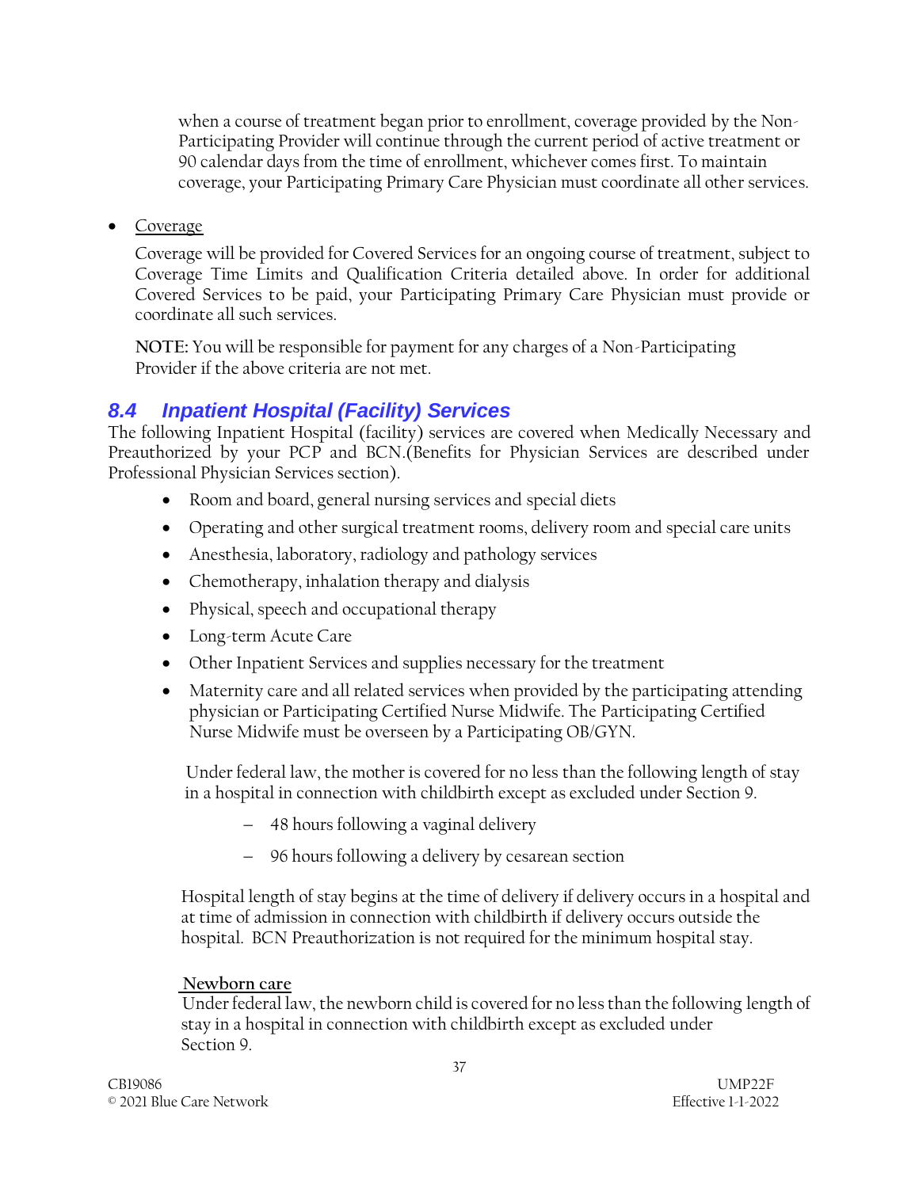when a course of treatment began prior to enrollment, coverage provided by the Non-Participating Provider will continue through the current period of active treatment or 90 calendar days from the time of enrollment, whichever comes first. To maintain coverage, your Participating Primary Care Physician must coordinate all other services.

- Coverage

  Coverage will be provided for Covered Services for an ongoing course of treatment, subject to Coverage Time Limits and Qualification Criteria detailed above. In order for additional Covered Services to be paid, your Participating Primary Care Physician must provide or coordinate all such services.

  **NOTE:** You will be responsible for payment for any charges of a Non-Participating Provider if the above criteria are not met.

## 8.4 Inpatient Hospital (Facility) Services

The following Inpatient Hospital (facility) services are covered when Medically Necessary and Preauthorized by your PCP and BCN.(Benefits for Physician Services are described under Professional Physician Services section).

- Room and board, general nursing services and special diets
- Operating and other surgical treatment rooms, delivery room and special care units
- Anesthesia, laboratory, radiology and pathology services
- Chemotherapy, inhalation therapy and dialysis
- Physical, speech and occupational therapy
- Long-term Acute Care
- Other Inpatient Services and supplies necessary for the treatment
- Maternity care and all related services when provided by the participating attending physician or Participating Certified Nurse Midwife. The Participating Certified Nurse Midwife must be overseen by a Participating OB/GYN.

  Under federal law, the mother is covered for no less than the following length of stay in a hospital in connection with childbirth except as excluded under Section 9.

  - 48 hours following a vaginal delivery
  - 96 hours following a delivery by cesarean section

  Hospital length of stay begins at the time of delivery if delivery occurs in a hospital and at time of admission in connection with childbirth if delivery occurs outside the hospital. BCN Preauthorization is not required for the minimum hospital stay.

  Newborn care

  Under federal law, the newborn child is covered for no less than the following length of stay in a hospital in connection with childbirth except as excluded under Section 9.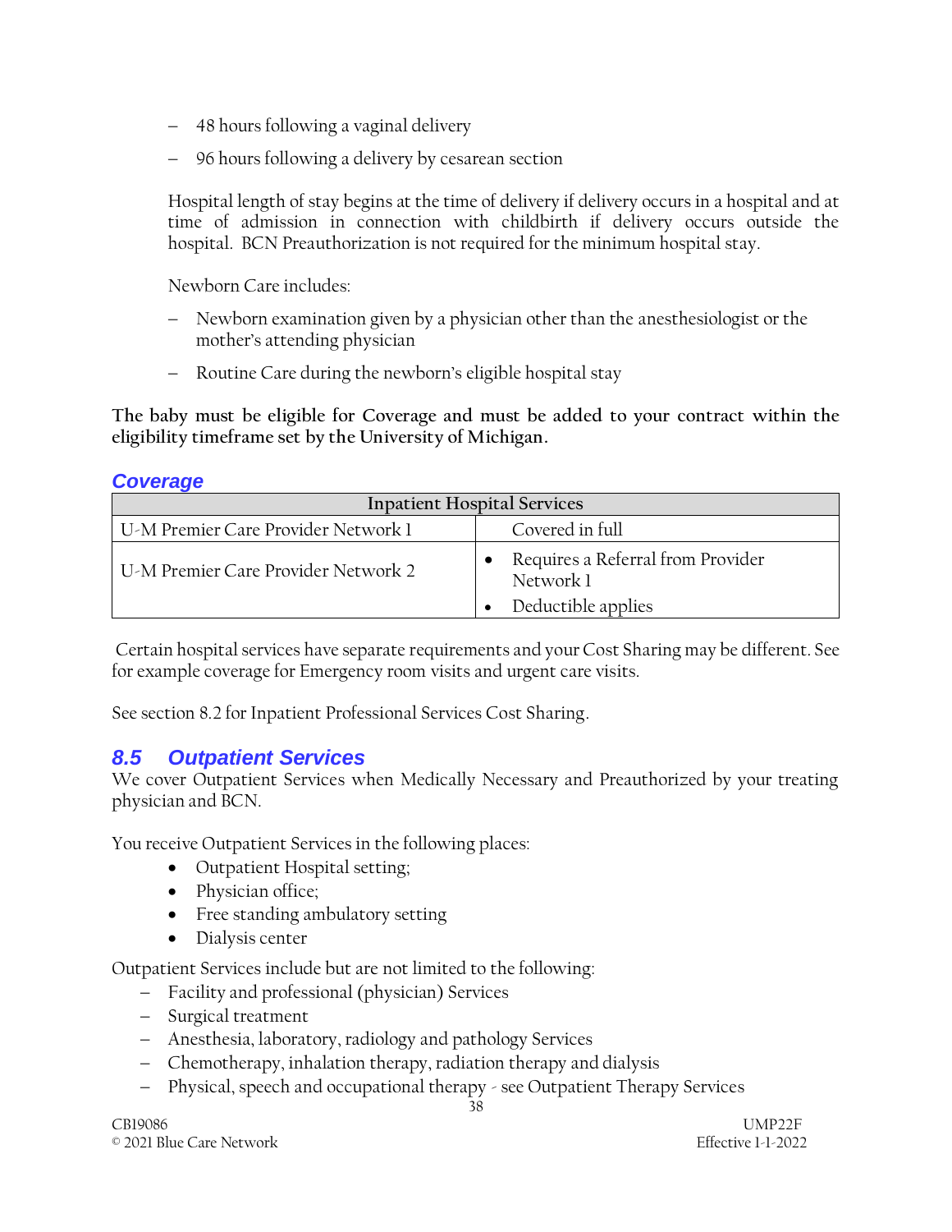- 48 hours following a vaginal delivery
- 96 hours following a delivery by cesarean section

Hospital length of stay begins at the time of delivery if delivery occurs in a hospital and at time of admission in connection with childbirth if delivery occurs outside the hospital. BCN Preauthorization is not required for the minimum hospital stay.

Newborn Care includes:

- Newborn examination given by a physician other than the anesthesiologist or the mother's attending physician
- Routine Care during the newborn's eligible hospital stay

**The baby must be eligible for Coverage and must be added to your contract within the eligibility timeframe set by the University of Michigan.**

### *Coverage*

| Inpatient Hospital Services | |
|---|---|
| U-M Premier Care Provider Network 1 | Covered in full |
| U-M Premier Care Provider Network 2 | • Requires a Referral from Provider Network 1<br>• Deductible applies |

Certain hospital services have separate requirements and your Cost Sharing may be different. See for example coverage for Emergency room visits and urgent care visits.

See section 8.2 for Inpatient Professional Services Cost Sharing.

## *8.5 Outpatient Services*

We cover Outpatient Services when Medically Necessary and Preauthorized by your treating physician and BCN.

You receive Outpatient Services in the following places:

- Outpatient Hospital setting;
- Physician office;
- Free standing ambulatory setting
- Dialysis center

Outpatient Services include but are not limited to the following:

- Facility and professional (physician) Services
- Surgical treatment
- Anesthesia, laboratory, radiology and pathology Services
- Chemotherapy, inhalation therapy, radiation therapy and dialysis
- Physical, speech and occupational therapy - see Outpatient Therapy Services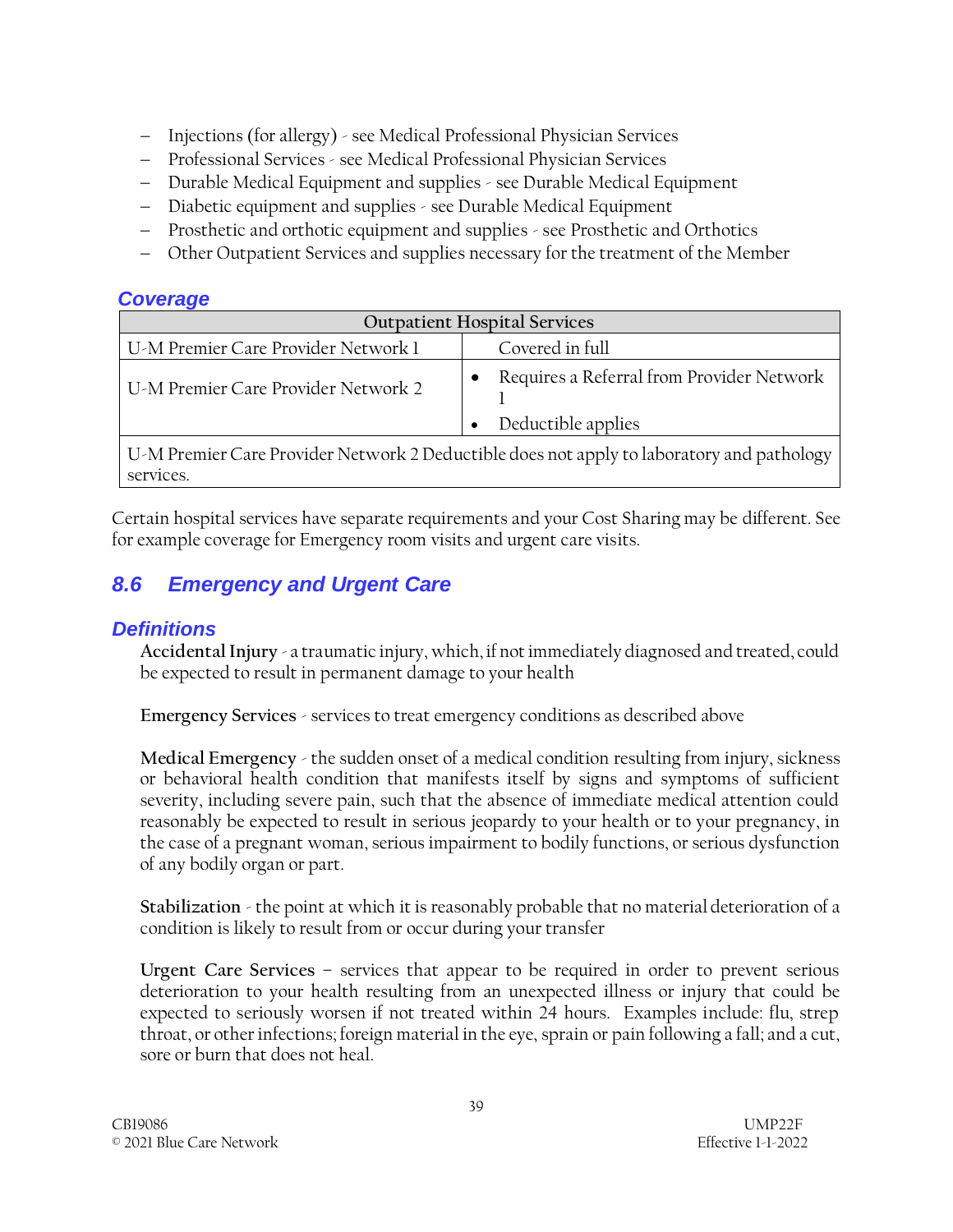- Injections (for allergy) - see Medical Professional Physician Services
- Professional Services - see Medical Professional Physician Services
- Durable Medical Equipment and supplies - see Durable Medical Equipment
- Diabetic equipment and supplies - see Durable Medical Equipment
- Prosthetic and orthotic equipment and supplies - see Prosthetic and Orthotics
- Other Outpatient Services and supplies necessary for the treatment of the Member

### Coverage

| Outpatient Hospital Services | |
|---|---|
| U-M Premier Care Provider Network 1 | Covered in full |
| U-M Premier Care Provider Network 2 | • Requires a Referral from Provider Network 1<br>• Deductible applies |
| U-M Premier Care Provider Network 2 Deductible does not apply to laboratory and pathology services. | |

Certain hospital services have separate requirements and your Cost Sharing may be different. See for example coverage for Emergency room visits and urgent care visits.

## 8.6 Emergency and Urgent Care

### Definitions

**Accidental Injury** - a traumatic injury, which, if not immediately diagnosed and treated, could be expected to result in permanent damage to your health

**Emergency Services** - services to treat emergency conditions as described above

**Medical Emergency** - the sudden onset of a medical condition resulting from injury, sickness or behavioral health condition that manifests itself by signs and symptoms of sufficient severity, including severe pain, such that the absence of immediate medical attention could reasonably be expected to result in serious jeopardy to your health or to your pregnancy, in the case of a pregnant woman, serious impairment to bodily functions, or serious dysfunction of any bodily organ or part.

**Stabilization** - the point at which it is reasonably probable that no material deterioration of a condition is likely to result from or occur during your transfer

**Urgent Care Services** – services that appear to be required in order to prevent serious deterioration to your health resulting from an unexpected illness or injury that could be expected to seriously worsen if not treated within 24 hours. Examples include: flu, strep throat, or other infections; foreign material in the eye, sprain or pain following a fall; and a cut, sore or burn that does not heal.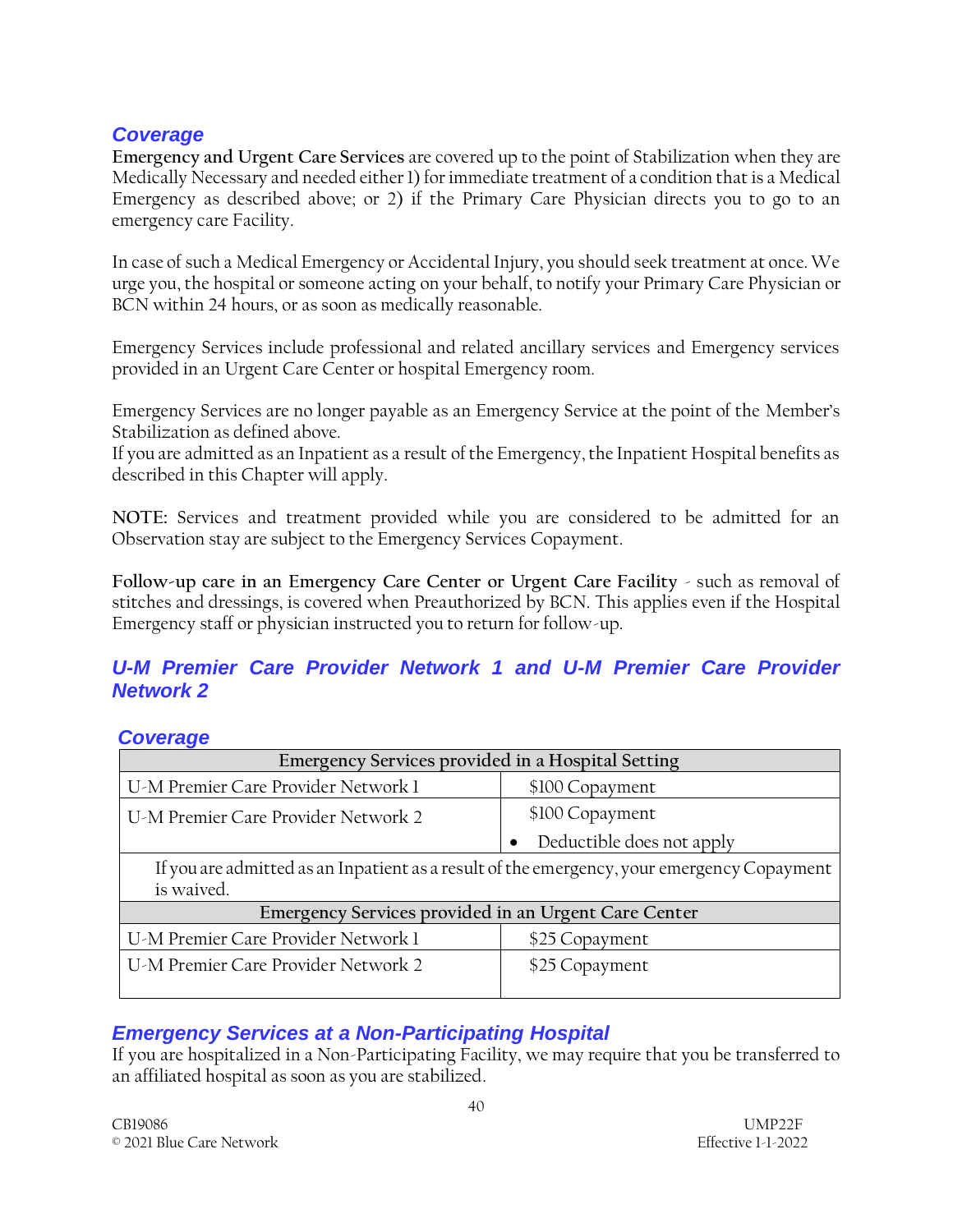### Coverage

**Emergency and Urgent Care Services** are covered up to the point of Stabilization when they are Medically Necessary and needed either 1) for immediate treatment of a condition that is a Medical Emergency as described above; or 2) if the Primary Care Physician directs you to go to an emergency care Facility.

In case of such a Medical Emergency or Accidental Injury, you should seek treatment at once. We urge you, the hospital or someone acting on your behalf, to notify your Primary Care Physician or BCN within 24 hours, or as soon as medically reasonable.

Emergency Services include professional and related ancillary services and Emergency services provided in an Urgent Care Center or hospital Emergency room.

Emergency Services are no longer payable as an Emergency Service at the point of the Member's Stabilization as defined above.
If you are admitted as an Inpatient as a result of the Emergency, the Inpatient Hospital benefits as described in this Chapter will apply.

**NOTE:** Services and treatment provided while you are considered to be admitted for an Observation stay are subject to the Emergency Services Copayment.

**Follow-up care in an Emergency Care Center or Urgent Care Facility** - such as removal of stitches and dressings, is covered when Preauthorized by BCN. This applies even if the Hospital Emergency staff or physician instructed you to return for follow-up.

### U-M Premier Care Provider Network 1 and U-M Premier Care Provider Network 2

### Coverage

| Emergency Services provided in a Hospital Setting | |
|---|---|
| U-M Premier Care Provider Network 1 | $100 Copayment |
| U-M Premier Care Provider Network 2 | $100 Copayment<br>• Deductible does not apply |
| If you are admitted as an Inpatient as a result of the emergency, your emergency Copayment is waived. | |
| **Emergency Services provided in an Urgent Care Center** | |
| U-M Premier Care Provider Network 1 | $25 Copayment |
| U-M Premier Care Provider Network 2 | $25 Copayment |

### Emergency Services at a Non-Participating Hospital

If you are hospitalized in a Non-Participating Facility, we may require that you be transferred to an affiliated hospital as soon as you are stabilized.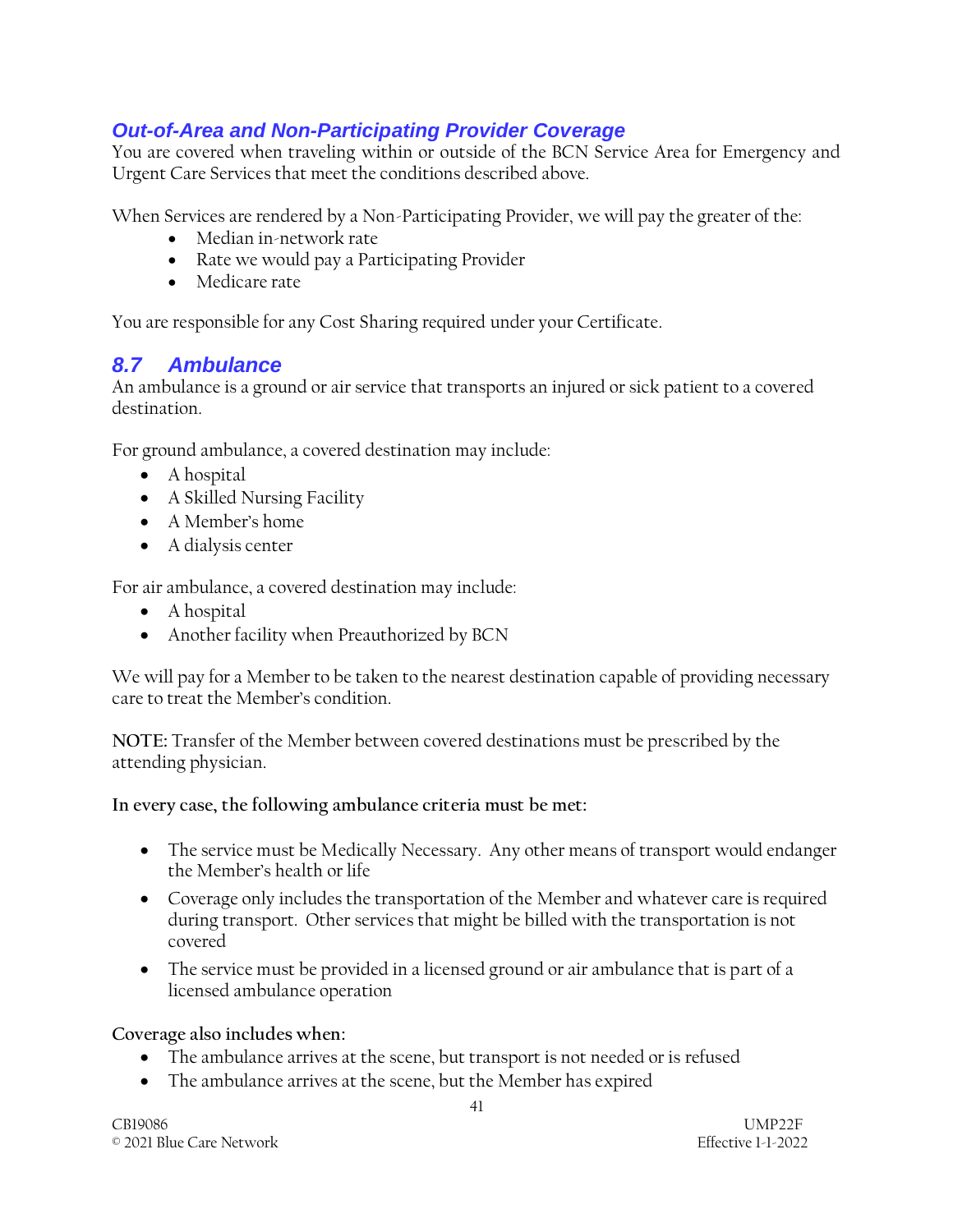### *Out-of-Area and Non-Participating Provider Coverage*

You are covered when traveling within or outside of the BCN Service Area for Emergency and Urgent Care Services that meet the conditions described above.

When Services are rendered by a Non-Participating Provider, we will pay the greater of the:

- Median in-network rate
- Rate we would pay a Participating Provider
- Medicare rate

You are responsible for any Cost Sharing required under your Certificate.

## *8.7 Ambulance*

An ambulance is a ground or air service that transports an injured or sick patient to a covered destination.

For ground ambulance, a covered destination may include:

- A hospital
- A Skilled Nursing Facility
- A Member's home
- A dialysis center

For air ambulance, a covered destination may include:

- A hospital
- Another facility when Preauthorized by BCN

We will pay for a Member to be taken to the nearest destination capable of providing necessary care to treat the Member's condition.

**NOTE:** Transfer of the Member between covered destinations must be prescribed by the attending physician.

**In every case, the following ambulance criteria must be met:**

- The service must be Medically Necessary. Any other means of transport would endanger the Member's health or life
- Coverage only includes the transportation of the Member and whatever care is required during transport. Other services that might be billed with the transportation is not covered
- The service must be provided in a licensed ground or air ambulance that is part of a licensed ambulance operation

**Coverage also includes when:**

- The ambulance arrives at the scene, but transport is not needed or is refused
- The ambulance arrives at the scene, but the Member has expired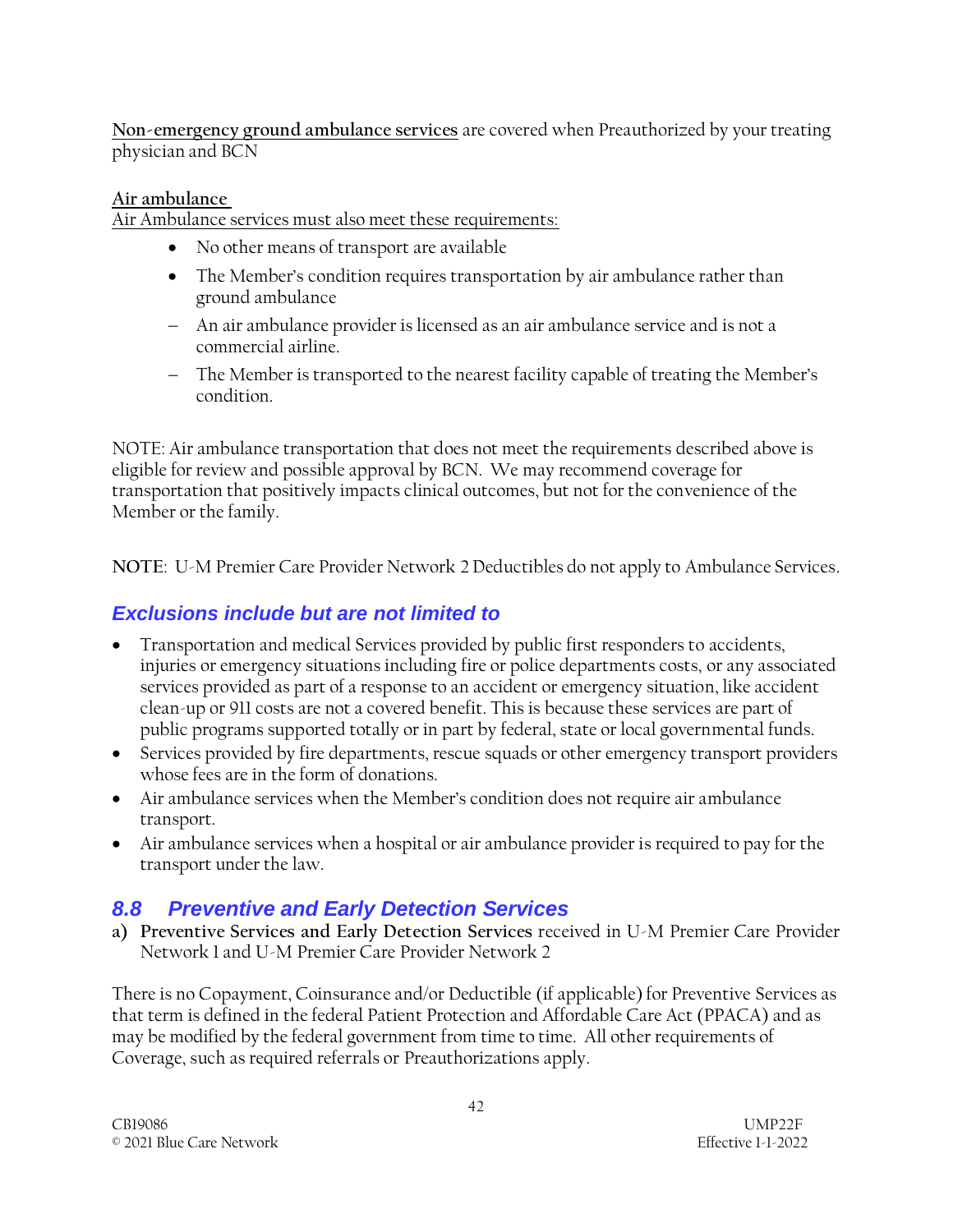<u>**Non-emergency ground ambulance services**</u> are covered when Preauthorized by your treating physician and BCN

<u>**Air ambulance**</u>

<u>Air Ambulance services must also meet these requirements:</u>

- No other means of transport are available
- The Member's condition requires transportation by air ambulance rather than ground ambulance
- An air ambulance provider is licensed as an air ambulance service and is not a commercial airline.
- The Member is transported to the nearest facility capable of treating the Member's condition.

NOTE: Air ambulance transportation that does not meet the requirements described above is eligible for review and possible approval by BCN. We may recommend coverage for transportation that positively impacts clinical outcomes, but not for the convenience of the Member or the family.

**NOTE**: U-M Premier Care Provider Network 2 Deductibles do not apply to Ambulance Services.

### *Exclusions include but are not limited to*

- Transportation and medical Services provided by public first responders to accidents, injuries or emergency situations including fire or police departments costs, or any associated services provided as part of a response to an accident or emergency situation, like accident clean-up or 911 costs are not a covered benefit. This is because these services are part of public programs supported totally or in part by federal, state or local governmental funds.
- Services provided by fire departments, rescue squads or other emergency transport providers whose fees are in the form of donations.
- Air ambulance services when the Member's condition does not require air ambulance transport.
- Air ambulance services when a hospital or air ambulance provider is required to pay for the transport under the law.

## *8.8 Preventive and Early Detection Services*

**a) Preventive Services and Early Detection Services** received in U-M Premier Care Provider Network 1 and U-M Premier Care Provider Network 2

There is no Copayment, Coinsurance and/or Deductible (if applicable) for Preventive Services as that term is defined in the federal Patient Protection and Affordable Care Act (PPACA) and as may be modified by the federal government from time to time. All other requirements of Coverage, such as required referrals or Preauthorizations apply.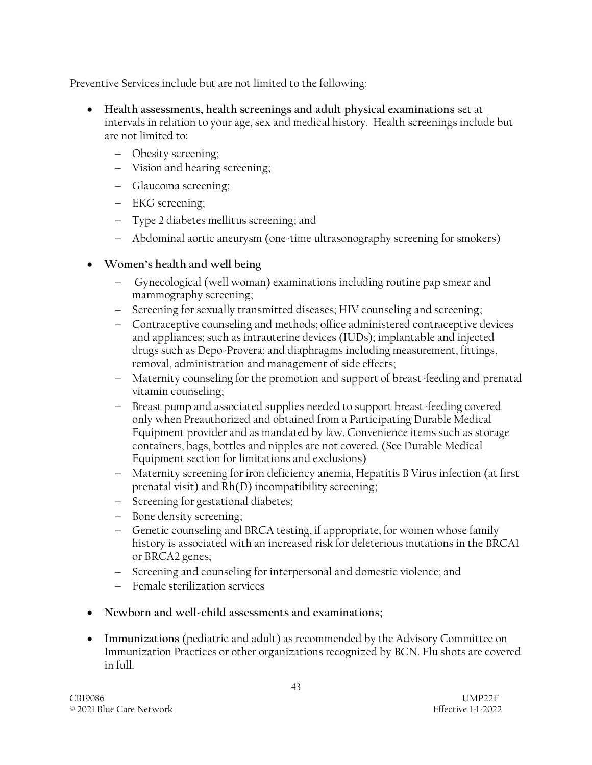Preventive Services include but are not limited to the following:

- **Health assessments, health screenings and adult physical examinations** set at intervals in relation to your age, sex and medical history. Health screenings include but are not limited to:
  - Obesity screening;
  - Vision and hearing screening;
  - Glaucoma screening;
  - EKG screening;
  - Type 2 diabetes mellitus screening; and
  - Abdominal aortic aneurysm (one-time ultrasonography screening for smokers)
- **Women's health and well being**
  - Gynecological (well woman) examinations including routine pap smear and mammography screening;
  - Screening for sexually transmitted diseases; HIV counseling and screening;
  - Contraceptive counseling and methods; office administered contraceptive devices and appliances; such as intrauterine devices (IUDs); implantable and injected drugs such as Depo-Provera; and diaphragms including measurement, fittings, removal, administration and management of side effects;
  - Maternity counseling for the promotion and support of breast-feeding and prenatal vitamin counseling;
  - Breast pump and associated supplies needed to support breast-feeding covered only when Preauthorized and obtained from a Participating Durable Medical Equipment provider and as mandated by law. Convenience items such as storage containers, bags, bottles and nipples are not covered. (See Durable Medical Equipment section for limitations and exclusions)
  - Maternity screening for iron deficiency anemia, Hepatitis B Virus infection (at first prenatal visit) and Rh(D) incompatibility screening;
  - Screening for gestational diabetes;
  - Bone density screening;
  - Genetic counseling and BRCA testing, if appropriate, for women whose family history is associated with an increased risk for deleterious mutations in the BRCA1 or BRCA2 genes;
  - Screening and counseling for interpersonal and domestic violence; and
  - Female sterilization services
- **Newborn and well-child assessments and examinations;**
- **Immunizations** (pediatric and adult) as recommended by the Advisory Committee on Immunization Practices or other organizations recognized by BCN. Flu shots are covered in full.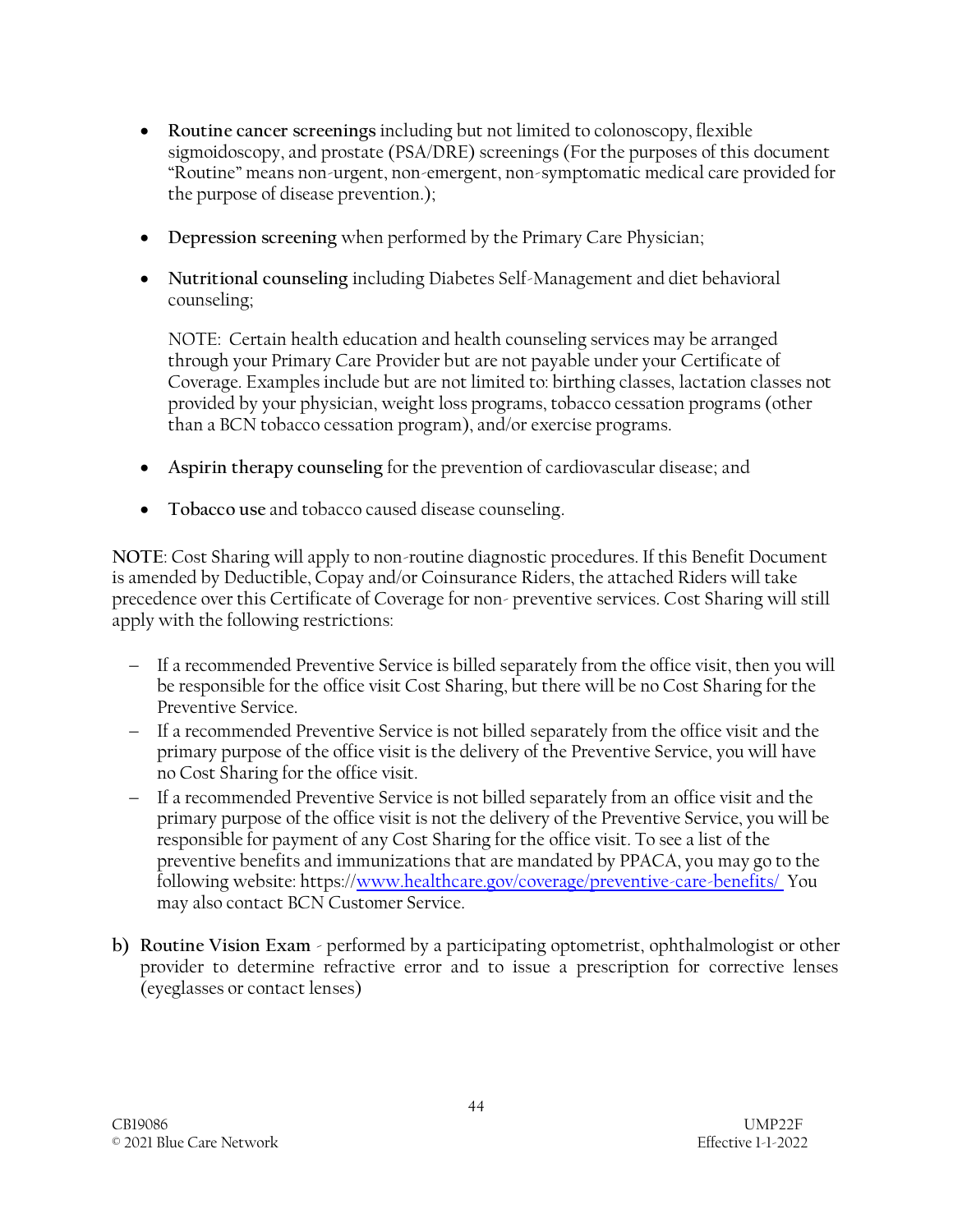- **Routine cancer screenings** including but not limited to colonoscopy, flexible sigmoidoscopy, and prostate (PSA/DRE) screenings (For the purposes of this document "Routine" means non-urgent, non-emergent, non-symptomatic medical care provided for the purpose of disease prevention.);

- **Depression screening** when performed by the Primary Care Physician;

- **Nutritional counseling** including Diabetes Self-Management and diet behavioral counseling;

  NOTE: Certain health education and health counseling services may be arranged through your Primary Care Provider but are not payable under your Certificate of Coverage. Examples include but are not limited to: birthing classes, lactation classes not provided by your physician, weight loss programs, tobacco cessation programs (other than a BCN tobacco cessation program), and/or exercise programs.

- **Aspirin therapy counseling** for the prevention of cardiovascular disease; and

- **Tobacco use** and tobacco caused disease counseling.

**NOTE**: Cost Sharing will apply to non-routine diagnostic procedures. If this Benefit Document is amended by Deductible, Copay and/or Coinsurance Riders, the attached Riders will take precedence over this Certificate of Coverage for non- preventive services. Cost Sharing will still apply with the following restrictions:

- If a recommended Preventive Service is billed separately from the office visit, then you will be responsible for the office visit Cost Sharing, but there will be no Cost Sharing for the Preventive Service.
- If a recommended Preventive Service is not billed separately from the office visit and the primary purpose of the office visit is the delivery of the Preventive Service, you will have no Cost Sharing for the office visit.
- If a recommended Preventive Service is not billed separately from an office visit and the primary purpose of the office visit is not the delivery of the Preventive Service, you will be responsible for payment of any Cost Sharing for the office visit. To see a list of the preventive benefits and immunizations that are mandated by PPACA, you may go to the following website: https://www.healthcare.gov/coverage/preventive-care-benefits/ You may also contact BCN Customer Service.

b) **Routine Vision Exam** - performed by a participating optometrist, ophthalmologist or other provider to determine refractive error and to issue a prescription for corrective lenses (eyeglasses or contact lenses)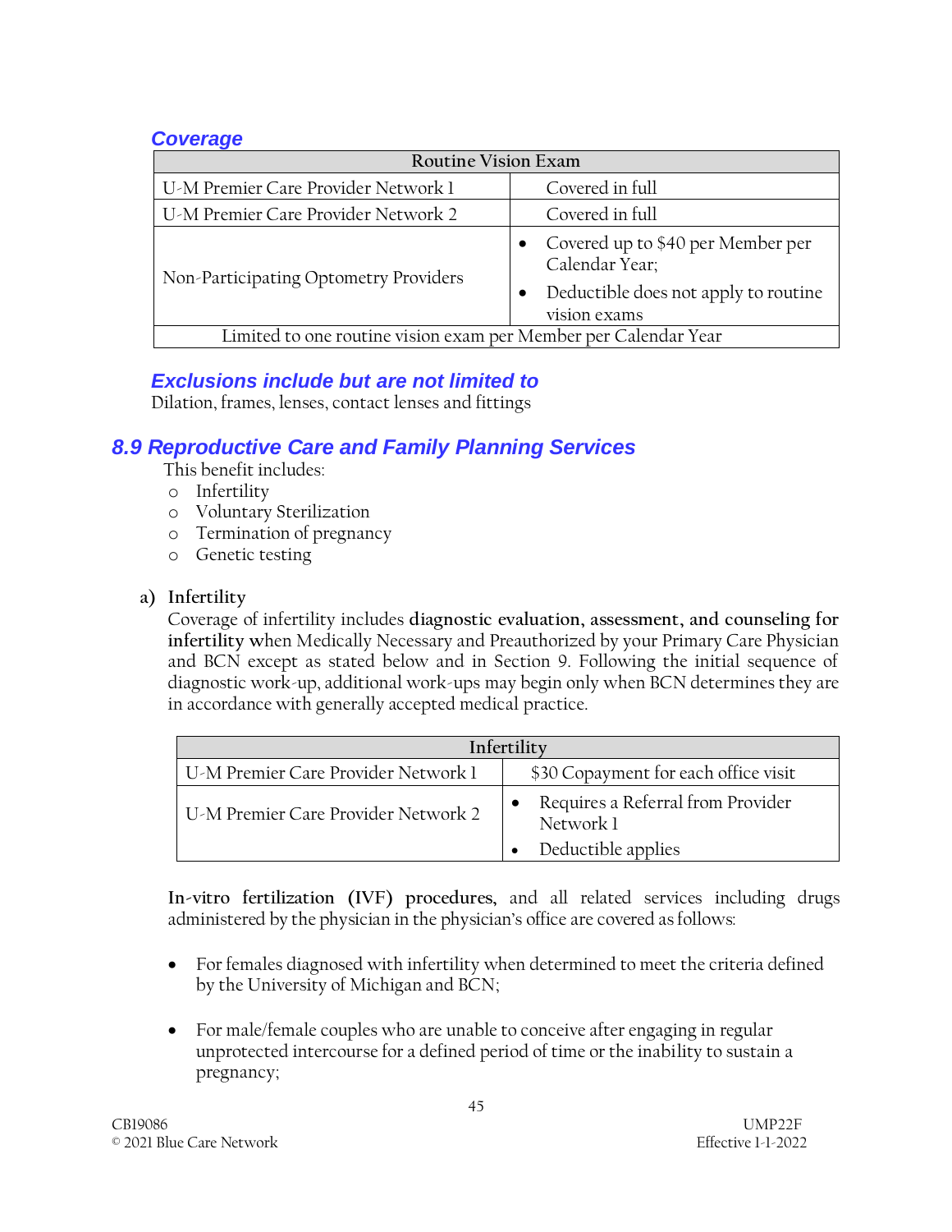### Coverage

| Routine Vision Exam | |
|---|---|
| U-M Premier Care Provider Network 1 | Covered in full |
| U-M Premier Care Provider Network 2 | Covered in full |
| Non-Participating Optometry Providers | • Covered up to $40 per Member per Calendar Year; <br> • Deductible does not apply to routine vision exams |
| Limited to one routine vision exam per Member per Calendar Year | |

### Exclusions include but are not limited to

Dilation, frames, lenses, contact lenses and fittings

## 8.9 Reproductive Care and Family Planning Services

This benefit includes:

- Infertility
- Voluntary Sterilization
- Termination of pregnancy
- Genetic testing

**a) Infertility**

Coverage of infertility includes **diagnostic evaluation, assessment, and counseling for infertility** when Medically Necessary and Preauthorized by your Primary Care Physician and BCN except as stated below and in Section 9. Following the initial sequence of diagnostic work-up, additional work-ups may begin only when BCN determines they are in accordance with generally accepted medical practice.

| Infertility | |
|---|---|
| U-M Premier Care Provider Network 1 | $30 Copayment for each office visit |
| U-M Premier Care Provider Network 2 | • Requires a Referral from Provider Network 1 <br> • Deductible applies |

**In-vitro fertilization (IVF) procedures,** and all related services including drugs administered by the physician in the physician's office are covered as follows:

- For females diagnosed with infertility when determined to meet the criteria defined by the University of Michigan and BCN;

- For male/female couples who are unable to conceive after engaging in regular unprotected intercourse for a defined period of time or the inability to sustain a pregnancy;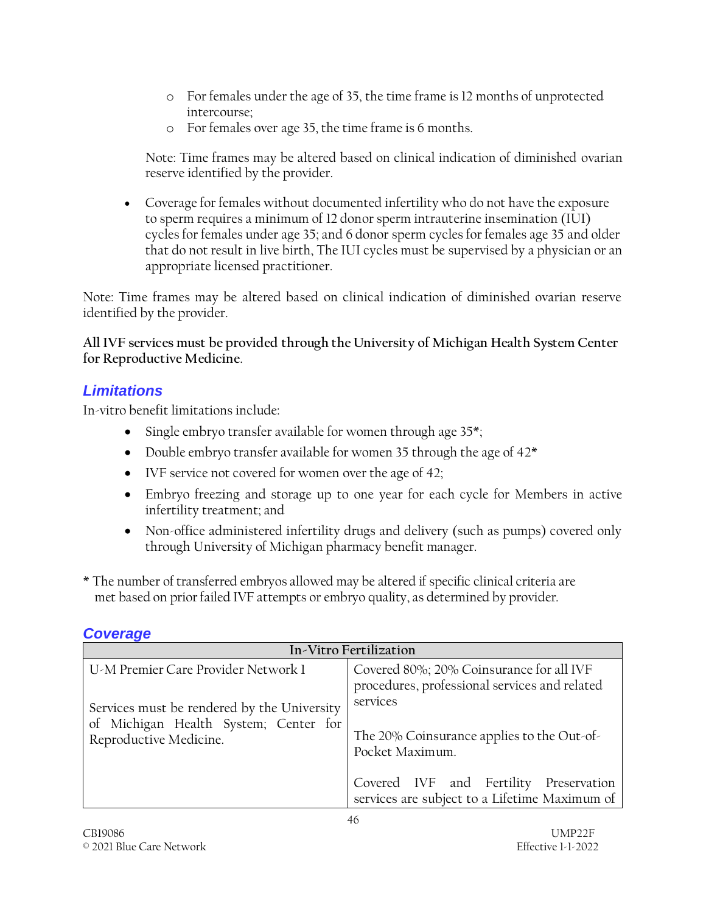- For females under the age of 35, the time frame is 12 months of unprotected intercourse;
    - For females over age 35, the time frame is 6 months.

  Note: Time frames may be altered based on clinical indication of diminished ovarian reserve identified by the provider.

- Coverage for females without documented infertility who do not have the exposure to sperm requires a minimum of 12 donor sperm intrauterine insemination (IUI) cycles for females under age 35; and 6 donor sperm cycles for females age 35 and older that do not result in live birth, The IUI cycles must be supervised by a physician or an appropriate licensed practitioner.

Note: Time frames may be altered based on clinical indication of diminished ovarian reserve identified by the provider.

**All IVF services must be provided through the University of Michigan Health System Center for Reproductive Medicine**.

## *Limitations*

In-vitro benefit limitations include:

- Single embryo transfer available for women through age 35*;
- Double embryo transfer available for women 35 through the age of 42*
- IVF service not covered for women over the age of 42;
- Embryo freezing and storage up to one year for each cycle for Members in active infertility treatment; and
- Non-office administered infertility drugs and delivery (such as pumps) covered only through University of Michigan pharmacy benefit manager.

* The number of transferred embryos allowed may be altered if specific clinical criteria are met based on prior failed IVF attempts or embryo quality, as determined by provider.

## *Coverage*

| In-Vitro Fertilization | |
|---|---|
| U-M Premier Care Provider Network 1<br><br>Services must be rendered by the University of Michigan Health System; Center for Reproductive Medicine. | Covered 80%; 20% Coinsurance for all IVF procedures, professional services and related services<br><br>The 20% Coinsurance applies to the Out-of-Pocket Maximum.<br><br>Covered IVF and Fertility Preservation services are subject to a Lifetime Maximum of |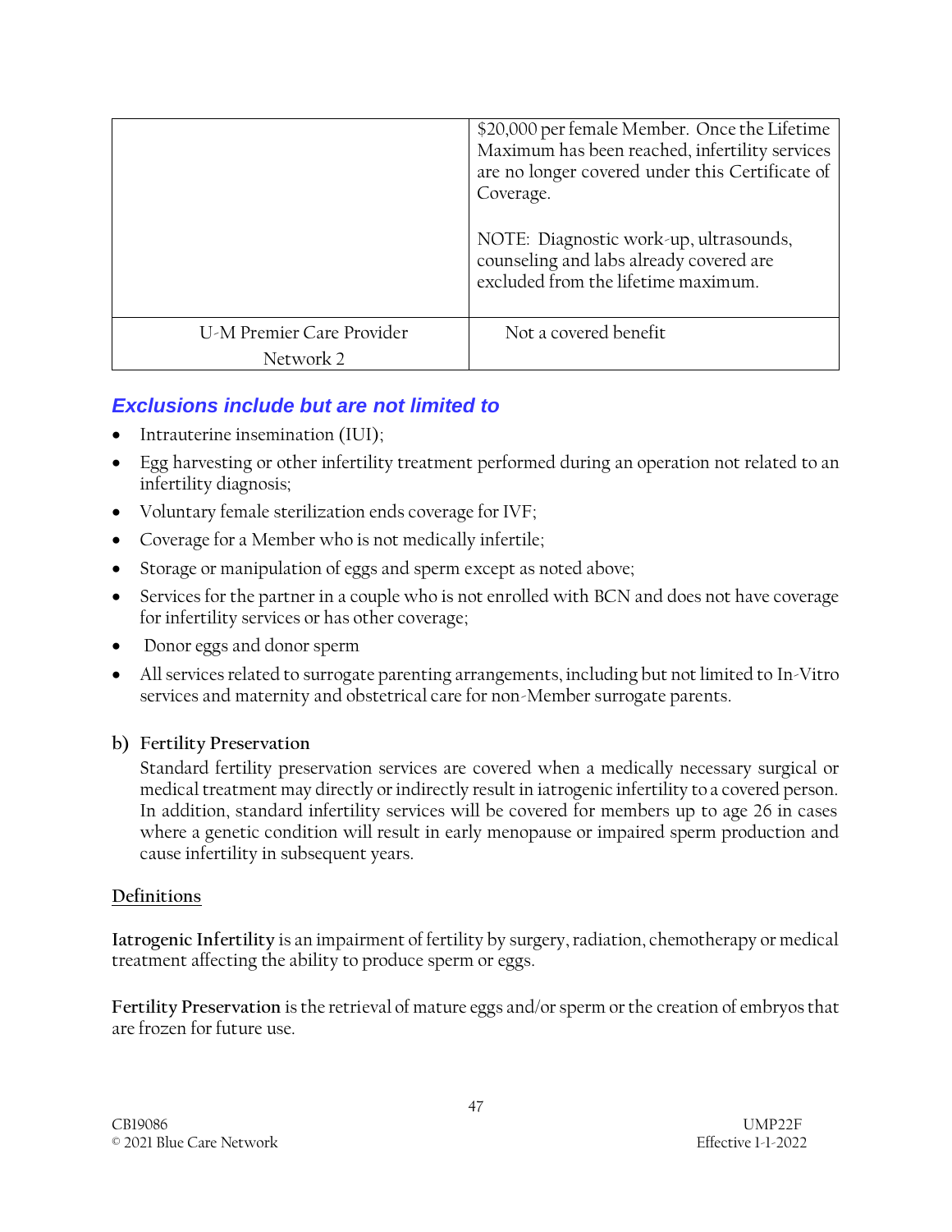| | |
|---|---|
| | \$20,000 per female Member. Once the Lifetime Maximum has been reached, infertility services are no longer covered under this Certificate of Coverage.<br><br>NOTE: Diagnostic work-up, ultrasounds, counseling and labs already covered are excluded from the lifetime maximum. |
| U-M Premier Care Provider Network 2 | Not a covered benefit |

### *Exclusions include but are not limited to*

- Intrauterine insemination (IUI);
- Egg harvesting or other infertility treatment performed during an operation not related to an infertility diagnosis;
- Voluntary female sterilization ends coverage for IVF;
- Coverage for a Member who is not medically infertile;
- Storage or manipulation of eggs and sperm except as noted above;
- Services for the partner in a couple who is not enrolled with BCN and does not have coverage for infertility services or has other coverage;
- Donor eggs and donor sperm
- All services related to surrogate parenting arrangements, including but not limited to In-Vitro services and maternity and obstetrical care for non-Member surrogate parents.

**b) Fertility Preservation**

Standard fertility preservation services are covered when a medically necessary surgical or medical treatment may directly or indirectly result in iatrogenic infertility to a covered person. In addition, standard infertility services will be covered for members up to age 26 in cases where a genetic condition will result in early menopause or impaired sperm production and cause infertility in subsequent years.

**Definitions**

**Iatrogenic Infertility** is an impairment of fertility by surgery, radiation, chemotherapy or medical treatment affecting the ability to produce sperm or eggs.

**Fertility Preservation** is the retrieval of mature eggs and/or sperm or the creation of embryos that are frozen for future use.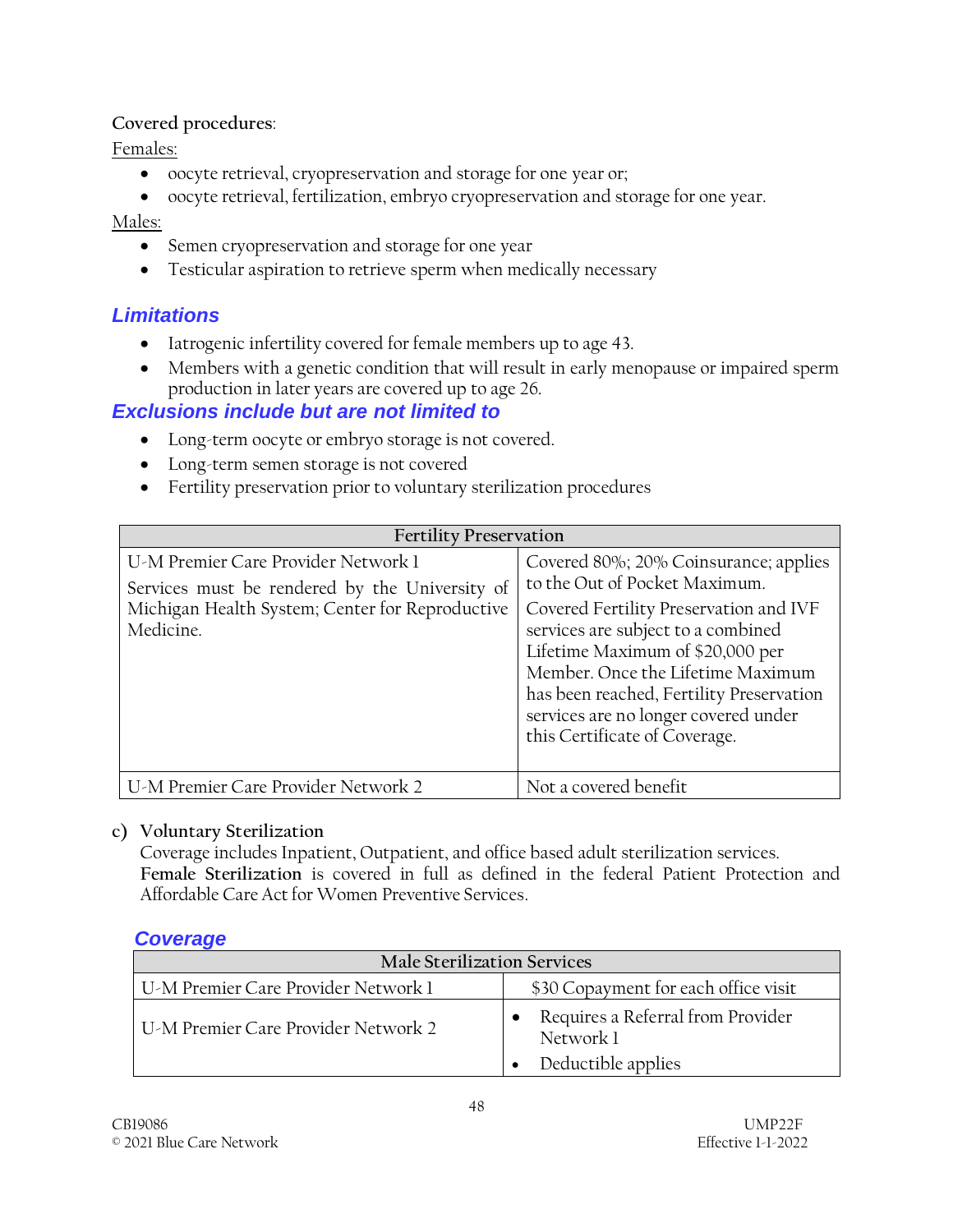**Covered procedures**:

Females:

- oocyte retrieval, cryopreservation and storage for one year or;
- oocyte retrieval, fertilization, embryo cryopreservation and storage for one year.

Males:

- Semen cryopreservation and storage for one year
- Testicular aspiration to retrieve sperm when medically necessary

### *Limitations*

- Iatrogenic infertility covered for female members up to age 43.
- Members with a genetic condition that will result in early menopause or impaired sperm production in later years are covered up to age 26.

### *Exclusions include but are not limited to*

- Long-term oocyte or embryo storage is not covered.
- Long-term semen storage is not covered
- Fertility preservation prior to voluntary sterilization procedures

| Fertility Preservation | |
|---|---|
| U-M Premier Care Provider Network 1<br><br>Services must be rendered by the University of Michigan Health System; Center for Reproductive Medicine. | Covered 80%; 20% Coinsurance; applies to the Out of Pocket Maximum.<br><br>Covered Fertility Preservation and IVF services are subject to a combined Lifetime Maximum of $20,000 per Member. Once the Lifetime Maximum has been reached, Fertility Preservation services are no longer covered under this Certificate of Coverage. |
| U-M Premier Care Provider Network 2 | Not a covered benefit |

**c) Voluntary Sterilization**

Coverage includes Inpatient, Outpatient, and office based adult sterilization services.
**Female Sterilization** is covered in full as defined in the federal Patient Protection and Affordable Care Act for Women Preventive Services.

### *Coverage*

| Male Sterilization Services | |
|---|---|
| U-M Premier Care Provider Network 1 | $30 Copayment for each office visit |
| U-M Premier Care Provider Network 2 | • Requires a Referral from Provider Network 1<br>• Deductible applies |

CB19086
© 2021 Blue Care Network

UMP22F
Effective 1-1-2022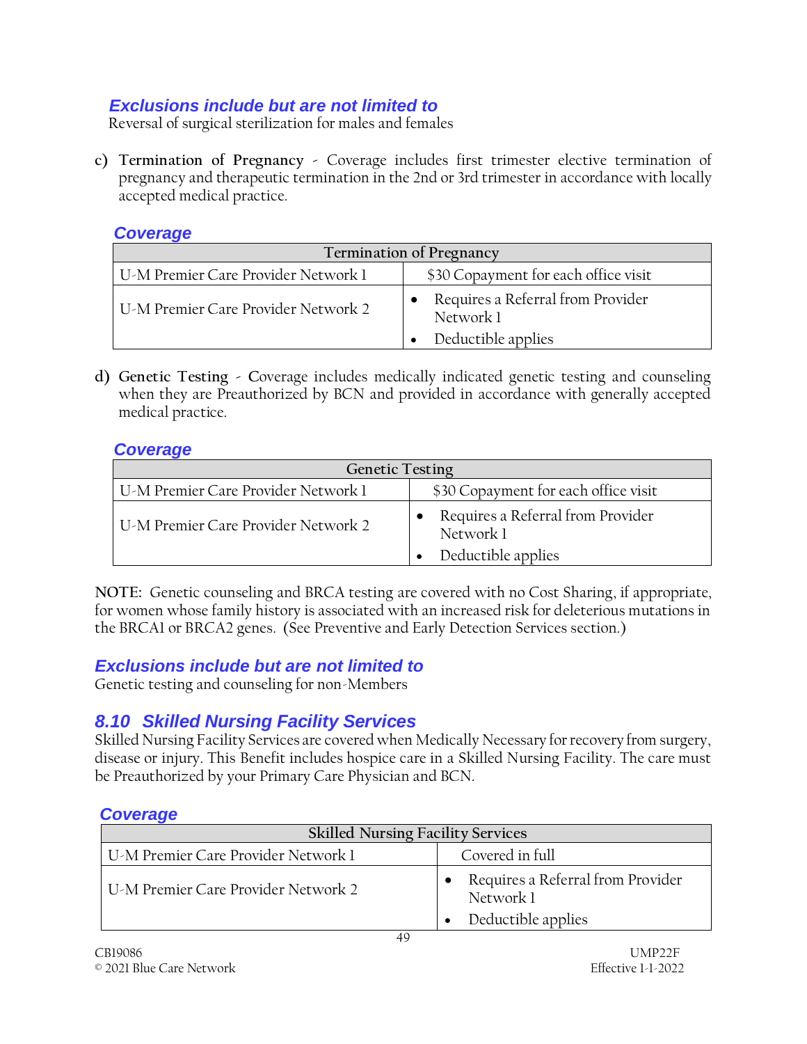***Exclusions include but are not limited to***

Reversal of surgical sterilization for males and females

c) **Termination of Pregnancy** - Coverage includes first trimester elective termination of pregnancy and therapeutic termination in the 2nd or 3rd trimester in accordance with locally accepted medical practice.

***Coverage***

| Termination of Pregnancy | |
|---|---|
| U-M Premier Care Provider Network 1 | $30 Copayment for each office visit |
| U-M Premier Care Provider Network 2 | • Requires a Referral from Provider Network 1<br>• Deductible applies |

d) **Genetic Testing** - **C**overage includes medically indicated genetic testing and counseling when they are Preauthorized by BCN and provided in accordance with generally accepted medical practice.

***Coverage***

| Genetic Testing | |
|---|---|
| U-M Premier Care Provider Network 1 | $30 Copayment for each office visit |
| U-M Premier Care Provider Network 2 | • Requires a Referral from Provider Network 1<br>• Deductible applies |

**NOTE:** Genetic counseling and BRCA testing are covered with no Cost Sharing, if appropriate, for women whose family history is associated with an increased risk for deleterious mutations in the BRCA1 or BRCA2 genes. (See Preventive and Early Detection Services section.)

***Exclusions include but are not limited to***

Genetic testing and counseling for non-Members

## *8.10 Skilled Nursing Facility Services*

Skilled Nursing Facility Services are covered when Medically Necessary for recovery from surgery, disease or injury. This Benefit includes hospice care in a Skilled Nursing Facility. The care must be Preauthorized by your Primary Care Physician and BCN.

***Coverage***

| Skilled Nursing Facility Services | |
|---|---|
| U-M Premier Care Provider Network 1 | Covered in full |
| U-M Premier Care Provider Network 2 | • Requires a Referral from Provider Network 1<br>• Deductible applies |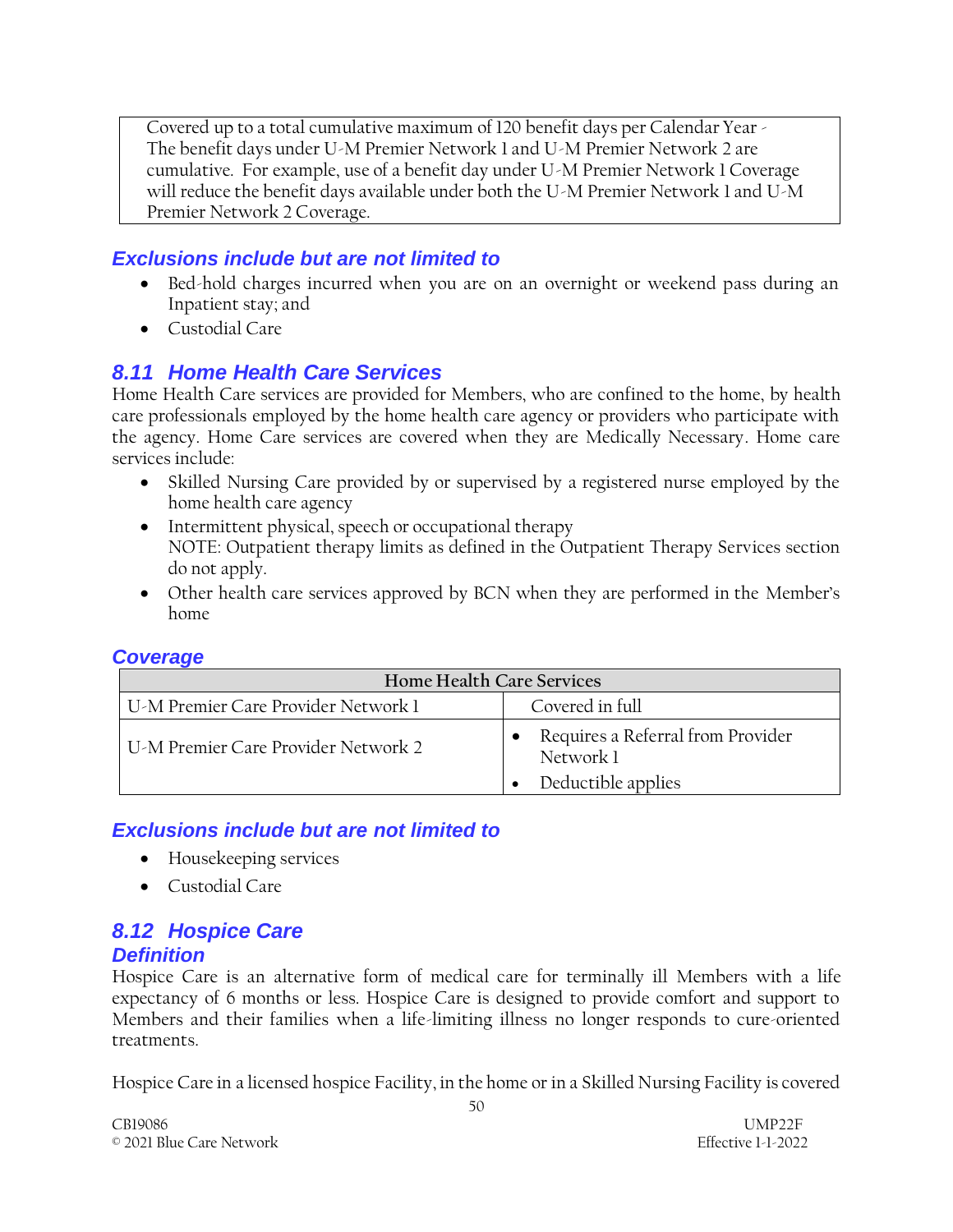| |
|---|
| Covered up to a total cumulative maximum of 120 benefit days per Calendar Year - The benefit days under U-M Premier Network 1 and U-M Premier Network 2 are cumulative. For example, use of a benefit day under U-M Premier Network 1 Coverage will reduce the benefit days available under both the U-M Premier Network 1 and U-M Premier Network 2 Coverage. |

### *Exclusions include but are not limited to*

- Bed-hold charges incurred when you are on an overnight or weekend pass during an Inpatient stay; and
- Custodial Care

## *8.11 Home Health Care Services*

Home Health Care services are provided for Members, who are confined to the home, by health care professionals employed by the home health care agency or providers who participate with the agency. Home Care services are covered when they are Medically Necessary. Home care services include:

- Skilled Nursing Care provided by or supervised by a registered nurse employed by the home health care agency
- Intermittent physical, speech or occupational therapy
  NOTE: Outpatient therapy limits as defined in the Outpatient Therapy Services section do not apply.
- Other health care services approved by BCN when they are performed in the Member's home

### *Coverage*

| Home Health Care Services | |
|---|---|
| U-M Premier Care Provider Network 1 | Covered in full |
| U-M Premier Care Provider Network 2 | • Requires a Referral from Provider Network 1<br>• Deductible applies |

### *Exclusions include but are not limited to*

- Housekeeping services
- Custodial Care

## *8.12 Hospice Care*

### *Definition*

Hospice Care is an alternative form of medical care for terminally ill Members with a life expectancy of 6 months or less. Hospice Care is designed to provide comfort and support to Members and their families when a life-limiting illness no longer responds to cure-oriented treatments.

Hospice Care in a licensed hospice Facility, in the home or in a Skilled Nursing Facility is covered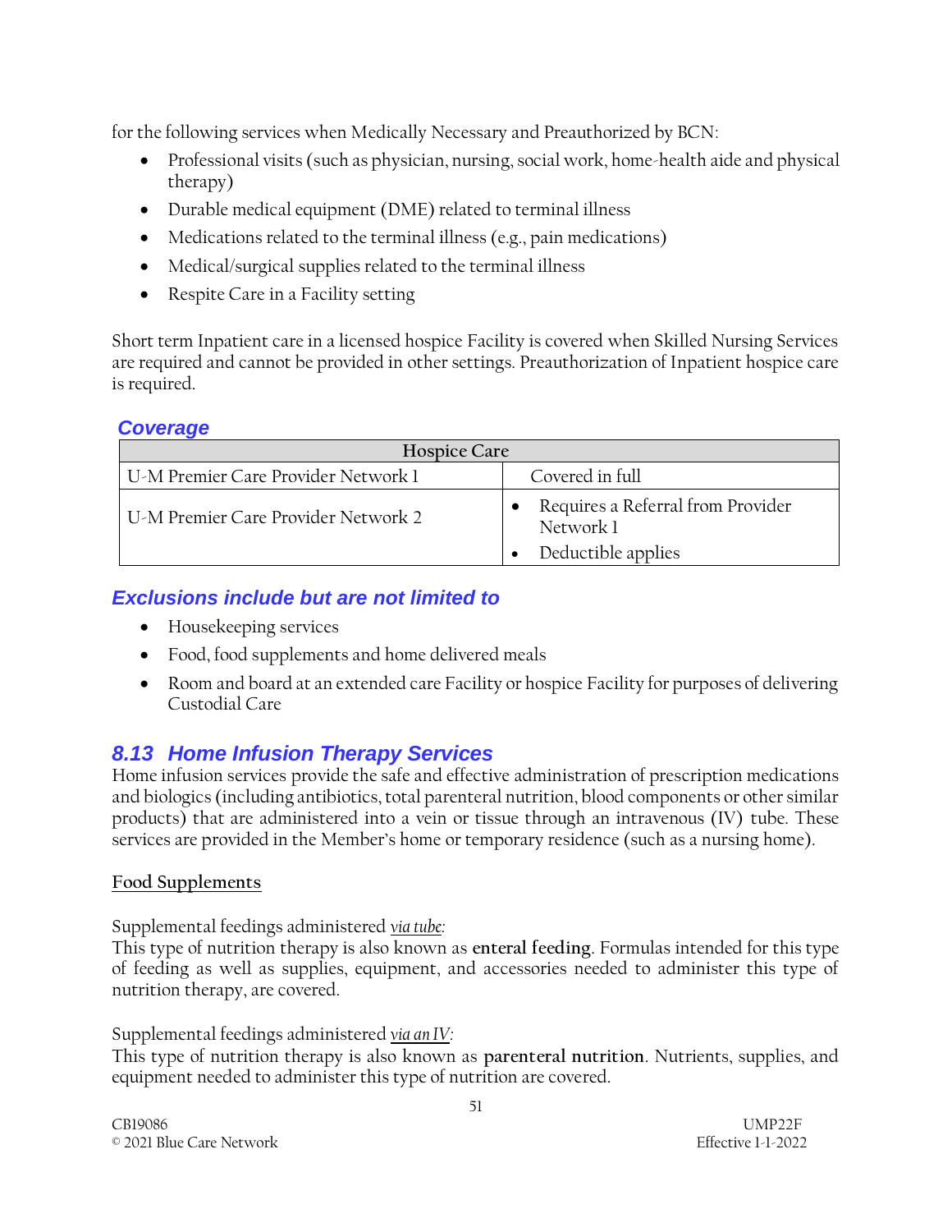for the following services when Medically Necessary and Preauthorized by BCN:

- Professional visits (such as physician, nursing, social work, home-health aide and physical therapy)
- Durable medical equipment (DME) related to terminal illness
- Medications related to the terminal illness (e.g., pain medications)
- Medical/surgical supplies related to the terminal illness
- Respite Care in a Facility setting

Short term Inpatient care in a licensed hospice Facility is covered when Skilled Nursing Services are required and cannot be provided in other settings. Preauthorization of Inpatient hospice care is required.

### *Coverage*

| Hospice Care | |
|---|---|
| U-M Premier Care Provider Network 1 | Covered in full |
| U-M Premier Care Provider Network 2 | • Requires a Referral from Provider Network 1<br>• Deductible applies |

### *Exclusions include but are not limited to*

- Housekeeping services
- Food, food supplements and home delivered meals
- Room and board at an extended care Facility or hospice Facility for purposes of delivering Custodial Care

## *8.13 Home Infusion Therapy Services*

Home infusion services provide the safe and effective administration of prescription medications and biologics (including antibiotics, total parenteral nutrition, blood components or other similar products) that are administered into a vein or tissue through an intravenous (IV) tube. These services are provided in the Member's home or temporary residence (such as a nursing home).

**Food Supplements**

Supplemental feedings administered *via tube*:
This type of nutrition therapy is also known as **enteral feeding**. Formulas intended for this type of feeding as well as supplies, equipment, and accessories needed to administer this type of nutrition therapy, are covered.

Supplemental feedings administered *via an IV*:
This type of nutrition therapy is also known as **parenteral nutrition**. Nutrients, supplies, and equipment needed to administer this type of nutrition are covered.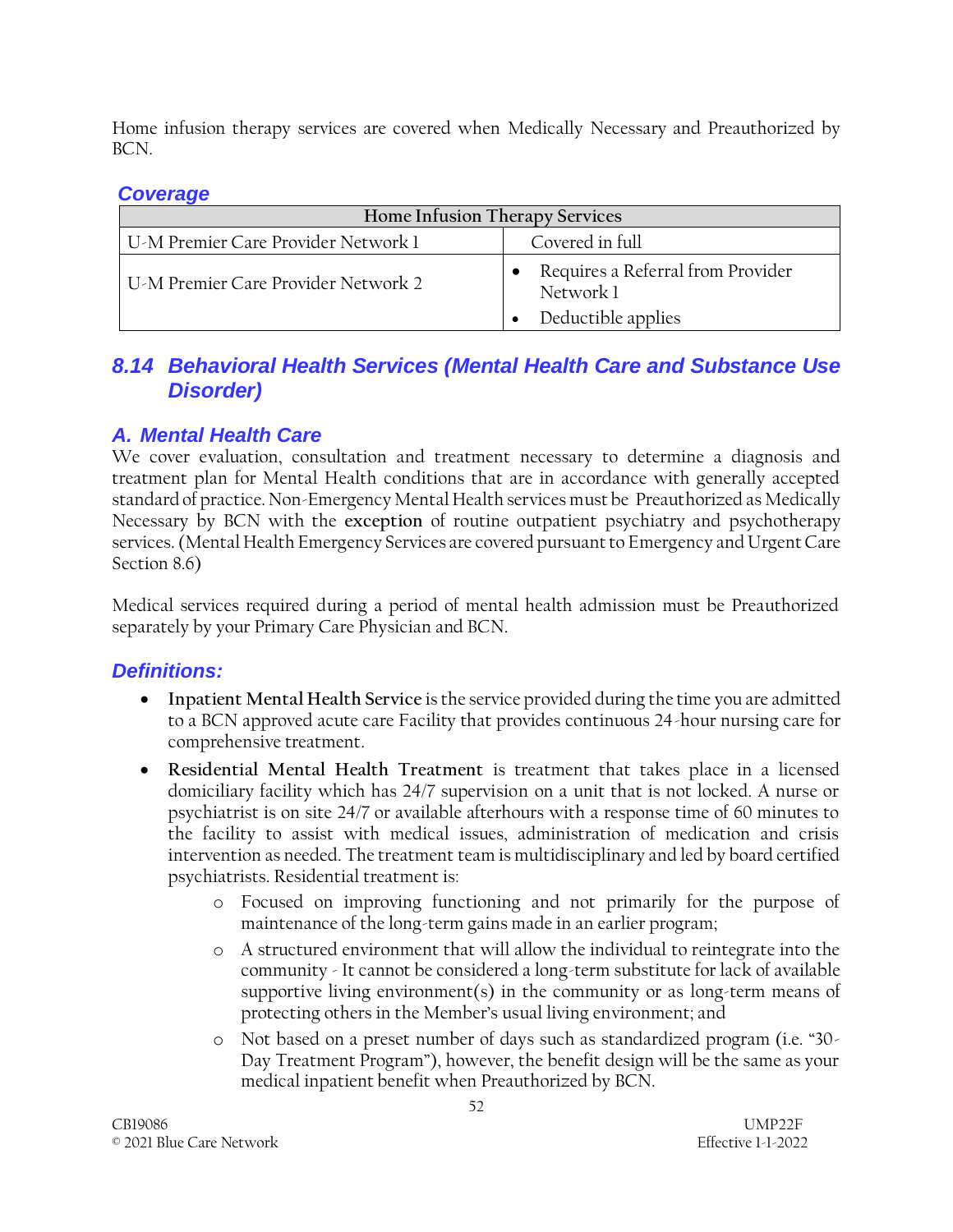Home infusion therapy services are covered when Medically Necessary and Preauthorized by BCN.

### Coverage

| Home Infusion Therapy Services | |
|---|---|
| U-M Premier Care Provider Network 1 | Covered in full |
| U-M Premier Care Provider Network 2 | • Requires a Referral from Provider Network 1<br>• Deductible applies |

## 8.14 Behavioral Health Services (Mental Health Care and Substance Use Disorder)

### A. Mental Health Care

We cover evaluation, consultation and treatment necessary to determine a diagnosis and treatment plan for Mental Health conditions that are in accordance with generally accepted standard of practice. Non-Emergency Mental Health services must be Preauthorized as Medically Necessary by BCN with the **exception** of routine outpatient psychiatry and psychotherapy services. (Mental Health Emergency Services are covered pursuant to Emergency and Urgent Care Section 8.6)

Medical services required during a period of mental health admission must be Preauthorized separately by your Primary Care Physician and BCN.

### Definitions:

- **Inpatient Mental Health Service** is the service provided during the time you are admitted to a BCN approved acute care Facility that provides continuous 24-hour nursing care for comprehensive treatment.
- **Residential Mental Health Treatment** is treatment that takes place in a licensed domiciliary facility which has 24/7 supervision on a unit that is not locked. A nurse or psychiatrist is on site 24/7 or available afterhours with a response time of 60 minutes to the facility to assist with medical issues, administration of medication and crisis intervention as needed. The treatment team is multidisciplinary and led by board certified psychiatrists. Residential treatment is:
    - Focused on improving functioning and not primarily for the purpose of maintenance of the long-term gains made in an earlier program;
    - A structured environment that will allow the individual to reintegrate into the community - It cannot be considered a long-term substitute for lack of available supportive living environment(s) in the community or as long-term means of protecting others in the Member's usual living environment; and
    - Not based on a preset number of days such as standardized program (i.e. "30-Day Treatment Program"), however, the benefit design will be the same as your medical inpatient benefit when Preauthorized by BCN.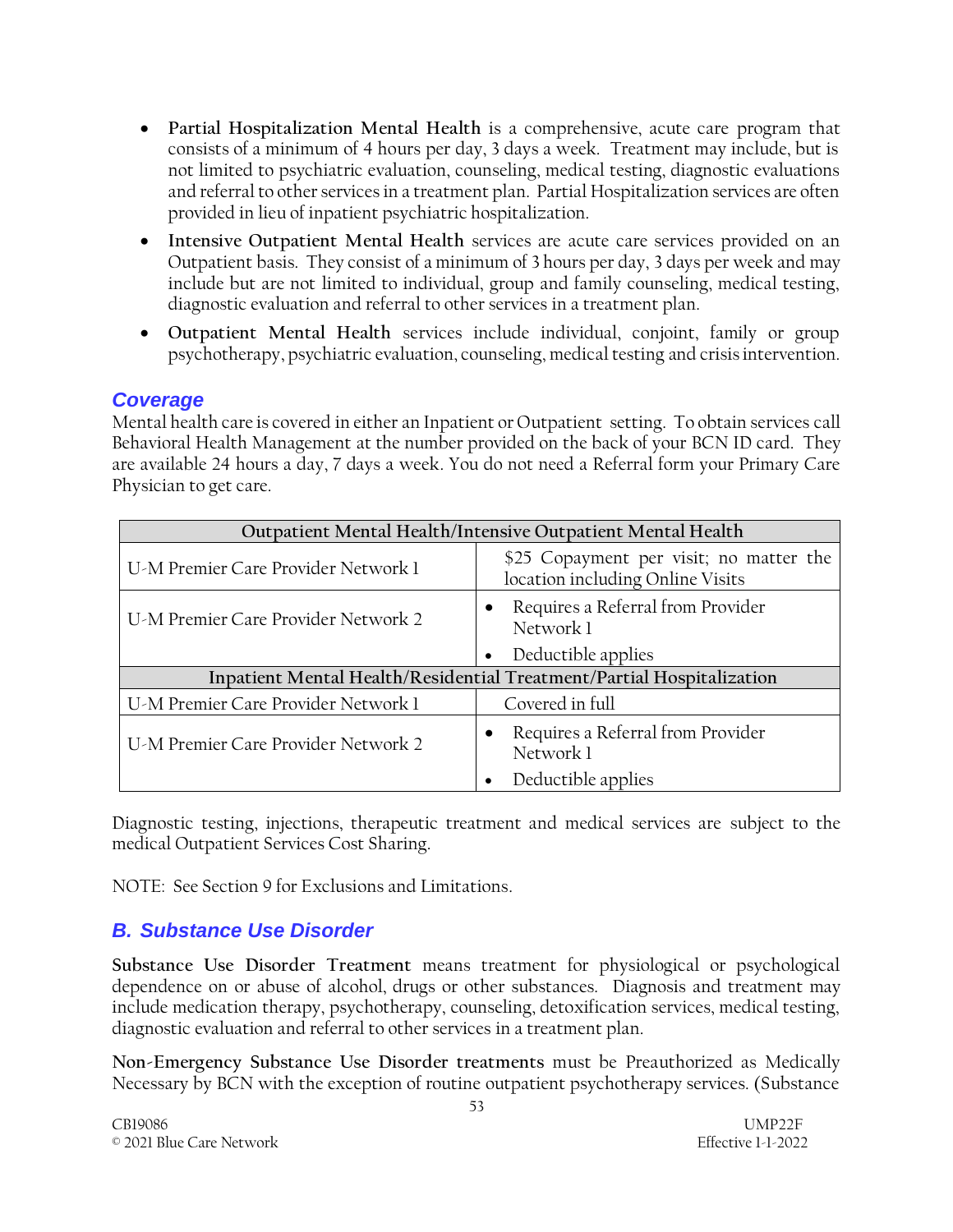- **Partial Hospitalization Mental Health** is a comprehensive, acute care program that consists of a minimum of 4 hours per day, 3 days a week. Treatment may include, but is not limited to psychiatric evaluation, counseling, medical testing, diagnostic evaluations and referral to other services in a treatment plan. Partial Hospitalization services are often provided in lieu of inpatient psychiatric hospitalization.
- **Intensive Outpatient Mental Health** services are acute care services provided on an Outpatient basis. They consist of a minimum of 3 hours per day, 3 days per week and may include but are not limited to individual, group and family counseling, medical testing, diagnostic evaluation and referral to other services in a treatment plan.
- **Outpatient Mental Health** services include individual, conjoint, family or group psychotherapy, psychiatric evaluation, counseling, medical testing and crisis intervention.

### *Coverage*

Mental health care is covered in either an Inpatient or Outpatient setting. To obtain services call Behavioral Health Management at the number provided on the back of your BCN ID card. They are available 24 hours a day, 7 days a week. You do not need a Referral form your Primary Care Physician to get care.

| Outpatient Mental Health/Intensive Outpatient Mental Health | |
|---|---|
| U-M Premier Care Provider Network 1 | $25 Copayment per visit; no matter the location including Online Visits |
| U-M Premier Care Provider Network 2 | • Requires a Referral from Provider Network 1<br>• Deductible applies |
| **Inpatient Mental Health/Residential Treatment/Partial Hospitalization** | |
| U-M Premier Care Provider Network 1 | Covered in full |
| U-M Premier Care Provider Network 2 | • Requires a Referral from Provider Network 1<br>• Deductible applies |

Diagnostic testing, injections, therapeutic treatment and medical services are subject to the medical Outpatient Services Cost Sharing.

NOTE: See Section 9 for Exclusions and Limitations.

## *B. Substance Use Disorder*

**Substance Use Disorder Treatment** means treatment for physiological or psychological dependence on or abuse of alcohol, drugs or other substances. Diagnosis and treatment may include medication therapy, psychotherapy, counseling, detoxification services, medical testing, diagnostic evaluation and referral to other services in a treatment plan.

**Non-Emergency Substance Use Disorder treatments** must be Preauthorized as Medically Necessary by BCN with the exception of routine outpatient psychotherapy services. (Substance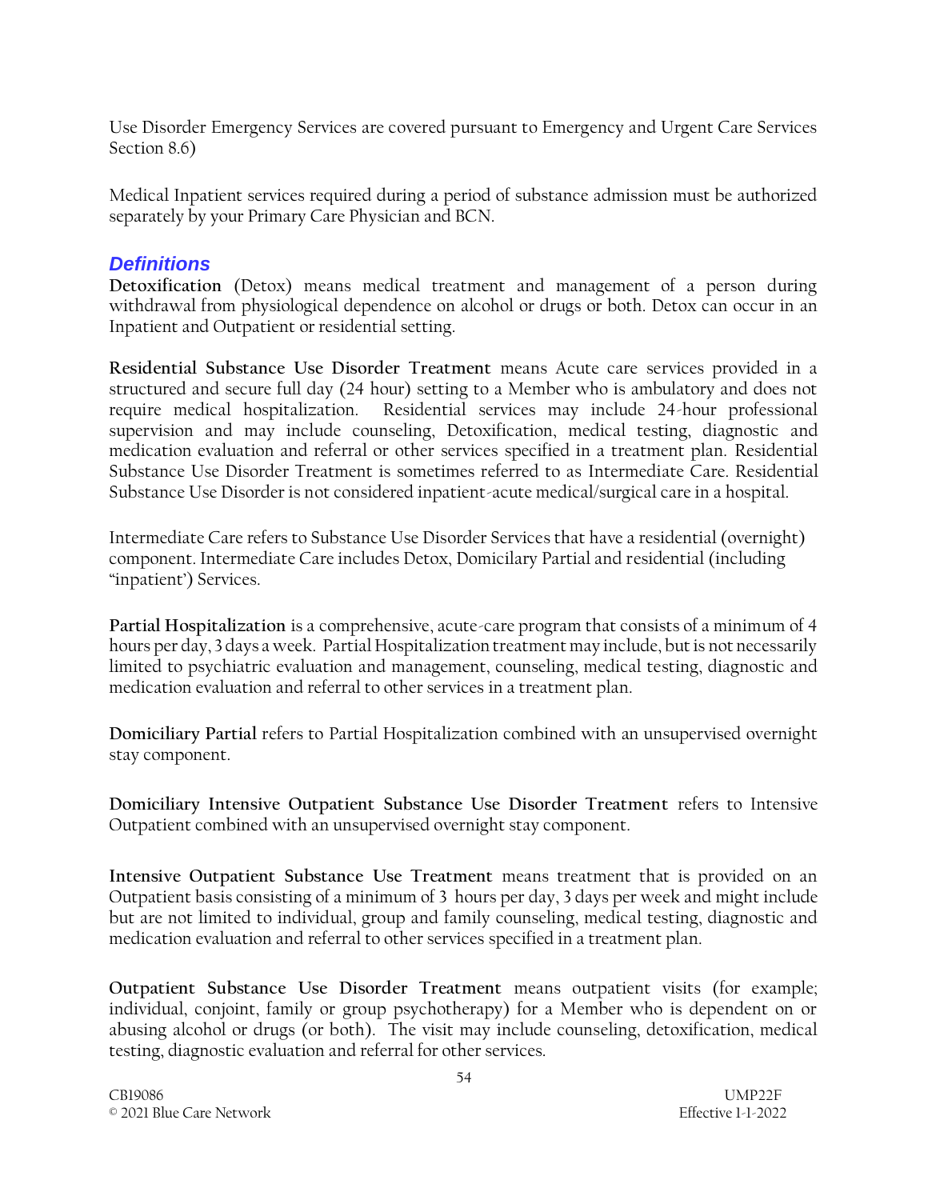Use Disorder Emergency Services are covered pursuant to Emergency and Urgent Care Services Section 8.6)

Medical Inpatient services required during a period of substance admission must be authorized separately by your Primary Care Physician and BCN.

## *Definitions*

**Detoxification** (Detox) means medical treatment and management of a person during withdrawal from physiological dependence on alcohol or drugs or both. Detox can occur in an Inpatient and Outpatient or residential setting.

**Residential Substance Use Disorder Treatment** means Acute care services provided in a structured and secure full day (24 hour) setting to a Member who is ambulatory and does not require medical hospitalization. Residential services may include 24-hour professional supervision and may include counseling, Detoxification, medical testing, diagnostic and medication evaluation and referral or other services specified in a treatment plan. Residential Substance Use Disorder Treatment is sometimes referred to as Intermediate Care. Residential Substance Use Disorder is not considered inpatient-acute medical/surgical care in a hospital.

Intermediate Care refers to Substance Use Disorder Services that have a residential (overnight) component. Intermediate Care includes Detox, Domiciliary Partial and residential (including "inpatient') Services.

**Partial Hospitalization** is a comprehensive, acute-care program that consists of a minimum of 4 hours per day, 3 days a week. Partial Hospitalization treatment may include, but is not necessarily limited to psychiatric evaluation and management, counseling, medical testing, diagnostic and medication evaluation and referral to other services in a treatment plan.

**Domiciliary Partial** refers to Partial Hospitalization combined with an unsupervised overnight stay component.

**Domiciliary Intensive Outpatient Substance Use Disorder Treatment** refers to Intensive Outpatient combined with an unsupervised overnight stay component.

**Intensive Outpatient Substance Use Treatment** means treatment that is provided on an Outpatient basis consisting of a minimum of 3 hours per day, 3 days per week and might include but are not limited to individual, group and family counseling, medical testing, diagnostic and medication evaluation and referral to other services specified in a treatment plan.

**Outpatient Substance Use Disorder Treatment** means outpatient visits (for example; individual, conjoint, family or group psychotherapy) for a Member who is dependent on or abusing alcohol or drugs (or both). The visit may include counseling, detoxification, medical testing, diagnostic evaluation and referral for other services.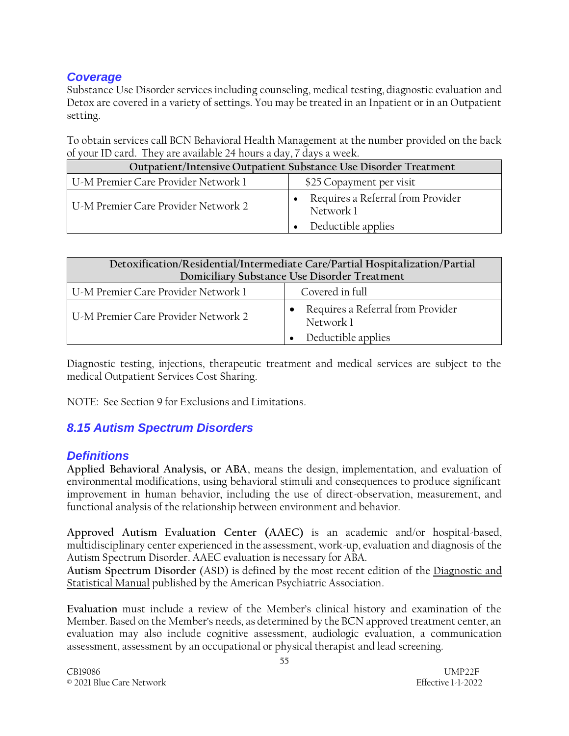### *Coverage*

Substance Use Disorder services including counseling, medical testing, diagnostic evaluation and Detox are covered in a variety of settings. You may be treated in an Inpatient or in an Outpatient setting.

To obtain services call BCN Behavioral Health Management at the number provided on the back of your ID card. They are available 24 hours a day, 7 days a week.

| Outpatient/Intensive Outpatient Substance Use Disorder Treatment | |
|---|---|
| U-M Premier Care Provider Network 1 | $25 Copayment per visit |
| U-M Premier Care Provider Network 2 | • Requires a Referral from Provider Network 1<br>• Deductible applies |

| Detoxification/Residential/Intermediate Care/Partial Hospitalization/Partial Domiciliary Substance Use Disorder Treatment | |
|---|---|
| U-M Premier Care Provider Network 1 | Covered in full |
| U-M Premier Care Provider Network 2 | • Requires a Referral from Provider Network 1<br>• Deductible applies |

Diagnostic testing, injections, therapeutic treatment and medical services are subject to the medical Outpatient Services Cost Sharing.

NOTE: See Section 9 for Exclusions and Limitations.

## *8.15 Autism Spectrum Disorders*

### *Definitions*

**Applied Behavioral Analysis, or ABA**, means the design, implementation, and evaluation of environmental modifications, using behavioral stimuli and consequences to produce significant improvement in human behavior, including the use of direct-observation, measurement, and functional analysis of the relationship between environment and behavior.

**Approved Autism Evaluation Center (AAEC)** is an academic and/or hospital-based, multidisciplinary center experienced in the assessment, work-up, evaluation and diagnosis of the Autism Spectrum Disorder. AAEC evaluation is necessary for ABA.

**Autism Spectrum Disorder** (ASD) is defined by the most recent edition of the Diagnostic and Statistical Manual published by the American Psychiatric Association.

**Evaluation** must include a review of the Member's clinical history and examination of the Member. Based on the Member's needs, as determined by the BCN approved treatment center, an evaluation may also include cognitive assessment, audiologic evaluation, a communication assessment, assessment by an occupational or physical therapist and lead screening.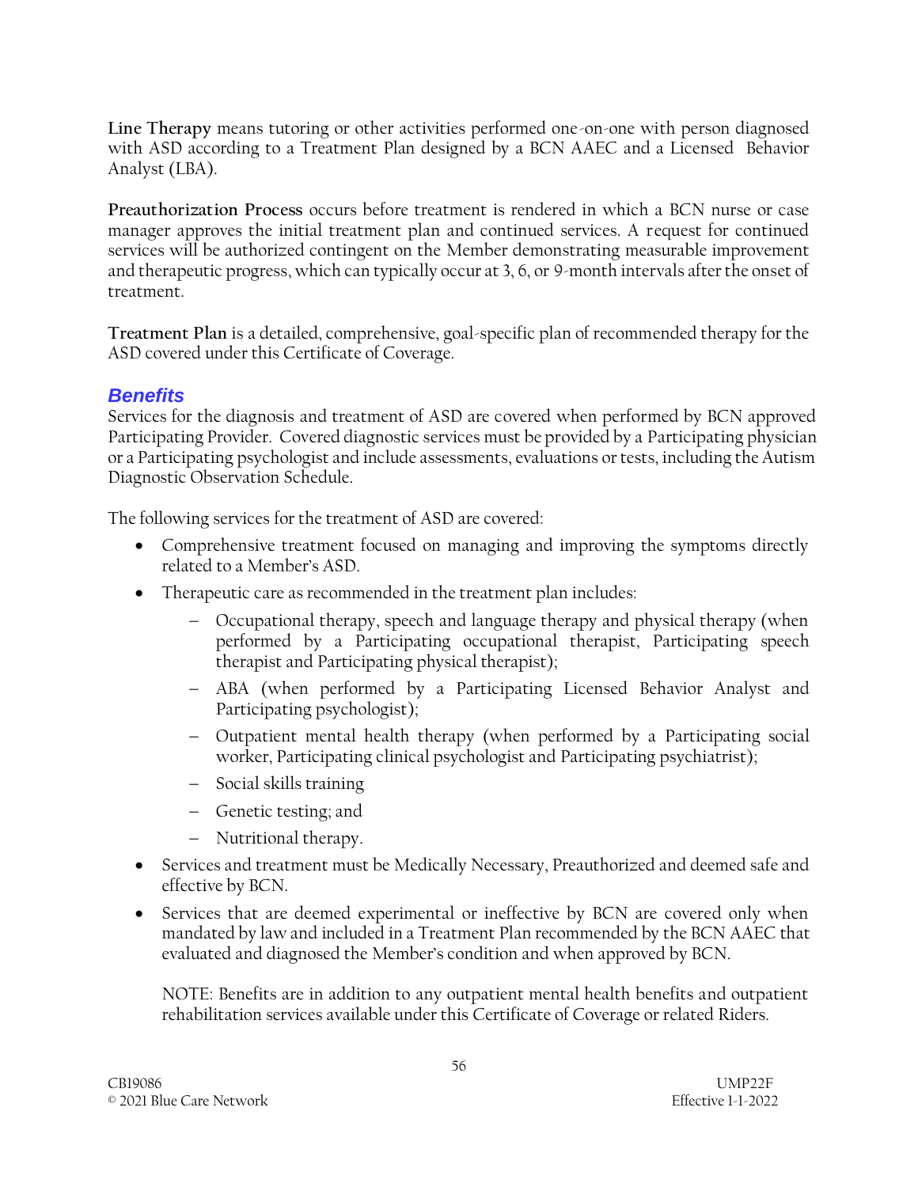**Line Therapy** means tutoring or other activities performed one-on-one with person diagnosed with ASD according to a Treatment Plan designed by a BCN AAEC and a Licensed Behavior Analyst (LBA).

**Preauthorization Process** occurs before treatment is rendered in which a BCN nurse or case manager approves the initial treatment plan and continued services. A request for continued services will be authorized contingent on the Member demonstrating measurable improvement and therapeutic progress, which can typically occur at 3, 6, or 9-month intervals after the onset of treatment.

**Treatment Plan** is a detailed, comprehensive, goal-specific plan of recommended therapy for the ASD covered under this Certificate of Coverage.

### *Benefits*

Services for the diagnosis and treatment of ASD are covered when performed by BCN approved Participating Provider. Covered diagnostic services must be provided by a Participating physician or a Participating psychologist and include assessments, evaluations or tests, including the Autism Diagnostic Observation Schedule.

The following services for the treatment of ASD are covered:

- Comprehensive treatment focused on managing and improving the symptoms directly related to a Member's ASD.
- Therapeutic care as recommended in the treatment plan includes:
  - Occupational therapy, speech and language therapy and physical therapy (when performed by a Participating occupational therapist, Participating speech therapist and Participating physical therapist);
  - ABA (when performed by a Participating Licensed Behavior Analyst and Participating psychologist);
  - Outpatient mental health therapy (when performed by a Participating social worker, Participating clinical psychologist and Participating psychiatrist);
  - Social skills training
  - Genetic testing; and
  - Nutritional therapy.
- Services and treatment must be Medically Necessary, Preauthorized and deemed safe and effective by BCN.
- Services that are deemed experimental or ineffective by BCN are covered only when mandated by law and included in a Treatment Plan recommended by the BCN AAEC that evaluated and diagnosed the Member's condition and when approved by BCN.

  NOTE: Benefits are in addition to any outpatient mental health benefits and outpatient rehabilitation services available under this Certificate of Coverage or related Riders.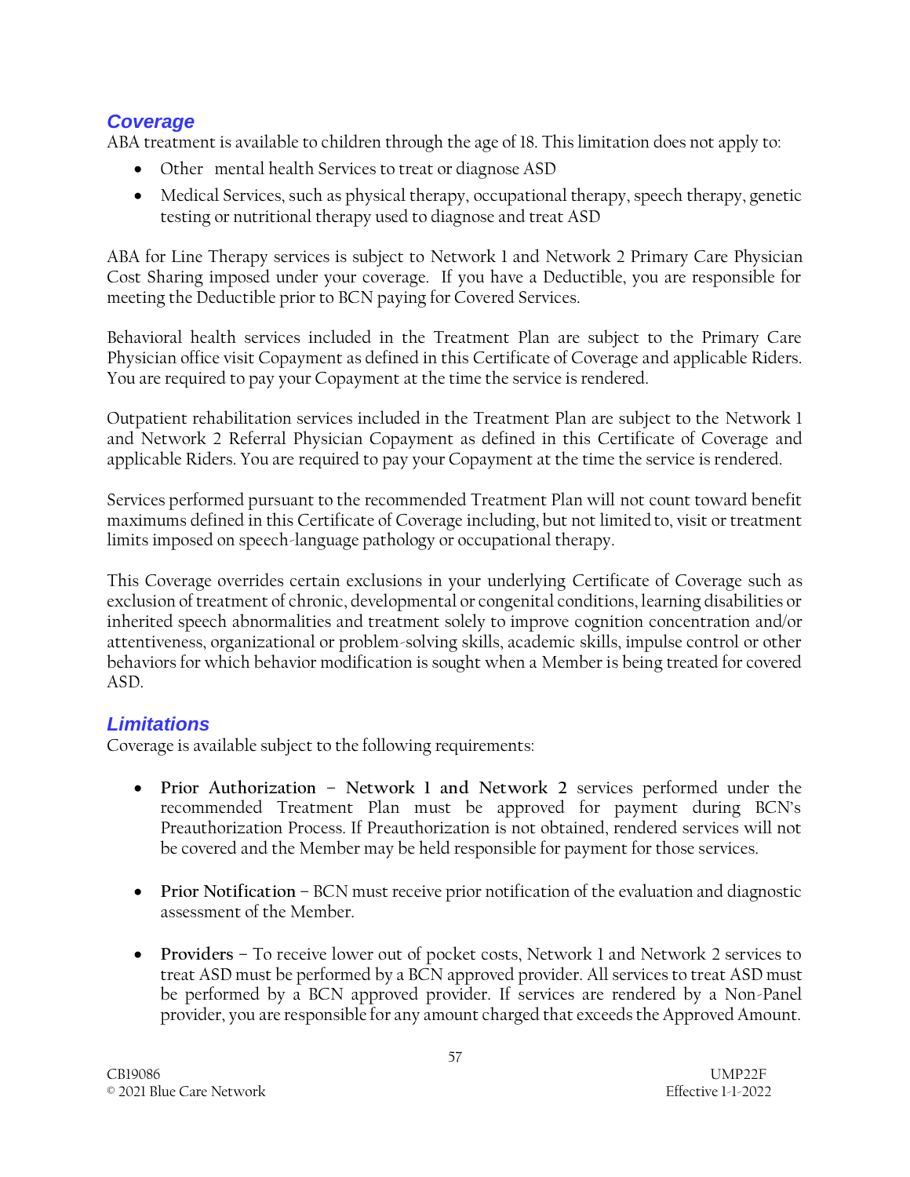## Coverage

ABA treatment is available to children through the age of 18. This limitation does not apply to:

- Other mental health Services to treat or diagnose ASD
- Medical Services, such as physical therapy, occupational therapy, speech therapy, genetic testing or nutritional therapy used to diagnose and treat ASD

ABA for Line Therapy services is subject to Network 1 and Network 2 Primary Care Physician Cost Sharing imposed under your coverage. If you have a Deductible, you are responsible for meeting the Deductible prior to BCN paying for Covered Services.

Behavioral health services included in the Treatment Plan are subject to the Primary Care Physician office visit Copayment as defined in this Certificate of Coverage and applicable Riders. You are required to pay your Copayment at the time the service is rendered.

Outpatient rehabilitation services included in the Treatment Plan are subject to the Network 1 and Network 2 Referral Physician Copayment as defined in this Certificate of Coverage and applicable Riders. You are required to pay your Copayment at the time the service is rendered.

Services performed pursuant to the recommended Treatment Plan will not count toward benefit maximums defined in this Certificate of Coverage including, but not limited to, visit or treatment limits imposed on speech-language pathology or occupational therapy.

This Coverage overrides certain exclusions in your underlying Certificate of Coverage such as exclusion of treatment of chronic, developmental or congenital conditions, learning disabilities or inherited speech abnormalities and treatment solely to improve cognition concentration and/or attentiveness, organizational or problem-solving skills, academic skills, impulse control or other behaviors for which behavior modification is sought when a Member is being treated for covered ASD.

## Limitations

Coverage is available subject to the following requirements:

- **Prior Authorization – Network 1 and Network 2** services performed under the recommended Treatment Plan must be approved for payment during BCN's Preauthorization Process. If Preauthorization is not obtained, rendered services will not be covered and the Member may be held responsible for payment for those services.

- **Prior Notification** – BCN must receive prior notification of the evaluation and diagnostic assessment of the Member.

- **Providers** – To receive lower out of pocket costs, Network 1 and Network 2 services to treat ASD must be performed by a BCN approved provider. All services to treat ASD must be performed by a BCN approved provider. If services are rendered by a Non-Panel provider, you are responsible for any amount charged that exceeds the Approved Amount.

CB19086
© 2021 Blue Care Network

UMP22F
Effective 1-1-2022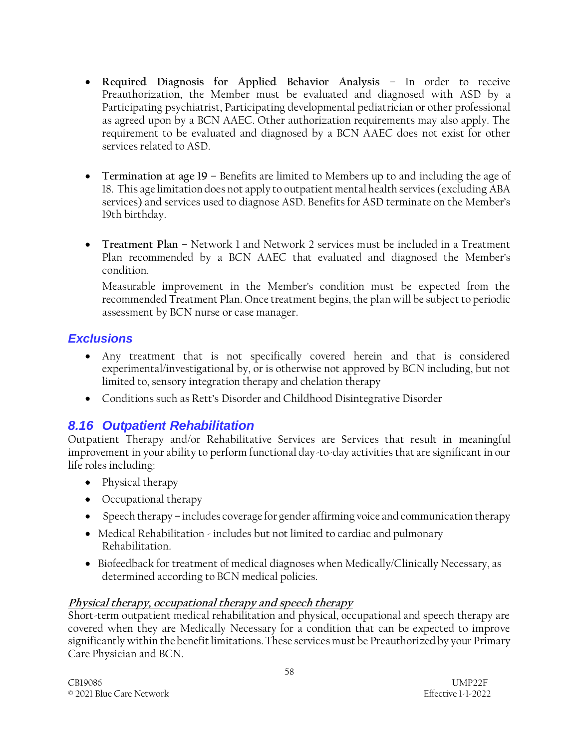- **Required Diagnosis for Applied Behavior Analysis** – In order to receive Preauthorization, the Member must be evaluated and diagnosed with ASD by a Participating psychiatrist, Participating developmental pediatrician or other professional as agreed upon by a BCN AAEC. Other authorization requirements may also apply. The requirement to be evaluated and diagnosed by a BCN AAEC does not exist for other services related to ASD.

- **Termination at age 19** – Benefits are limited to Members up to and including the age of 18. This age limitation does not apply to outpatient mental health services (excluding ABA services) and services used to diagnose ASD. Benefits for ASD terminate on the Member's 19th birthday.

- **Treatment Plan** – Network 1 and Network 2 services must be included in a Treatment Plan recommended by a BCN AAEC that evaluated and diagnosed the Member's condition.

  Measurable improvement in the Member's condition must be expected from the recommended Treatment Plan. Once treatment begins, the plan will be subject to periodic assessment by BCN nurse or case manager.

### *Exclusions*

- Any treatment that is not specifically covered herein and that is considered experimental/investigational by, or is otherwise not approved by BCN including, but not limited to, sensory integration therapy and chelation therapy
- Conditions such as Rett's Disorder and Childhood Disintegrative Disorder

## *8.16 Outpatient Rehabilitation*

Outpatient Therapy and/or Rehabilitative Services are Services that result in meaningful improvement in your ability to perform functional day-to-day activities that are significant in our life roles including:

- Physical therapy
- Occupational therapy
- Speech therapy – includes coverage for gender affirming voice and communication therapy
- Medical Rehabilitation - includes but not limited to cardiac and pulmonary Rehabilitation.
- Biofeedback for treatment of medical diagnoses when Medically/Clinically Necessary, as determined according to BCN medical policies.

***Physical therapy, occupational therapy and speech therapy***

Short-term outpatient medical rehabilitation and physical, occupational and speech therapy are covered when they are Medically Necessary for a condition that can be expected to improve significantly within the benefit limitations. These services must be Preauthorized by your Primary Care Physician and BCN.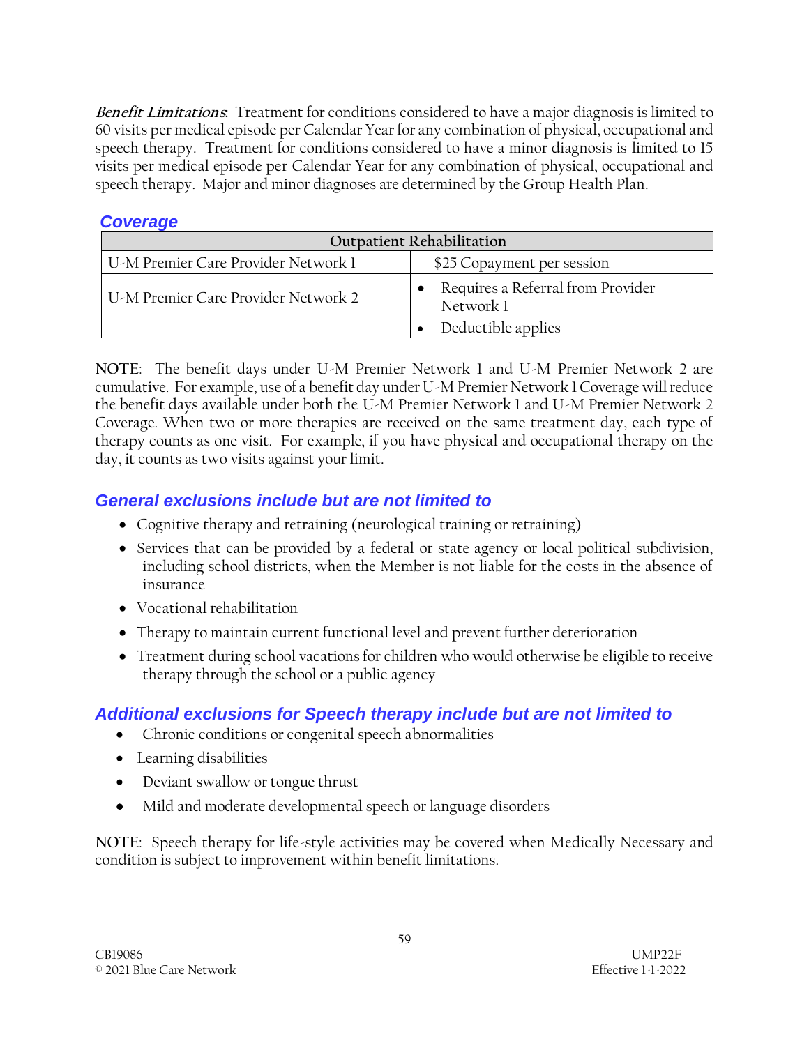***Benefit Limitations*:** Treatment for conditions considered to have a major diagnosis is limited to 60 visits per medical episode per Calendar Year for any combination of physical, occupational and speech therapy. Treatment for conditions considered to have a minor diagnosis is limited to 15 visits per medical episode per Calendar Year for any combination of physical, occupational and speech therapy. Major and minor diagnoses are determined by the Group Health Plan.

## *Coverage*

| Outpatient Rehabilitation | |
|---|---|
| U-M Premier Care Provider Network 1 | $25 Copayment per session |
| U-M Premier Care Provider Network 2 | • Requires a Referral from Provider Network 1<br>• Deductible applies |

**NOTE**: The benefit days under U-M Premier Network 1 and U-M Premier Network 2 are cumulative. For example, use of a benefit day under U-M Premier Network 1 Coverage will reduce the benefit days available under both the U-M Premier Network 1 and U-M Premier Network 2 Coverage. When two or more therapies are received on the same treatment day, each type of therapy counts as one visit. For example, if you have physical and occupational therapy on the day, it counts as two visits against your limit.

## *General exclusions include but are not limited to*

- Cognitive therapy and retraining (neurological training or retraining)
- Services that can be provided by a federal or state agency or local political subdivision, including school districts, when the Member is not liable for the costs in the absence of insurance
- Vocational rehabilitation
- Therapy to maintain current functional level and prevent further deterioration
- Treatment during school vacations for children who would otherwise be eligible to receive therapy through the school or a public agency

## *Additional exclusions for Speech therapy include but are not limited to*

- Chronic conditions or congenital speech abnormalities
- Learning disabilities
- Deviant swallow or tongue thrust
- Mild and moderate developmental speech or language disorders

**NOTE**: Speech therapy for life-style activities may be covered when Medically Necessary and condition is subject to improvement within benefit limitations.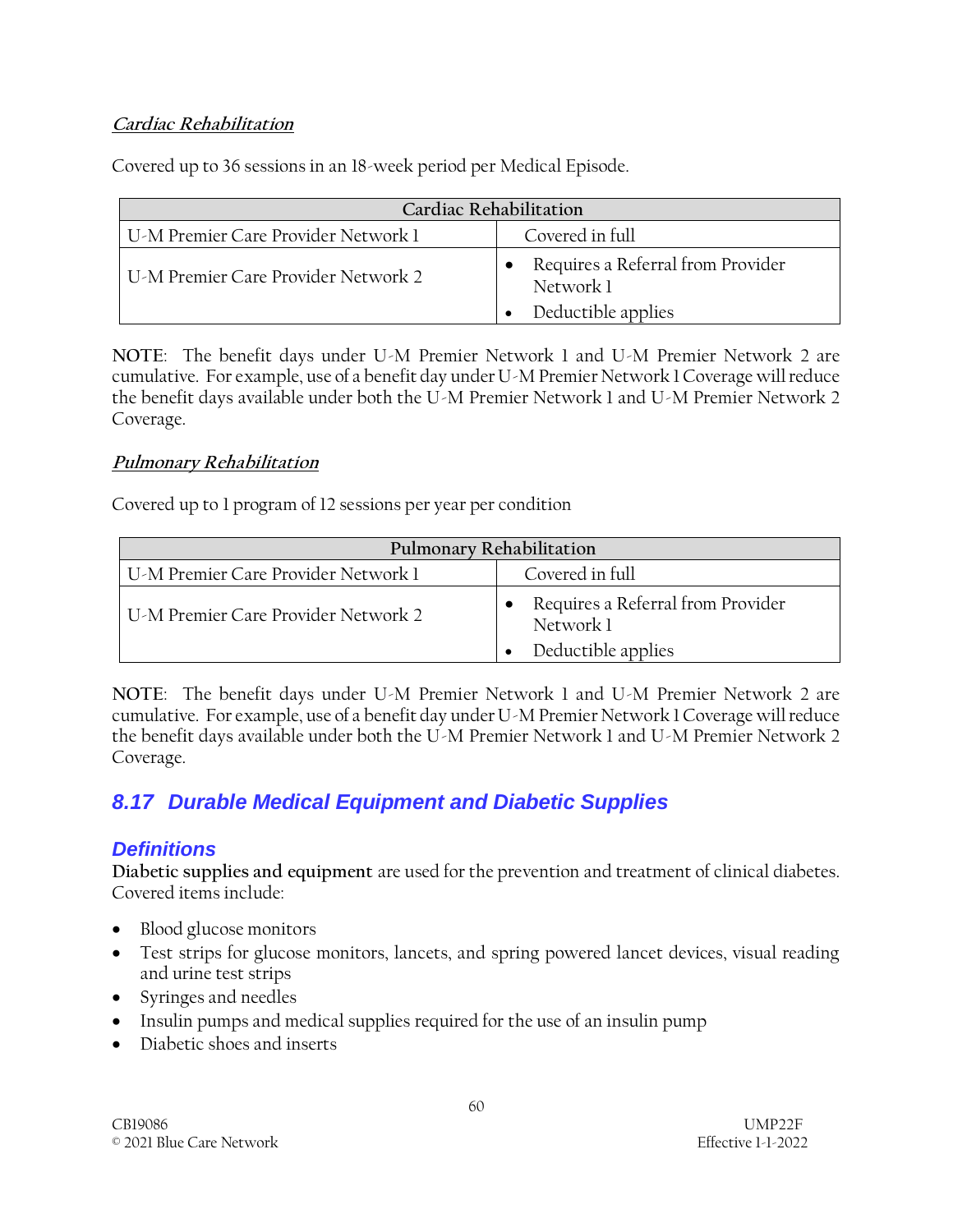### *Cardiac Rehabilitation*

Covered up to 36 sessions in an 18-week period per Medical Episode.

| Cardiac Rehabilitation | |
|---|---|
| U-M Premier Care Provider Network 1 | Covered in full |
| U-M Premier Care Provider Network 2 | • Requires a Referral from Provider Network 1<br>• Deductible applies |

**NOTE**: The benefit days under U-M Premier Network 1 and U-M Premier Network 2 are cumulative. For example, use of a benefit day under U-M Premier Network 1 Coverage will reduce the benefit days available under both the U-M Premier Network 1 and U-M Premier Network 2 Coverage.

### *Pulmonary Rehabilitation*

Covered up to 1 program of 12 sessions per year per condition

| Pulmonary Rehabilitation | |
|---|---|
| U-M Premier Care Provider Network 1 | Covered in full |
| U-M Premier Care Provider Network 2 | • Requires a Referral from Provider Network 1<br>• Deductible applies |

**NOTE**: The benefit days under U-M Premier Network 1 and U-M Premier Network 2 are cumulative. For example, use of a benefit day under U-M Premier Network 1 Coverage will reduce the benefit days available under both the U-M Premier Network 1 and U-M Premier Network 2 Coverage.

## *8.17 Durable Medical Equipment and Diabetic Supplies*

### *Definitions*

**Diabetic supplies and equipment** are used for the prevention and treatment of clinical diabetes. Covered items include:

- Blood glucose monitors
- Test strips for glucose monitors, lancets, and spring powered lancet devices, visual reading and urine test strips
- Syringes and needles
- Insulin pumps and medical supplies required for the use of an insulin pump
- Diabetic shoes and inserts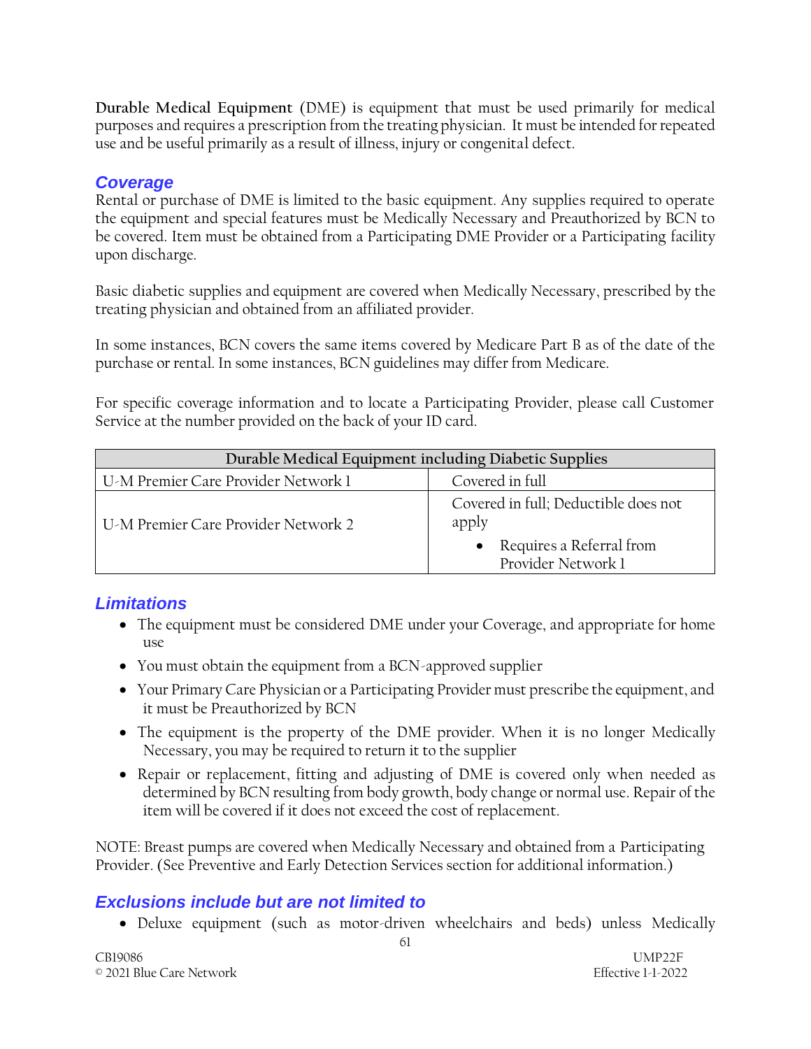**Durable Medical Equipment** (DME) is equipment that must be used primarily for medical purposes and requires a prescription from the treating physician. It must be intended for repeated use and be useful primarily as a result of illness, injury or congenital defect.

## *Coverage*

Rental or purchase of DME is limited to the basic equipment. Any supplies required to operate the equipment and special features must be Medically Necessary and Preauthorized by BCN to be covered. Item must be obtained from a Participating DME Provider or a Participating facility upon discharge.

Basic diabetic supplies and equipment are covered when Medically Necessary, prescribed by the treating physician and obtained from an affiliated provider.

In some instances, BCN covers the same items covered by Medicare Part B as of the date of the purchase or rental. In some instances, BCN guidelines may differ from Medicare.

For specific coverage information and to locate a Participating Provider, please call Customer Service at the number provided on the back of your ID card.

| Durable Medical Equipment including Diabetic Supplies | |
|---|---|
| U-M Premier Care Provider Network 1 | Covered in full |
| U-M Premier Care Provider Network 2 | Covered in full; Deductible does not apply<br>• Requires a Referral from Provider Network 1 |

## *Limitations*

- The equipment must be considered DME under your Coverage, and appropriate for home use
- You must obtain the equipment from a BCN-approved supplier
- Your Primary Care Physician or a Participating Provider must prescribe the equipment, and it must be Preauthorized by BCN
- The equipment is the property of the DME provider. When it is no longer Medically Necessary, you may be required to return it to the supplier
- Repair or replacement, fitting and adjusting of DME is covered only when needed as determined by BCN resulting from body growth, body change or normal use. Repair of the item will be covered if it does not exceed the cost of replacement.

NOTE: Breast pumps are covered when Medically Necessary and obtained from a Participating Provider. (See Preventive and Early Detection Services section for additional information.)

## *Exclusions include but are not limited to*

- Deluxe equipment (such as motor-driven wheelchairs and beds) unless Medically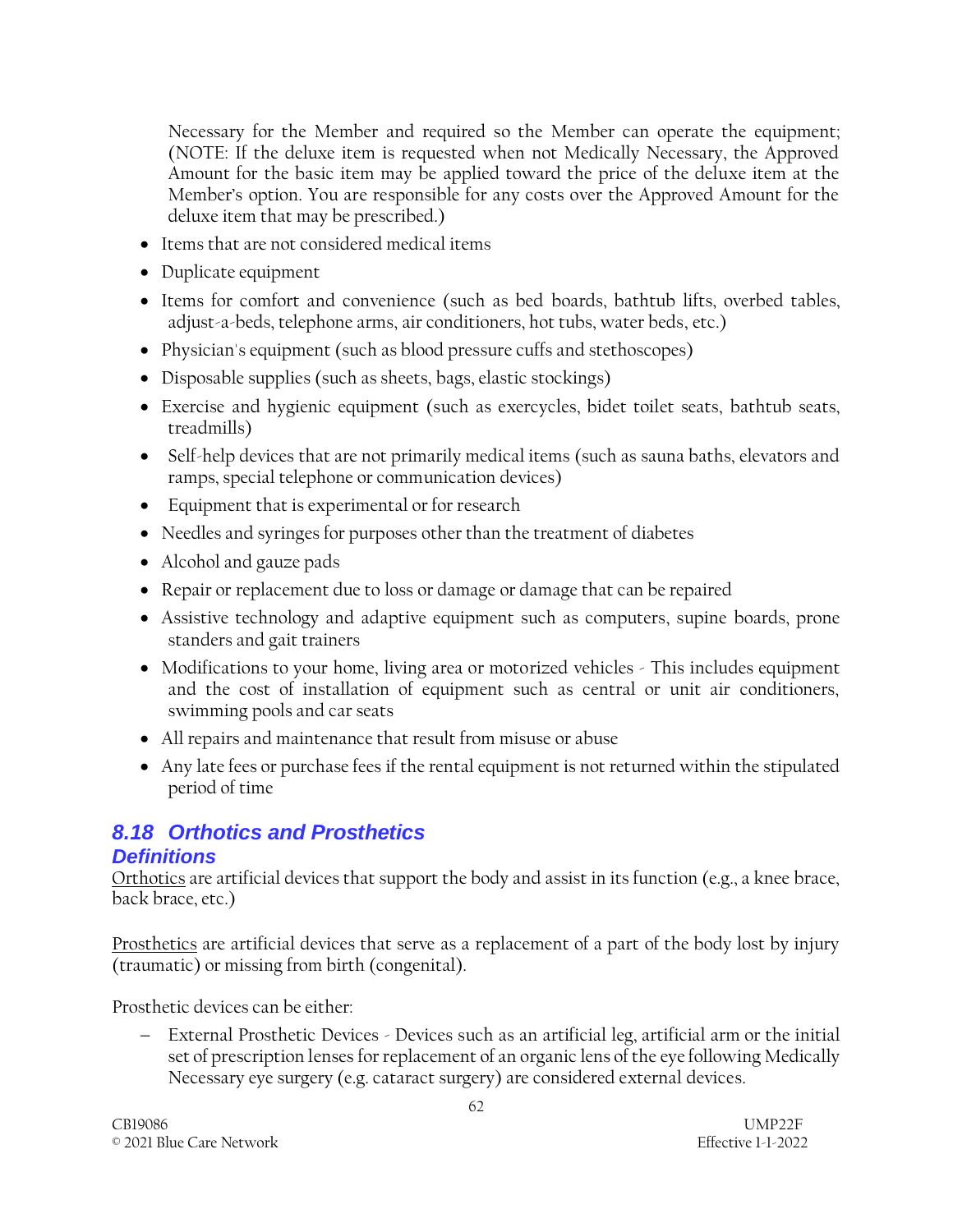Necessary for the Member and required so the Member can operate the equipment; (NOTE: If the deluxe item is requested when not Medically Necessary, the Approved Amount for the basic item may be applied toward the price of the deluxe item at the Member's option. You are responsible for any costs over the Approved Amount for the deluxe item that may be prescribed.)

- Items that are not considered medical items
- Duplicate equipment
- Items for comfort and convenience (such as bed boards, bathtub lifts, overbed tables, adjust-a-beds, telephone arms, air conditioners, hot tubs, water beds, etc.)
- Physician's equipment (such as blood pressure cuffs and stethoscopes)
- Disposable supplies (such as sheets, bags, elastic stockings)
- Exercise and hygienic equipment (such as exercycles, bidet toilet seats, bathtub seats, treadmills)
- Self-help devices that are not primarily medical items (such as sauna baths, elevators and ramps, special telephone or communication devices)
- Equipment that is experimental or for research
- Needles and syringes for purposes other than the treatment of diabetes
- Alcohol and gauze pads
- Repair or replacement due to loss or damage or damage that can be repaired
- Assistive technology and adaptive equipment such as computers, supine boards, prone standers and gait trainers
- Modifications to your home, living area or motorized vehicles - This includes equipment and the cost of installation of equipment such as central or unit air conditioners, swimming pools and car seats
- All repairs and maintenance that result from misuse or abuse
- Any late fees or purchase fees if the rental equipment is not returned within the stipulated period of time

## 8.18 Orthotics and Prosthetics

### Definitions

Orthotics are artificial devices that support the body and assist in its function (e.g., a knee brace, back brace, etc.)

Prosthetics are artificial devices that serve as a replacement of a part of the body lost by injury (traumatic) or missing from birth (congenital).

Prosthetic devices can be either:

- External Prosthetic Devices - Devices such as an artificial leg, artificial arm or the initial set of prescription lenses for replacement of an organic lens of the eye following Medically Necessary eye surgery (e.g. cataract surgery) are considered external devices.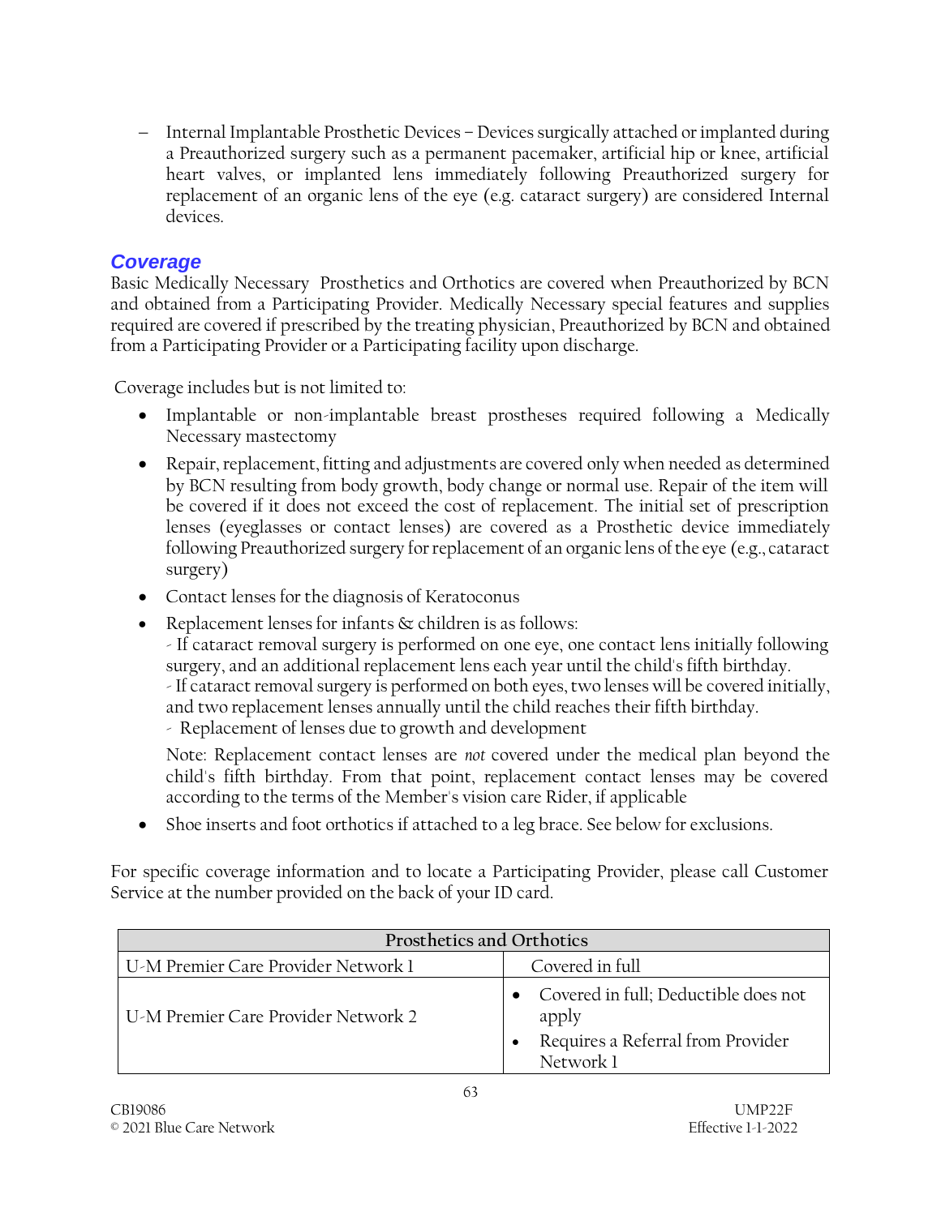– Internal Implantable Prosthetic Devices – Devices surgically attached or implanted during a Preauthorized surgery such as a permanent pacemaker, artificial hip or knee, artificial heart valves, or implanted lens immediately following Preauthorized surgery for replacement of an organic lens of the eye (e.g. cataract surgery) are considered Internal devices.

### Coverage

Basic Medically Necessary Prosthetics and Orthotics are covered when Preauthorized by BCN and obtained from a Participating Provider. Medically Necessary special features and supplies required are covered if prescribed by the treating physician, Preauthorized by BCN and obtained from a Participating Provider or a Participating facility upon discharge.

Coverage includes but is not limited to:

- Implantable or non-implantable breast prostheses required following a Medically Necessary mastectomy
- Repair, replacement, fitting and adjustments are covered only when needed as determined by BCN resulting from body growth, body change or normal use. Repair of the item will be covered if it does not exceed the cost of replacement. The initial set of prescription lenses (eyeglasses or contact lenses) are covered as a Prosthetic device immediately following Preauthorized surgery for replacement of an organic lens of the eye (e.g., cataract surgery)
- Contact lenses for the diagnosis of Keratoconus
- Replacement lenses for infants & children is as follows:
  - If cataract removal surgery is performed on one eye, one contact lens initially following surgery, and an additional replacement lens each year until the child's fifth birthday.
  - If cataract removal surgery is performed on both eyes, two lenses will be covered initially, and two replacement lenses annually until the child reaches their fifth birthday.
  - Replacement of lenses due to growth and development

  Note: Replacement contact lenses are *not* covered under the medical plan beyond the child's fifth birthday. From that point, replacement contact lenses may be covered according to the terms of the Member's vision care Rider, if applicable
- Shoe inserts and foot orthotics if attached to a leg brace. See below for exclusions.

For specific coverage information and to locate a Participating Provider, please call Customer Service at the number provided on the back of your ID card.

| Prosthetics and Orthotics | |
|---|---|
| U-M Premier Care Provider Network 1 | Covered in full |
| U-M Premier Care Provider Network 2 | • Covered in full; Deductible does not apply<br>• Requires a Referral from Provider Network 1 |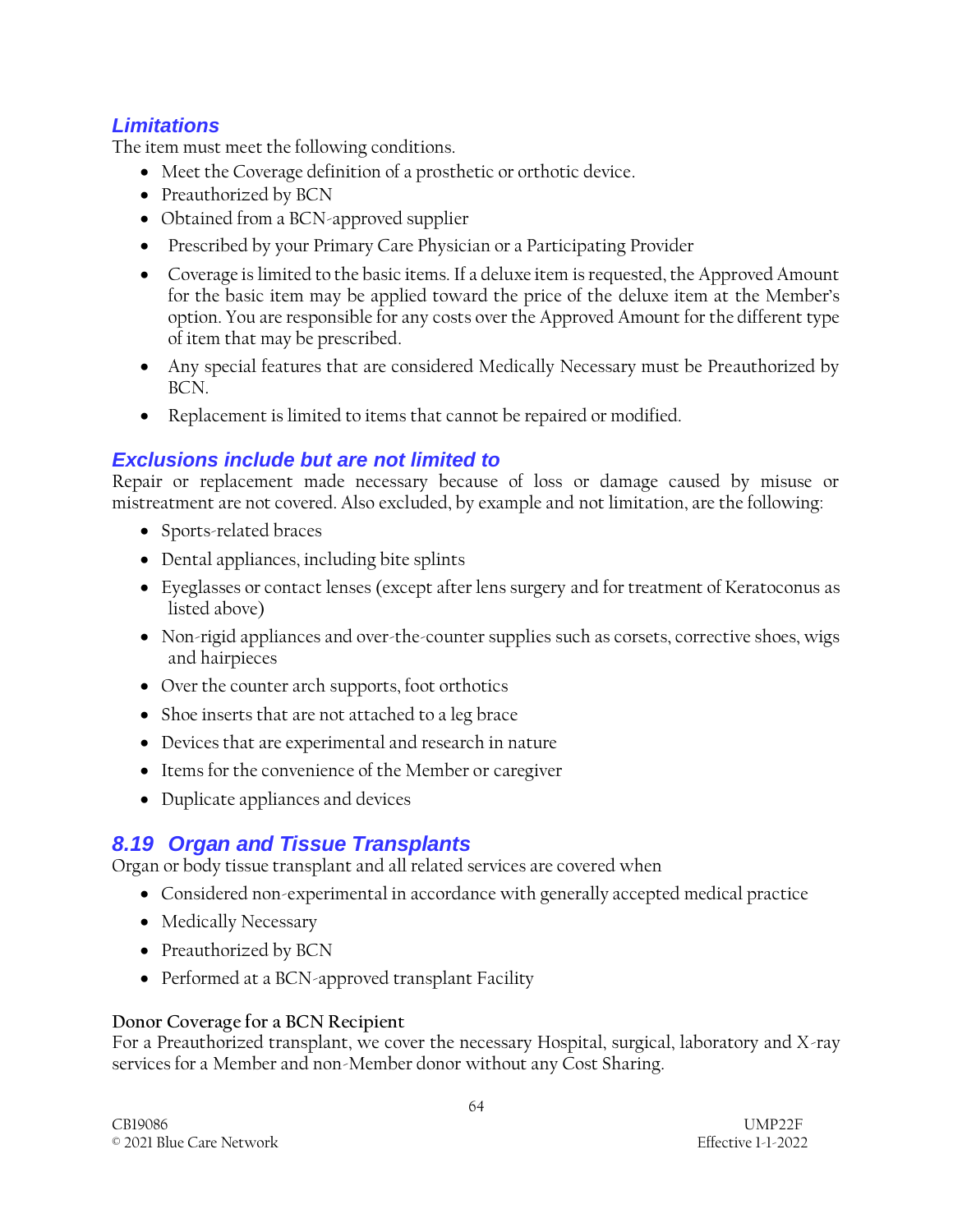### *Limitations*

The item must meet the following conditions.

- Meet the Coverage definition of a prosthetic or orthotic device.
- Preauthorized by BCN
- Obtained from a BCN-approved supplier
- Prescribed by your Primary Care Physician or a Participating Provider
- Coverage is limited to the basic items. If a deluxe item is requested, the Approved Amount for the basic item may be applied toward the price of the deluxe item at the Member's option. You are responsible for any costs over the Approved Amount for the different type of item that may be prescribed.
- Any special features that are considered Medically Necessary must be Preauthorized by BCN.
- Replacement is limited to items that cannot be repaired or modified.

### *Exclusions include but are not limited to*

Repair or replacement made necessary because of loss or damage caused by misuse or mistreatment are not covered. Also excluded, by example and not limitation, are the following:

- Sports-related braces
- Dental appliances, including bite splints
- Eyeglasses or contact lenses (except after lens surgery and for treatment of Keratoconus as listed above)
- Non-rigid appliances and over-the-counter supplies such as corsets, corrective shoes, wigs and hairpieces
- Over the counter arch supports, foot orthotics
- Shoe inserts that are not attached to a leg brace
- Devices that are experimental and research in nature
- Items for the convenience of the Member or caregiver
- Duplicate appliances and devices

## *8.19 Organ and Tissue Transplants*

Organ or body tissue transplant and all related services are covered when

- Considered non-experimental in accordance with generally accepted medical practice
- Medically Necessary
- Preauthorized by BCN
- Performed at a BCN-approved transplant Facility

**Donor Coverage for a BCN Recipient**

For a Preauthorized transplant, we cover the necessary Hospital, surgical, laboratory and X-ray services for a Member and non-Member donor without any Cost Sharing.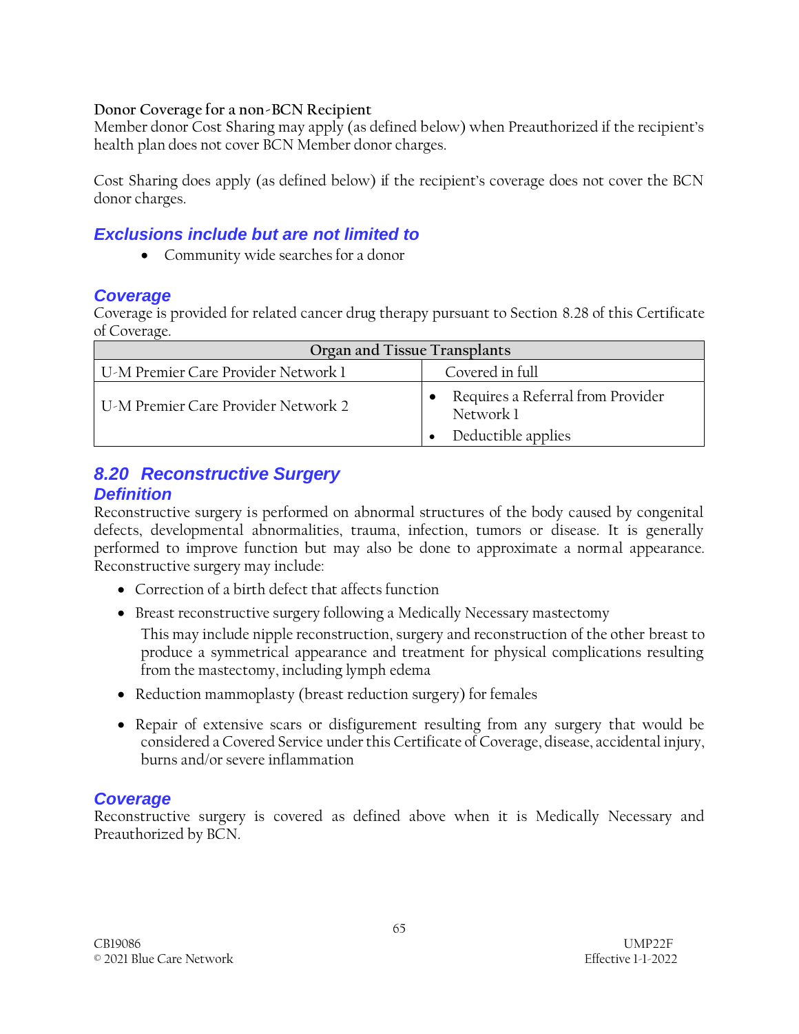**Donor Coverage for a non-BCN Recipient**
Member donor Cost Sharing may apply (as defined below) when Preauthorized if the recipient's health plan does not cover BCN Member donor charges.

Cost Sharing does apply (as defined below) if the recipient's coverage does not cover the BCN donor charges.

### *Exclusions include but are not limited to*

- Community wide searches for a donor

### *Coverage*

Coverage is provided for related cancer drug therapy pursuant to Section 8.28 of this Certificate of Coverage.

| Organ and Tissue Transplants | |
|---|---|
| U-M Premier Care Provider Network 1 | Covered in full |
| U-M Premier Care Provider Network 2 | • Requires a Referral from Provider Network 1<br>• Deductible applies |

## *8.20 Reconstructive Surgery*

### *Definition*

Reconstructive surgery is performed on abnormal structures of the body caused by congenital defects, developmental abnormalities, trauma, infection, tumors or disease. It is generally performed to improve function but may also be done to approximate a normal appearance. Reconstructive surgery may include:

- Correction of a birth defect that affects function
- Breast reconstructive surgery following a Medically Necessary mastectomy
  This may include nipple reconstruction, surgery and reconstruction of the other breast to produce a symmetrical appearance and treatment for physical complications resulting from the mastectomy, including lymph edema
- Reduction mammoplasty (breast reduction surgery) for females
- Repair of extensive scars or disfigurement resulting from any surgery that would be considered a Covered Service under this Certificate of Coverage, disease, accidental injury, burns and/or severe inflammation

### *Coverage*

Reconstructive surgery is covered as defined above when it is Medically Necessary and Preauthorized by BCN.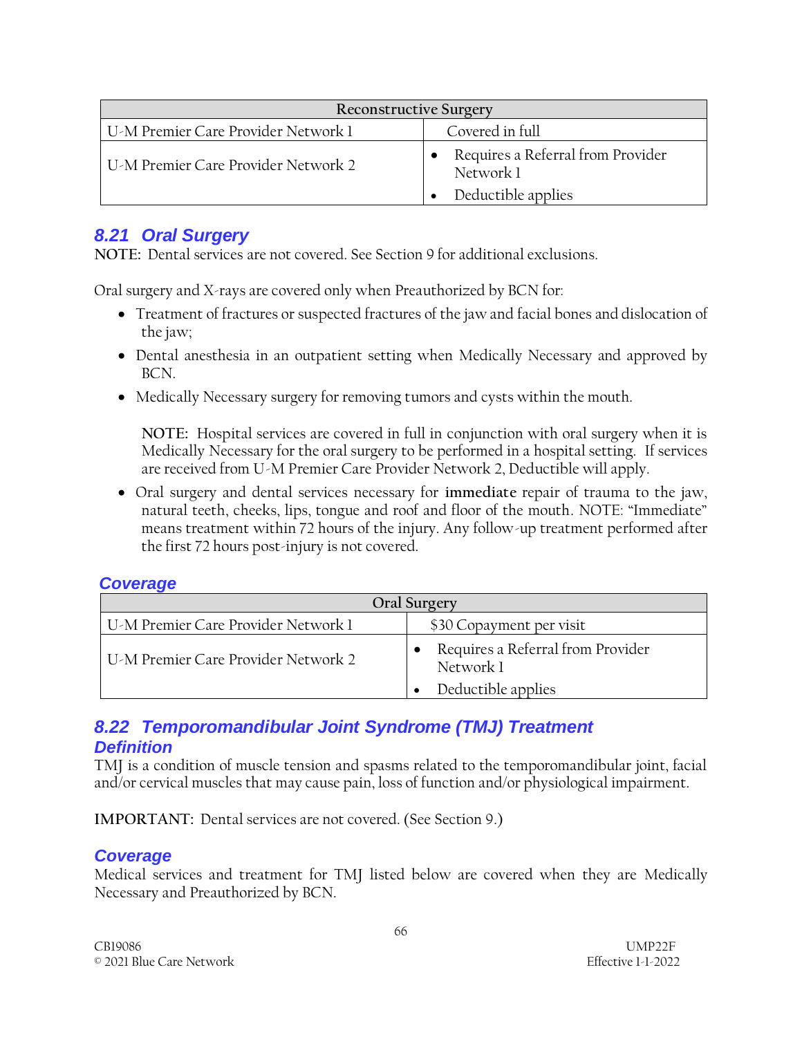| Reconstructive Surgery | |
|---|---|
| U-M Premier Care Provider Network 1 | Covered in full |
| U-M Premier Care Provider Network 2 | • Requires a Referral from Provider Network 1<br>• Deductible applies |

## 8.21 Oral Surgery

**NOTE:** Dental services are not covered. See Section 9 for additional exclusions.

Oral surgery and X-rays are covered only when Preauthorized by BCN for:

- Treatment of fractures or suspected fractures of the jaw and facial bones and dislocation of the jaw;
- Dental anesthesia in an outpatient setting when Medically Necessary and approved by BCN.
- Medically Necessary surgery for removing tumors and cysts within the mouth.

  **NOTE:** Hospital services are covered in full in conjunction with oral surgery when it is Medically Necessary for the oral surgery to be performed in a hospital setting. If services are received from U-M Premier Care Provider Network 2, Deductible will apply.

- Oral surgery and dental services necessary for **immediate** repair of trauma to the jaw, natural teeth, cheeks, lips, tongue and roof and floor of the mouth. NOTE: "Immediate" means treatment within 72 hours of the injury. Any follow-up treatment performed after the first 72 hours post-injury is not covered.

### Coverage

| Oral Surgery | |
|---|---|
| U-M Premier Care Provider Network 1 | $30 Copayment per visit |
| U-M Premier Care Provider Network 2 | • Requires a Referral from Provider Network 1<br>• Deductible applies |

## 8.22 Temporomandibular Joint Syndrome (TMJ) Treatment

### Definition

TMJ is a condition of muscle tension and spasms related to the temporomandibular joint, facial and/or cervical muscles that may cause pain, loss of function and/or physiological impairment.

**IMPORTANT:** Dental services are not covered. (See Section 9.)

### Coverage

Medical services and treatment for TMJ listed below are covered when they are Medically Necessary and Preauthorized by BCN.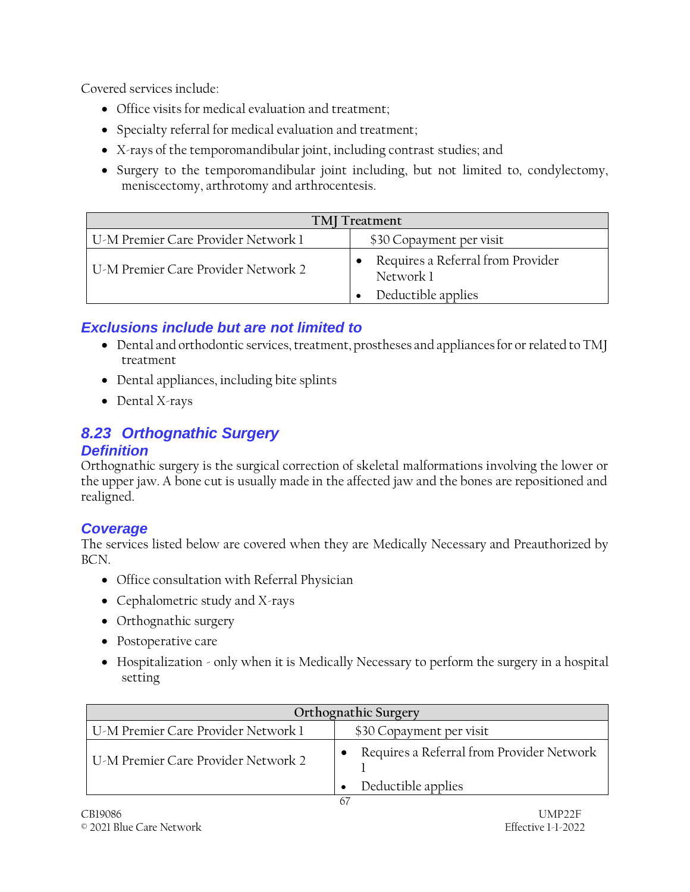Covered services include:

- Office visits for medical evaluation and treatment;
- Specialty referral for medical evaluation and treatment;
- X-rays of the temporomandibular joint, including contrast studies; and
- Surgery to the temporomandibular joint including, but not limited to, condylectomy, meniscectomy, arthrotomy and arthrocentesis.

| TMJ Treatment | |
|---|---|
| U-M Premier Care Provider Network 1 | $30 Copayment per visit |
| U-M Premier Care Provider Network 2 | • Requires a Referral from Provider Network 1<br>• Deductible applies |

### Exclusions include but are not limited to

- Dental and orthodontic services, treatment, prostheses and appliances for or related to TMJ treatment
- Dental appliances, including bite splints
- Dental X-rays

## 8.23 Orthognathic Surgery

### Definition

Orthognathic surgery is the surgical correction of skeletal malformations involving the lower or the upper jaw. A bone cut is usually made in the affected jaw and the bones are repositioned and realigned.

### Coverage

The services listed below are covered when they are Medically Necessary and Preauthorized by BCN.

- Office consultation with Referral Physician
- Cephalometric study and X-rays
- Orthognathic surgery
- Postoperative care
- Hospitalization - only when it is Medically Necessary to perform the surgery in a hospital setting

| Orthognathic Surgery | |
|---|---|
| U-M Premier Care Provider Network 1 | $30 Copayment per visit |
| U-M Premier Care Provider Network 2 | • Requires a Referral from Provider Network 1<br>• Deductible applies |

CB19086
© 2021 Blue Care Network

UMP22F
Effective 1-1-2022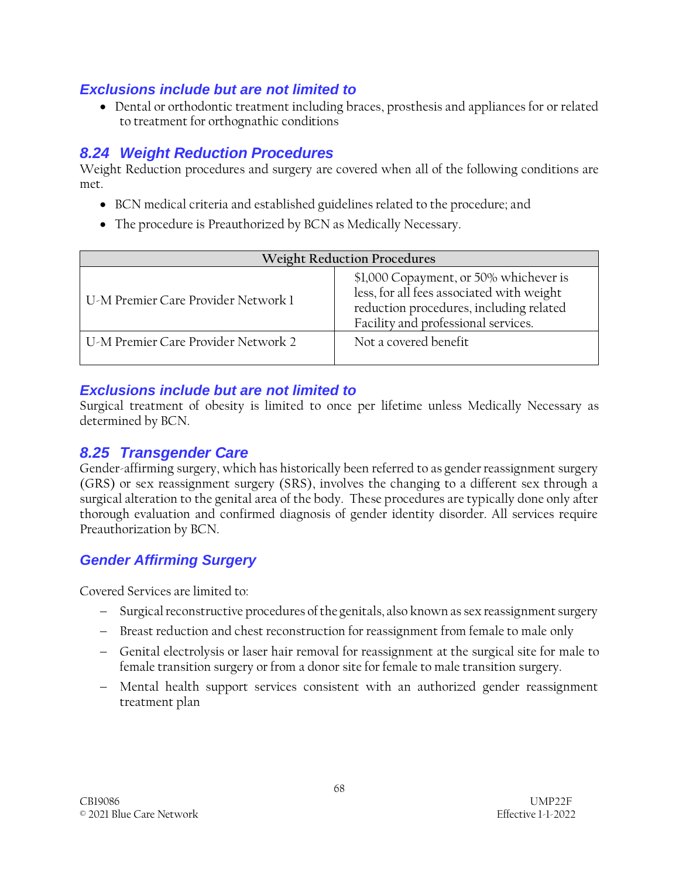### *Exclusions include but are not limited to*

- Dental or orthodontic treatment including braces, prosthesis and appliances for or related to treatment for orthognathic conditions

## *8.24 Weight Reduction Procedures*

Weight Reduction procedures and surgery are covered when all of the following conditions are met.

- BCN medical criteria and established guidelines related to the procedure; and
- The procedure is Preauthorized by BCN as Medically Necessary.

| Weight Reduction Procedures | |
|---|---|
| U-M Premier Care Provider Network 1 | $1,000 Copayment, or 50% whichever is less, for all fees associated with weight reduction procedures, including related Facility and professional services. |
| U-M Premier Care Provider Network 2 | Not a covered benefit |

### *Exclusions include but are not limited to*

Surgical treatment of obesity is limited to once per lifetime unless Medically Necessary as determined by BCN.

## *8.25 Transgender Care*

Gender-affirming surgery, which has historically been referred to as gender reassignment surgery (GRS) or sex reassignment surgery (SRS), involves the changing to a different sex through a surgical alteration to the genital area of the body. These procedures are typically done only after thorough evaluation and confirmed diagnosis of gender identity disorder. All services require Preauthorization by BCN.

### *Gender Affirming Surgery*

Covered Services are limited to:

- Surgical reconstructive procedures of the genitals, also known as sex reassignment surgery
- Breast reduction and chest reconstruction for reassignment from female to male only
- Genital electrolysis or laser hair removal for reassignment at the surgical site for male to female transition surgery or from a donor site for female to male transition surgery.
- Mental health support services consistent with an authorized gender reassignment treatment plan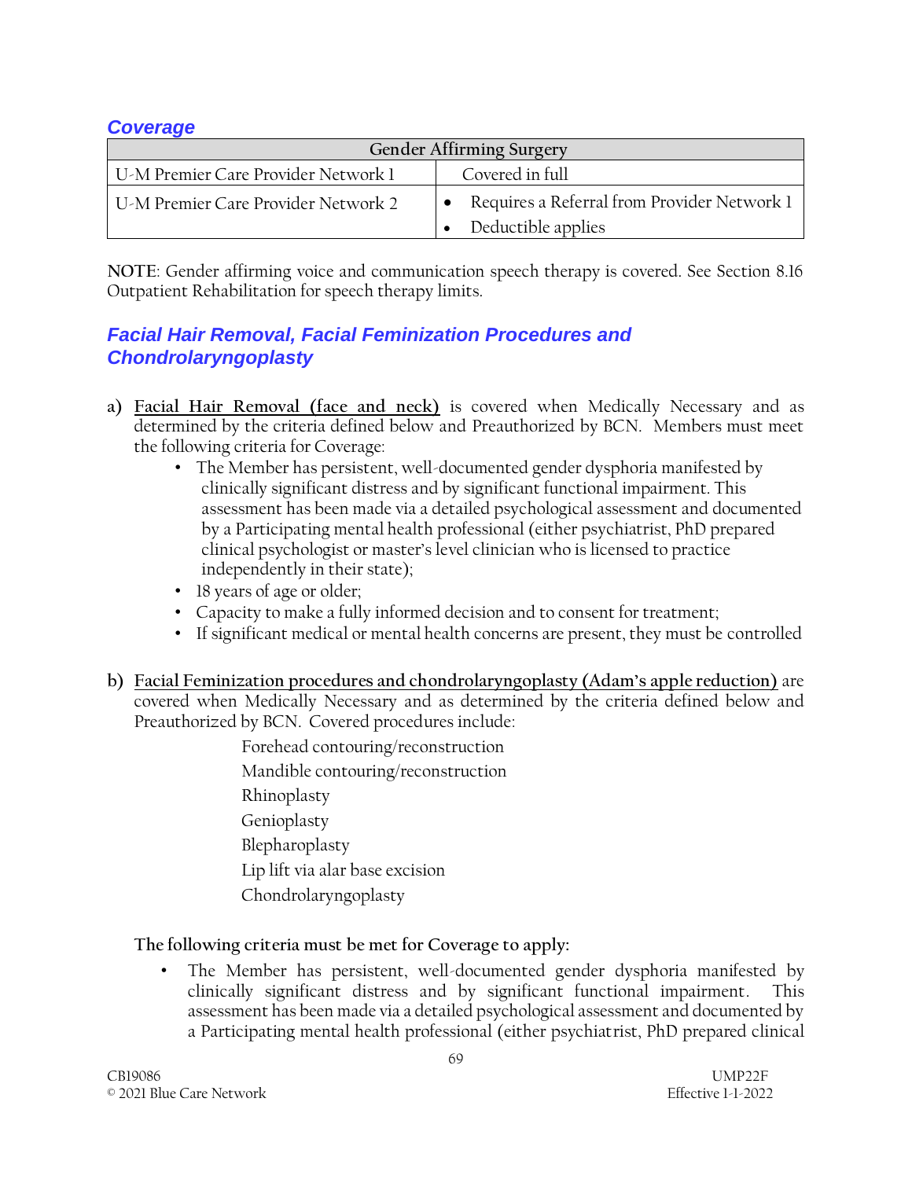### Coverage

| Gender Affirming Surgery | |
|---|---|
| U-M Premier Care Provider Network 1 | Covered in full |
| U-M Premier Care Provider Network 2 | • Requires a Referral from Provider Network 1<br>• Deductible applies |

**NOTE**: Gender affirming voice and communication speech therapy is covered. See Section 8.16 Outpatient Rehabilitation for speech therapy limits.

### Facial Hair Removal, Facial Feminization Procedures and Chondrolaryngoplasty

a) Facial Hair Removal (face and neck) is covered when Medically Necessary and as determined by the criteria defined below and Preauthorized by BCN. Members must meet the following criteria for Coverage:

- The Member has persistent, well-documented gender dysphoria manifested by clinically significant distress and by significant functional impairment. This assessment has been made via a detailed psychological assessment and documented by a Participating mental health professional (either psychiatrist, PhD prepared clinical psychologist or master's level clinician who is licensed to practice independently in their state);
- 18 years of age or older;
- Capacity to make a fully informed decision and to consent for treatment;
- If significant medical or mental health concerns are present, they must be controlled

b) Facial Feminization procedures and chondrolaryngoplasty (Adam's apple reduction) are covered when Medically Necessary and as determined by the criteria defined below and Preauthorized by BCN. Covered procedures include:

Forehead contouring/reconstruction
Mandible contouring/reconstruction
Rhinoplasty
Genioplasty
Blepharoplasty
Lip lift via alar base excision
Chondrolaryngoplasty

**The following criteria must be met for Coverage to apply:**

- The Member has persistent, well-documented gender dysphoria manifested by clinically significant distress and by significant functional impairment. This assessment has been made via a detailed psychological assessment and documented by a Participating mental health professional (either psychiatrist, PhD prepared clinical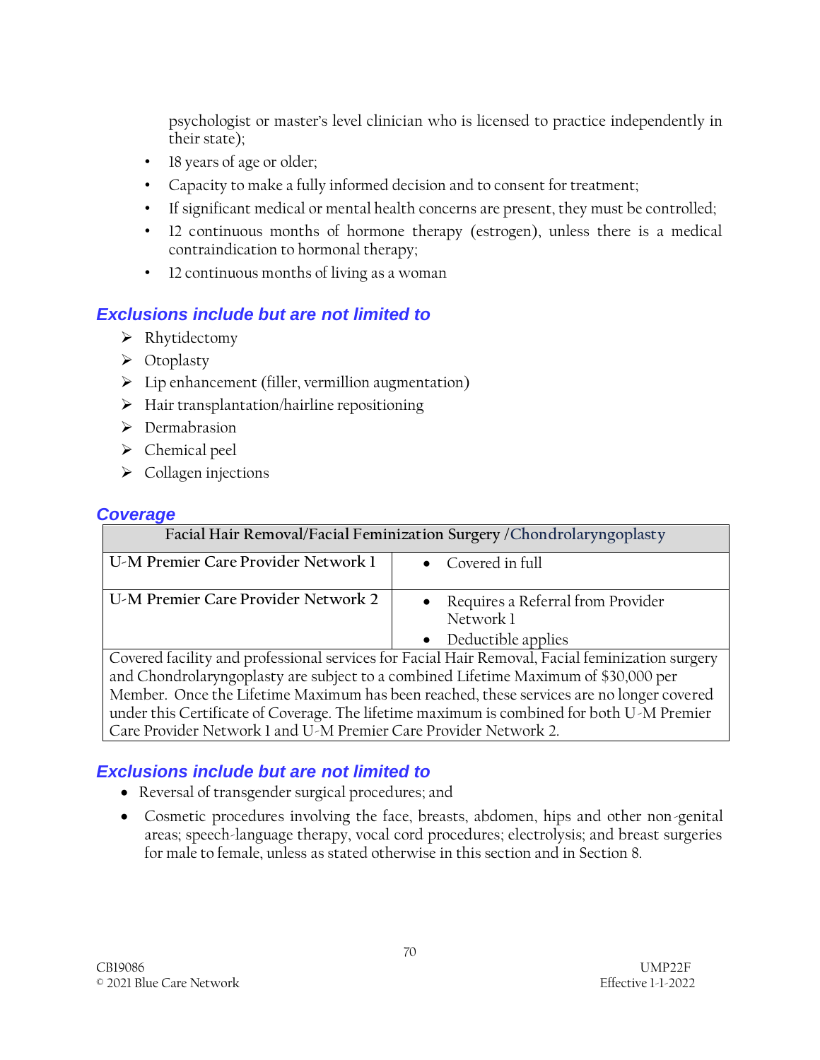psychologist or master's level clinician who is licensed to practice independently in their state);

- 18 years of age or older;
- Capacity to make a fully informed decision and to consent for treatment;
- If significant medical or mental health concerns are present, they must be controlled;
- 12 continuous months of hormone therapy (estrogen), unless there is a medical contraindication to hormonal therapy;
- 12 continuous months of living as a woman

### *Exclusions include but are not limited to*

- Rhytidectomy
- Otoplasty
- Lip enhancement (filler, vermillion augmentation)
- Hair transplantation/hairline repositioning
- Dermabrasion
- Chemical peel
- Collagen injections

### *Coverage*

| Facial Hair Removal/Facial Feminization Surgery /Chondrolaryngoplasty | |
|---|---|
| U-M Premier Care Provider Network 1 | • Covered in full |
| U-M Premier Care Provider Network 2 | • Requires a Referral from Provider Network 1<br>• Deductible applies |
| Covered facility and professional services for Facial Hair Removal, Facial feminization surgery and Chondrolaryngoplasty are subject to a combined Lifetime Maximum of $30,000 per Member. Once the Lifetime Maximum has been reached, these services are no longer covered under this Certificate of Coverage. The lifetime maximum is combined for both U-M Premier Care Provider Network 1 and U-M Premier Care Provider Network 2. | |

### *Exclusions include but are not limited to*

- Reversal of transgender surgical procedures; and
- Cosmetic procedures involving the face, breasts, abdomen, hips and other non-genital areas; speech-language therapy, vocal cord procedures; electrolysis; and breast surgeries for male to female, unless as stated otherwise in this section and in Section 8.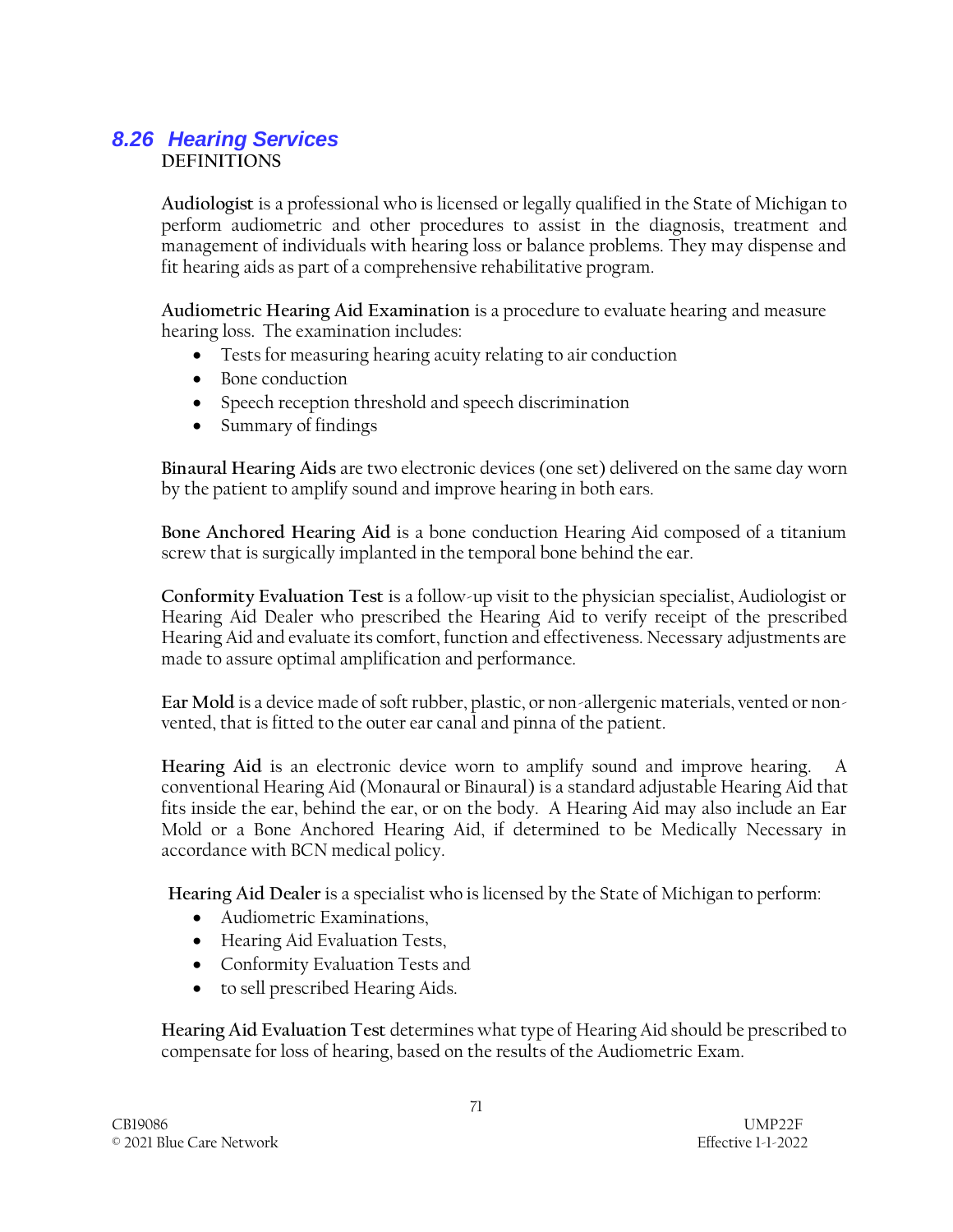## 8.26 Hearing Services

**DEFINITIONS**

**Audiologist** is a professional who is licensed or legally qualified in the State of Michigan to perform audiometric and other procedures to assist in the diagnosis, treatment and management of individuals with hearing loss or balance problems. They may dispense and fit hearing aids as part of a comprehensive rehabilitative program.

**Audiometric Hearing Aid Examination** is a procedure to evaluate hearing and measure hearing loss. The examination includes:

- Tests for measuring hearing acuity relating to air conduction
- Bone conduction
- Speech reception threshold and speech discrimination
- Summary of findings

**Binaural Hearing Aids** are two electronic devices (one set) delivered on the same day worn by the patient to amplify sound and improve hearing in both ears.

**Bone Anchored Hearing Aid** is a bone conduction Hearing Aid composed of a titanium screw that is surgically implanted in the temporal bone behind the ear.

**Conformity Evaluation Test** is a follow-up visit to the physician specialist, Audiologist or Hearing Aid Dealer who prescribed the Hearing Aid to verify receipt of the prescribed Hearing Aid and evaluate its comfort, function and effectiveness. Necessary adjustments are made to assure optimal amplification and performance.

**Ear Mold** is a device made of soft rubber, plastic, or non-allergenic materials, vented or non-vented, that is fitted to the outer ear canal and pinna of the patient.

**Hearing Aid** is an electronic device worn to amplify sound and improve hearing. A conventional Hearing Aid (Monaural or Binaural) is a standard adjustable Hearing Aid that fits inside the ear, behind the ear, or on the body. A Hearing Aid may also include an Ear Mold or a Bone Anchored Hearing Aid, if determined to be Medically Necessary in accordance with BCN medical policy.

**Hearing Aid Dealer** is a specialist who is licensed by the State of Michigan to perform:

- Audiometric Examinations,
- Hearing Aid Evaluation Tests,
- Conformity Evaluation Tests and
- to sell prescribed Hearing Aids.

**Hearing Aid Evaluation Test** determines what type of Hearing Aid should be prescribed to compensate for loss of hearing, based on the results of the Audiometric Exam.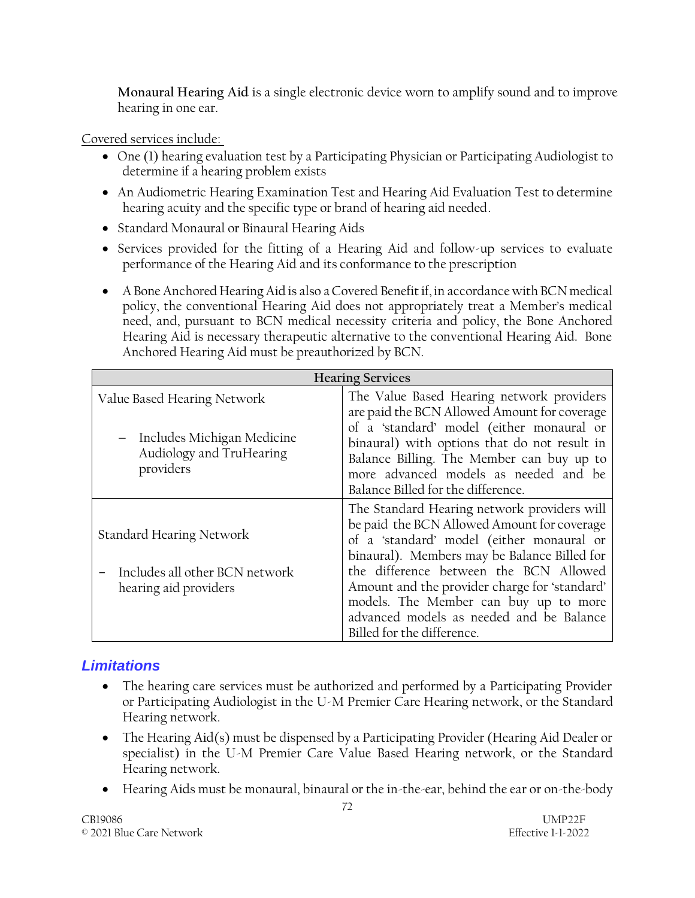**Monaural Hearing Aid** is a single electronic device worn to amplify sound and to improve hearing in one ear.

Covered services include:

- One (1) hearing evaluation test by a Participating Physician or Participating Audiologist to determine if a hearing problem exists
- An Audiometric Hearing Examination Test and Hearing Aid Evaluation Test to determine hearing acuity and the specific type or brand of hearing aid needed.
- Standard Monaural or Binaural Hearing Aids
- Services provided for the fitting of a Hearing Aid and follow-up services to evaluate performance of the Hearing Aid and its conformance to the prescription
- A Bone Anchored Hearing Aid is also a Covered Benefit if, in accordance with BCN medical policy, the conventional Hearing Aid does not appropriately treat a Member's medical need, and, pursuant to BCN medical necessity criteria and policy, the Bone Anchored Hearing Aid is necessary therapeutic alternative to the conventional Hearing Aid. Bone Anchored Hearing Aid must be preauthorized by BCN.

| Hearing Services | |
|---|---|
| Value Based Hearing Network<br><br>– Includes Michigan Medicine Audiology and TruHearing providers | The Value Based Hearing network providers are paid the BCN Allowed Amount for coverage of a 'standard' model (either monaural or binaural) with options that do not result in Balance Billing. The Member can buy up to more advanced models as needed and be Balance Billed for the difference. |
| Standard Hearing Network<br><br>– Includes all other BCN network hearing aid providers | The Standard Hearing network providers will be paid the BCN Allowed Amount for coverage of a 'standard' model (either monaural or binaural). Members may be Balance Billed for the difference between the BCN Allowed Amount and the provider charge for 'standard' models. The Member can buy up to more advanced models as needed and be Balance Billed for the difference. |

## *Limitations*

- The hearing care services must be authorized and performed by a Participating Provider or Participating Audiologist in the U-M Premier Care Hearing network, or the Standard Hearing network.
- The Hearing Aid(s) must be dispensed by a Participating Provider (Hearing Aid Dealer or specialist) in the U-M Premier Care Value Based Hearing network, or the Standard Hearing network.
- Hearing Aids must be monaural, binaural or the in-the-ear, behind the ear or on-the-body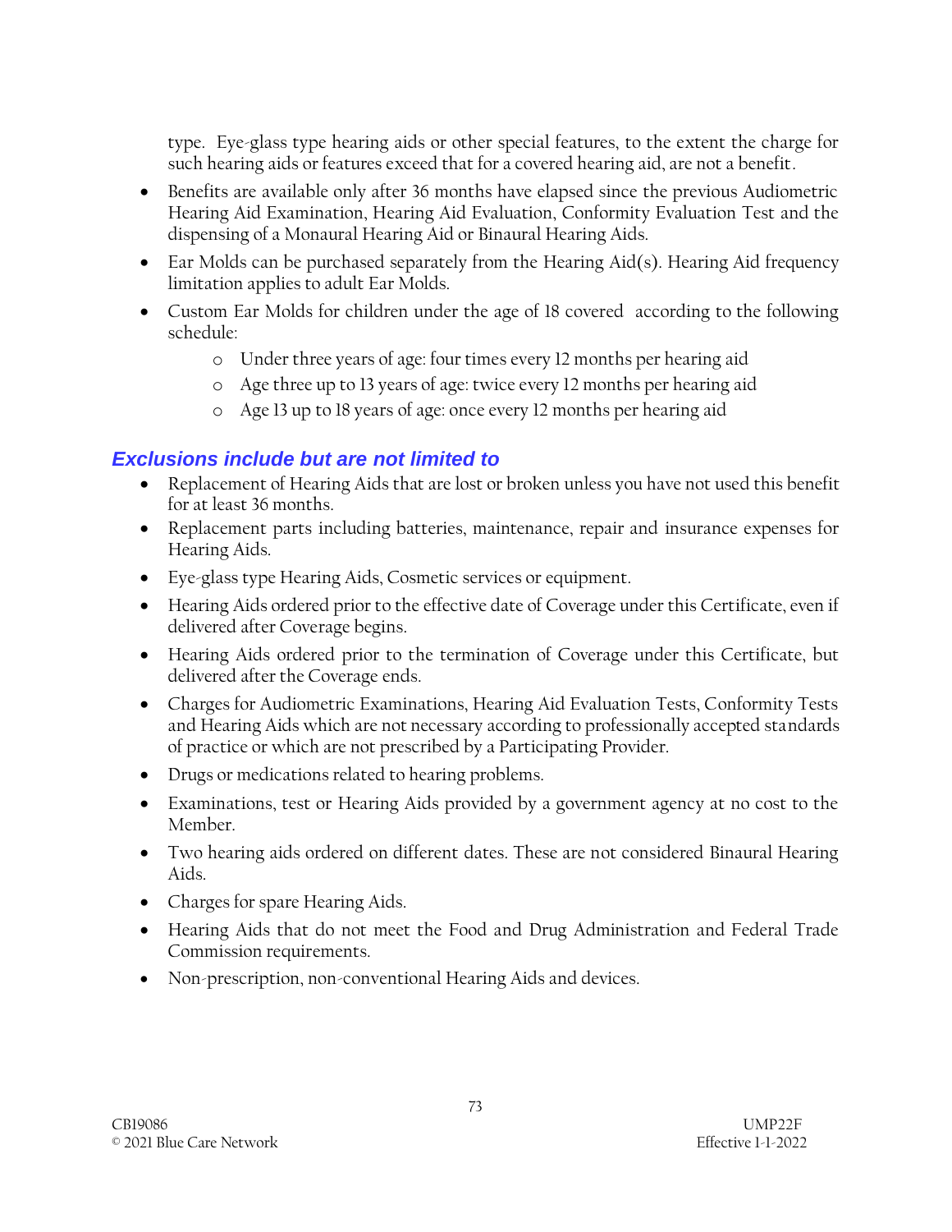type. Eye-glass type hearing aids or other special features, to the extent the charge for such hearing aids or features exceed that for a covered hearing aid, are not a benefit.

- Benefits are available only after 36 months have elapsed since the previous Audiometric Hearing Aid Examination, Hearing Aid Evaluation, Conformity Evaluation Test and the dispensing of a Monaural Hearing Aid or Binaural Hearing Aids.
- Ear Molds can be purchased separately from the Hearing Aid(s). Hearing Aid frequency limitation applies to adult Ear Molds.
- Custom Ear Molds for children under the age of 18 covered according to the following schedule:
  - Under three years of age: four times every 12 months per hearing aid
  - Age three up to 13 years of age: twice every 12 months per hearing aid
  - Age 13 up to 18 years of age: once every 12 months per hearing aid

### *Exclusions include but are not limited to*

- Replacement of Hearing Aids that are lost or broken unless you have not used this benefit for at least 36 months.
- Replacement parts including batteries, maintenance, repair and insurance expenses for Hearing Aids.
- Eye-glass type Hearing Aids, Cosmetic services or equipment.
- Hearing Aids ordered prior to the effective date of Coverage under this Certificate, even if delivered after Coverage begins.
- Hearing Aids ordered prior to the termination of Coverage under this Certificate, but delivered after the Coverage ends.
- Charges for Audiometric Examinations, Hearing Aid Evaluation Tests, Conformity Tests and Hearing Aids which are not necessary according to professionally accepted standards of practice or which are not prescribed by a Participating Provider.
- Drugs or medications related to hearing problems.
- Examinations, test or Hearing Aids provided by a government agency at no cost to the Member.
- Two hearing aids ordered on different dates. These are not considered Binaural Hearing Aids.
- Charges for spare Hearing Aids.
- Hearing Aids that do not meet the Food and Drug Administration and Federal Trade Commission requirements.
- Non-prescription, non-conventional Hearing Aids and devices.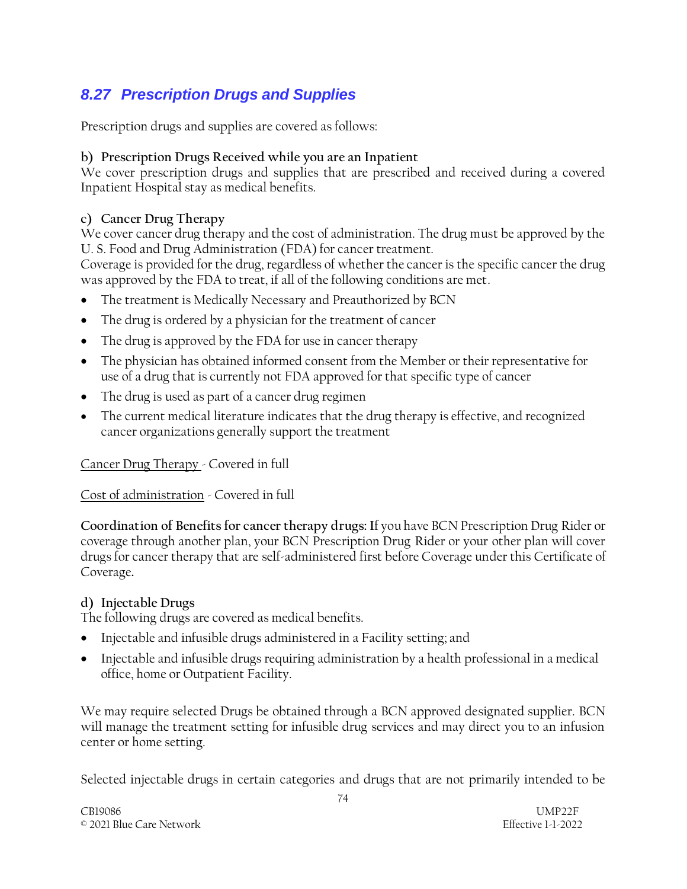## 8.27 Prescription Drugs and Supplies

Prescription drugs and supplies are covered as follows:

**b) Prescription Drugs Received while you are an Inpatient**
We cover prescription drugs and supplies that are prescribed and received during a covered Inpatient Hospital stay as medical benefits.

**c) Cancer Drug Therapy**
We cover cancer drug therapy and the cost of administration. The drug must be approved by the U. S. Food and Drug Administration (FDA) for cancer treatment.
Coverage is provided for the drug, regardless of whether the cancer is the specific cancer the drug was approved by the FDA to treat, if all of the following conditions are met.

- The treatment is Medically Necessary and Preauthorized by BCN
- The drug is ordered by a physician for the treatment of cancer
- The drug is approved by the FDA for use in cancer therapy
- The physician has obtained informed consent from the Member or their representative for use of a drug that is currently not FDA approved for that specific type of cancer
- The drug is used as part of a cancer drug regimen
- The current medical literature indicates that the drug therapy is effective, and recognized cancer organizations generally support the treatment

<u>Cancer Drug Therapy</u> - Covered in full

<u>Cost of administration</u> - Covered in full

**Coordination of Benefits for cancer therapy drugs:** If you have BCN Prescription Drug Rider or coverage through another plan, your BCN Prescription Drug Rider or your other plan will cover drugs for cancer therapy that are self-administered first before Coverage under this Certificate of Coverage.

**d) Injectable Drugs**
The following drugs are covered as medical benefits.

- Injectable and infusible drugs administered in a Facility setting; and
- Injectable and infusible drugs requiring administration by a health professional in a medical office, home or Outpatient Facility.

We may require selected Drugs be obtained through a BCN approved designated supplier. BCN will manage the treatment setting for infusible drug services and may direct you to an infusion center or home setting.

Selected injectable drugs in certain categories and drugs that are not primarily intended to be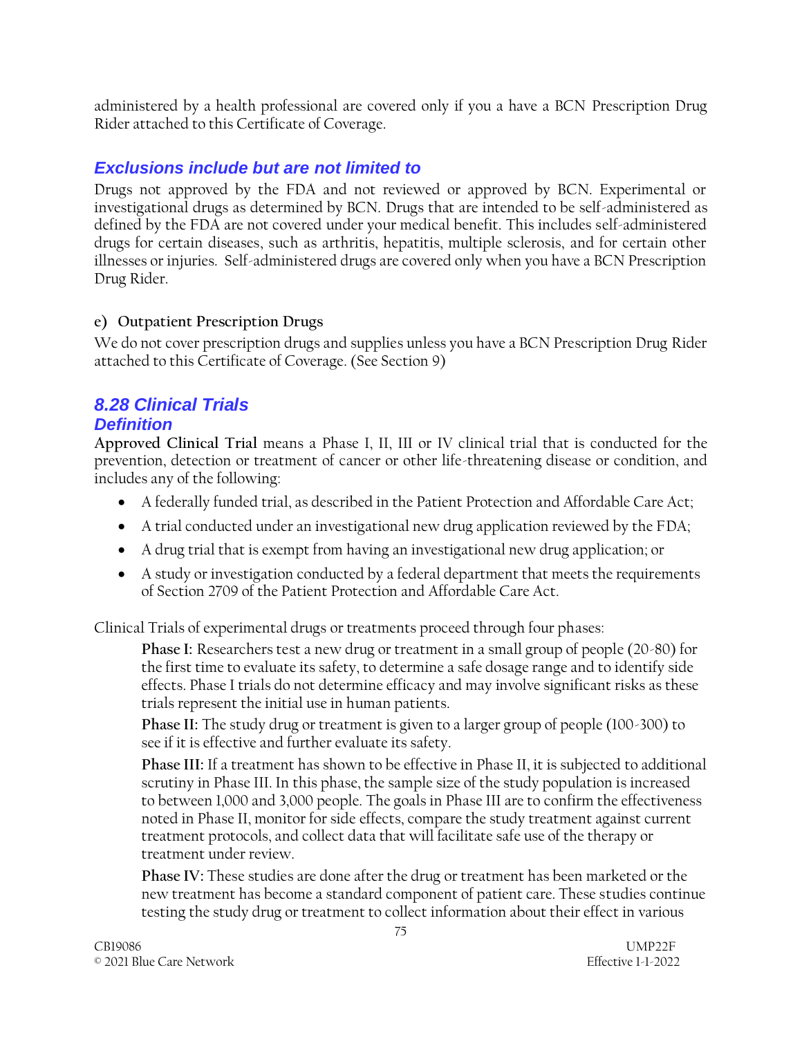administered by a health professional are covered only if you a have a BCN Prescription Drug Rider attached to this Certificate of Coverage.

### *Exclusions include but are not limited to*

Drugs not approved by the FDA and not reviewed or approved by BCN. Experimental or investigational drugs as determined by BCN. Drugs that are intended to be self-administered as defined by the FDA are not covered under your medical benefit. This includes self-administered drugs for certain diseases, such as arthritis, hepatitis, multiple sclerosis, and for certain other illnesses or injuries. Self-administered drugs are covered only when you have a BCN Prescription Drug Rider.

**e) Outpatient Prescription Drugs**

We do not cover prescription drugs and supplies unless you have a BCN Prescription Drug Rider attached to this Certificate of Coverage. (See Section 9)

## *8.28 Clinical Trials*

### *Definition*

**Approved Clinical Trial** means a Phase I, II, III or IV clinical trial that is conducted for the prevention, detection or treatment of cancer or other life-threatening disease or condition, and includes any of the following:

- A federally funded trial, as described in the Patient Protection and Affordable Care Act;
- A trial conducted under an investigational new drug application reviewed by the FDA;
- A drug trial that is exempt from having an investigational new drug application; or
- A study or investigation conducted by a federal department that meets the requirements of Section 2709 of the Patient Protection and Affordable Care Act.

Clinical Trials of experimental drugs or treatments proceed through four phases:

**Phase I:** Researchers test a new drug or treatment in a small group of people (20-80) for the first time to evaluate its safety, to determine a safe dosage range and to identify side effects. Phase I trials do not determine efficacy and may involve significant risks as these trials represent the initial use in human patients.

**Phase II:** The study drug or treatment is given to a larger group of people (100-300) to see if it is effective and further evaluate its safety.

**Phase III:** If a treatment has shown to be effective in Phase II, it is subjected to additional scrutiny in Phase III. In this phase, the sample size of the study population is increased to between 1,000 and 3,000 people. The goals in Phase III are to confirm the effectiveness noted in Phase II, monitor for side effects, compare the study treatment against current treatment protocols, and collect data that will facilitate safe use of the therapy or treatment under review.

**Phase IV:** These studies are done after the drug or treatment has been marketed or the new treatment has become a standard component of patient care. These studies continue testing the study drug or treatment to collect information about their effect in various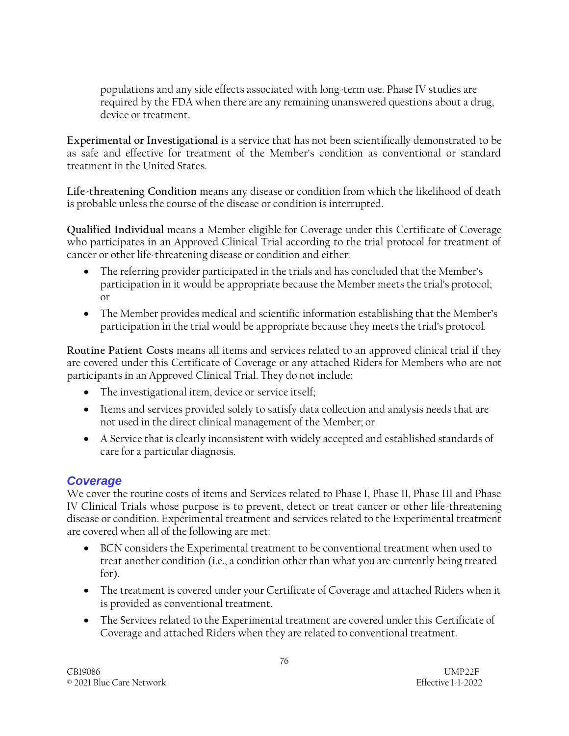populations and any side effects associated with long-term use. Phase IV studies are required by the FDA when there are any remaining unanswered questions about a drug, device or treatment.

**Experimental or Investigational** is a service that has not been scientifically demonstrated to be as safe and effective for treatment of the Member's condition as conventional or standard treatment in the United States.

**Life-threatening Condition** means any disease or condition from which the likelihood of death is probable unless the course of the disease or condition is interrupted.

**Qualified Individual** means a Member eligible for Coverage under this Certificate of Coverage who participates in an Approved Clinical Trial according to the trial protocol for treatment of cancer or other life-threatening disease or condition and either:

- The referring provider participated in the trials and has concluded that the Member's participation in it would be appropriate because the Member meets the trial's protocol; or
- The Member provides medical and scientific information establishing that the Member's participation in the trial would be appropriate because they meets the trial's protocol.

**Routine Patient Costs** means all items and services related to an approved clinical trial if they are covered under this Certificate of Coverage or any attached Riders for Members who are not participants in an Approved Clinical Trial. They do not include:

- The investigational item, device or service itself;
- Items and services provided solely to satisfy data collection and analysis needs that are not used in the direct clinical management of the Member; or
- A Service that is clearly inconsistent with widely accepted and established standards of care for a particular diagnosis.

### Coverage

We cover the routine costs of items and Services related to Phase I, Phase II, Phase III and Phase IV Clinical Trials whose purpose is to prevent, detect or treat cancer or other life-threatening disease or condition. Experimental treatment and services related to the Experimental treatment are covered when all of the following are met:

- BCN considers the Experimental treatment to be conventional treatment when used to treat another condition (i.e., a condition other than what you are currently being treated for).
- The treatment is covered under your Certificate of Coverage and attached Riders when it is provided as conventional treatment.
- The Services related to the Experimental treatment are covered under this Certificate of Coverage and attached Riders when they are related to conventional treatment.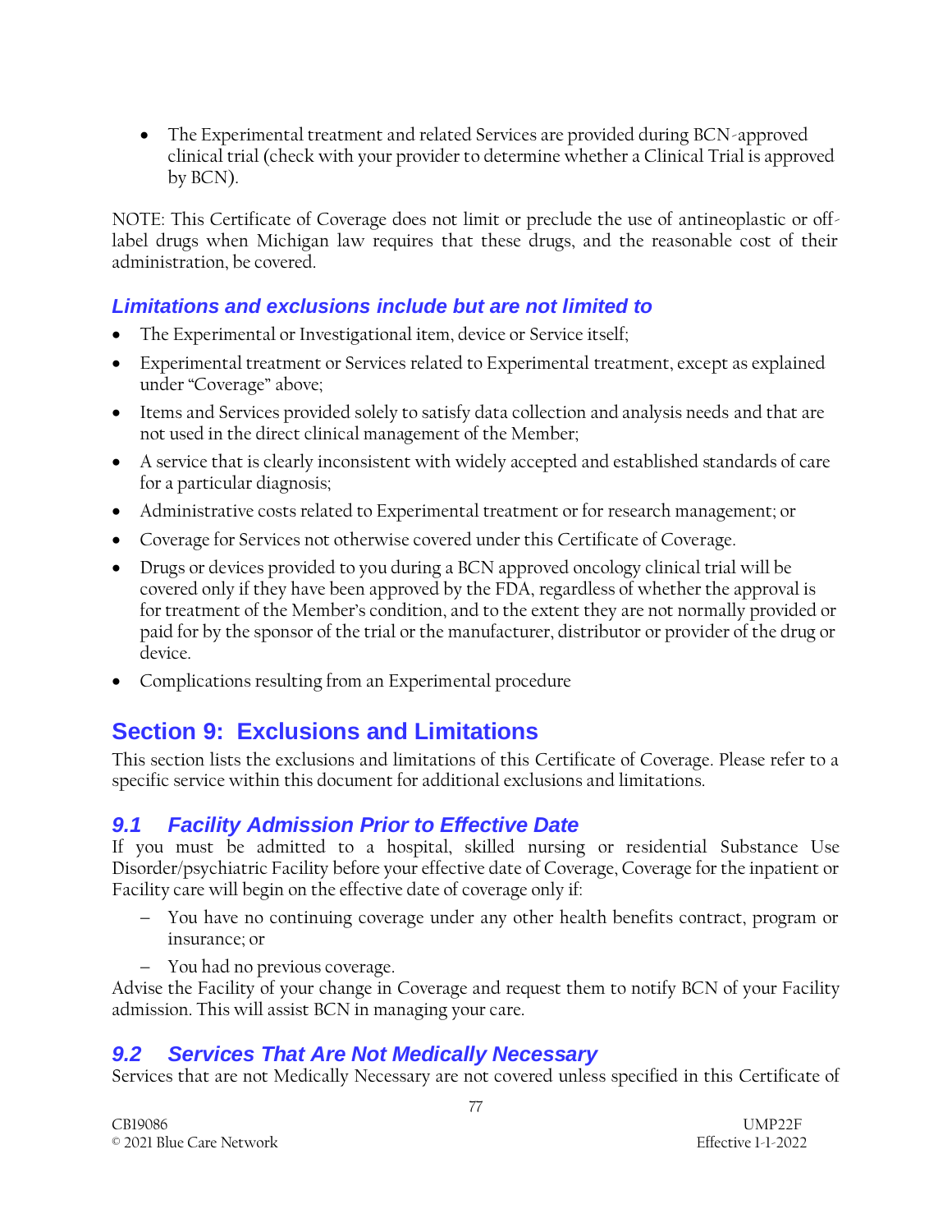- The Experimental treatment and related Services are provided during BCN-approved clinical trial (check with your provider to determine whether a Clinical Trial is approved by BCN).

NOTE: This Certificate of Coverage does not limit or preclude the use of antineoplastic or off-label drugs when Michigan law requires that these drugs, and the reasonable cost of their administration, be covered.

### *Limitations and exclusions include but are not limited to*

- The Experimental or Investigational item, device or Service itself;
- Experimental treatment or Services related to Experimental treatment, except as explained under "Coverage" above;
- Items and Services provided solely to satisfy data collection and analysis needs and that are not used in the direct clinical management of the Member;
- A service that is clearly inconsistent with widely accepted and established standards of care for a particular diagnosis;
- Administrative costs related to Experimental treatment or for research management; or
- Coverage for Services not otherwise covered under this Certificate of Coverage.
- Drugs or devices provided to you during a BCN approved oncology clinical trial will be covered only if they have been approved by the FDA, regardless of whether the approval is for treatment of the Member's condition, and to the extent they are not normally provided or paid for by the sponsor of the trial or the manufacturer, distributor or provider of the drug or device.
- Complications resulting from an Experimental procedure

## Section 9: Exclusions and Limitations

This section lists the exclusions and limitations of this Certificate of Coverage. Please refer to a specific service within this document for additional exclusions and limitations.

### *9.1 Facility Admission Prior to Effective Date*

If you must be admitted to a hospital, skilled nursing or residential Substance Use Disorder/psychiatric Facility before your effective date of Coverage, Coverage for the inpatient or Facility care will begin on the effective date of coverage only if:

- You have no continuing coverage under any other health benefits contract, program or insurance; or
- You had no previous coverage.

Advise the Facility of your change in Coverage and request them to notify BCN of your Facility admission. This will assist BCN in managing your care.

### *9.2 Services That Are Not Medically Necessary*

Services that are not Medically Necessary are not covered unless specified in this Certificate of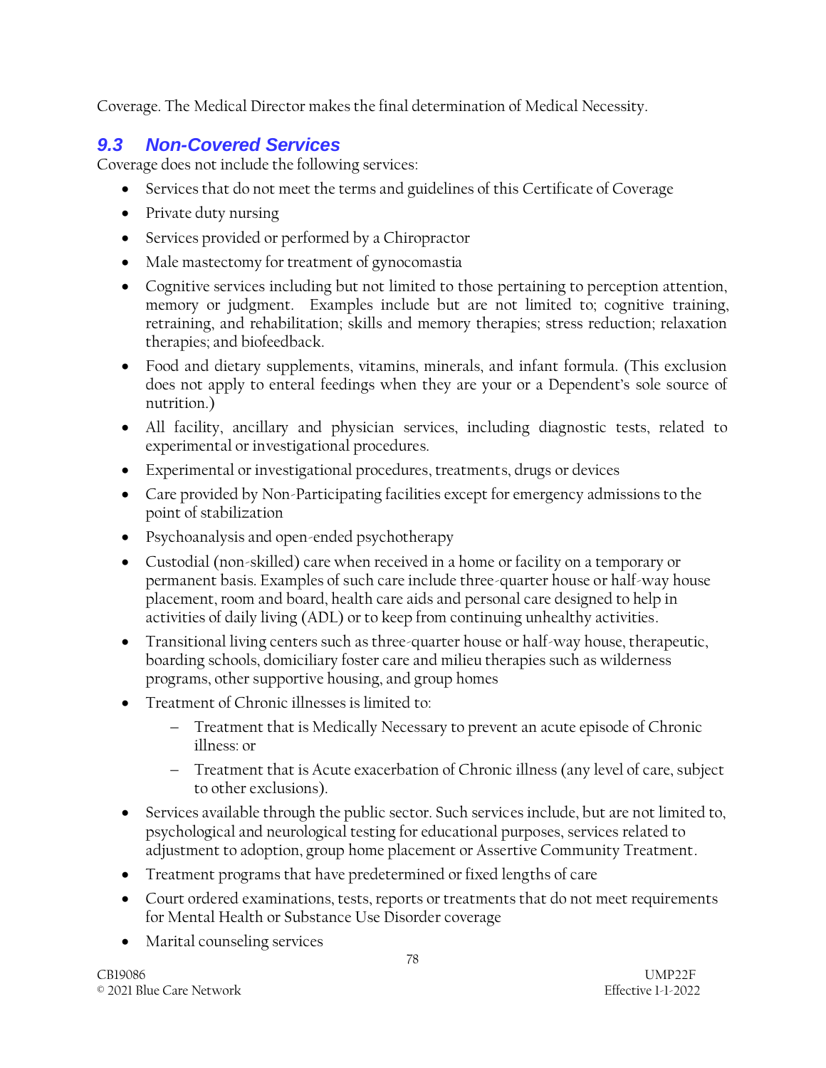Coverage. The Medical Director makes the final determination of Medical Necessity.

## 9.3 Non-Covered Services

Coverage does not include the following services:

- Services that do not meet the terms and guidelines of this Certificate of Coverage
- Private duty nursing
- Services provided or performed by a Chiropractor
- Male mastectomy for treatment of gynocomastia
- Cognitive services including but not limited to those pertaining to perception attention, memory or judgment. Examples include but are not limited to; cognitive training, retraining, and rehabilitation; skills and memory therapies; stress reduction; relaxation therapies; and biofeedback.
- Food and dietary supplements, vitamins, minerals, and infant formula. (This exclusion does not apply to enteral feedings when they are your or a Dependent's sole source of nutrition.)
- All facility, ancillary and physician services, including diagnostic tests, related to experimental or investigational procedures.
- Experimental or investigational procedures, treatments, drugs or devices
- Care provided by Non-Participating facilities except for emergency admissions to the point of stabilization
- Psychoanalysis and open-ended psychotherapy
- Custodial (non-skilled) care when received in a home or facility on a temporary or permanent basis. Examples of such care include three-quarter house or half-way house placement, room and board, health care aids and personal care designed to help in activities of daily living (ADL) or to keep from continuing unhealthy activities.
- Transitional living centers such as three-quarter house or half-way house, therapeutic, boarding schools, domiciliary foster care and milieu therapies such as wilderness programs, other supportive housing, and group homes
- Treatment of Chronic illnesses is limited to:
  - Treatment that is Medically Necessary to prevent an acute episode of Chronic illness: or
  - Treatment that is Acute exacerbation of Chronic illness (any level of care, subject to other exclusions).
- Services available through the public sector. Such services include, but are not limited to, psychological and neurological testing for educational purposes, services related to adjustment to adoption, group home placement or Assertive Community Treatment.
- Treatment programs that have predetermined or fixed lengths of care
- Court ordered examinations, tests, reports or treatments that do not meet requirements for Mental Health or Substance Use Disorder coverage
- Marital counseling services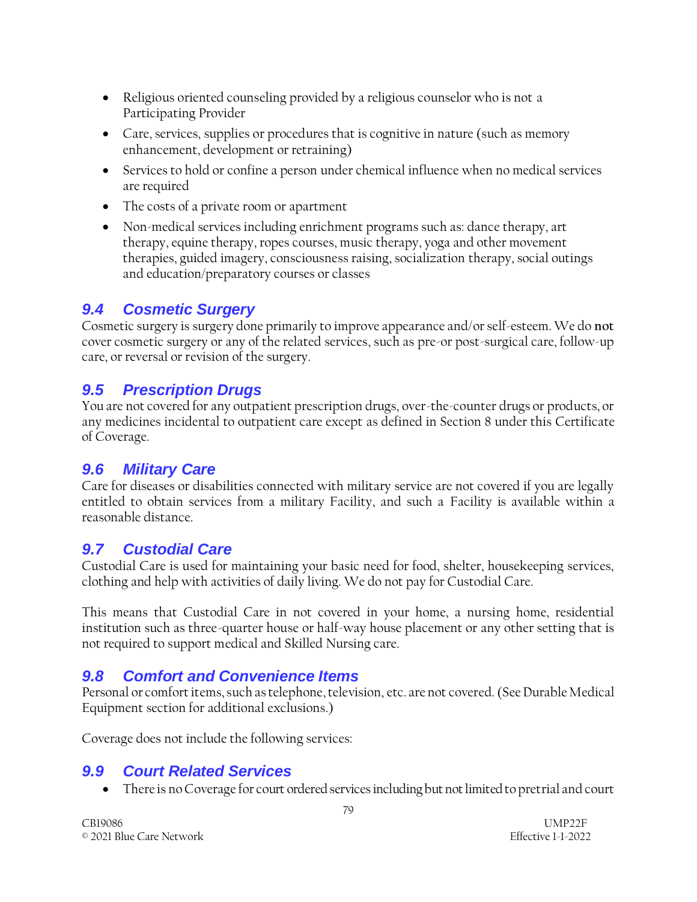- Religious oriented counseling provided by a religious counselor who is not a Participating Provider
- Care, services, supplies or procedures that is cognitive in nature (such as memory enhancement, development or retraining)
- Services to hold or confine a person under chemical influence when no medical services are required
- The costs of a private room or apartment
- Non-medical services including enrichment programs such as: dance therapy, art therapy, equine therapy, ropes courses, music therapy, yoga and other movement therapies, guided imagery, consciousness raising, socialization therapy, social outings and education/preparatory courses or classes

## 9.4 Cosmetic Surgery

Cosmetic surgery is surgery done primarily to improve appearance and/or self-esteem. We do **not** cover cosmetic surgery or any of the related services, such as pre-or post-surgical care, follow-up care, or reversal or revision of the surgery.

## 9.5 Prescription Drugs

You are not covered for any outpatient prescription drugs, over-the-counter drugs or products, or any medicines incidental to outpatient care except as defined in Section 8 under this Certificate of Coverage.

## 9.6 Military Care

Care for diseases or disabilities connected with military service are not covered if you are legally entitled to obtain services from a military Facility, and such a Facility is available within a reasonable distance.

## 9.7 Custodial Care

Custodial Care is used for maintaining your basic need for food, shelter, housekeeping services, clothing and help with activities of daily living. We do not pay for Custodial Care.

This means that Custodial Care in not covered in your home, a nursing home, residential institution such as three-quarter house or half-way house placement or any other setting that is not required to support medical and Skilled Nursing care.

## 9.8 Comfort and Convenience Items

Personal or comfort items, such as telephone, television, etc. are not covered. (See Durable Medical Equipment section for additional exclusions.)

Coverage does not include the following services:

## 9.9 Court Related Services

- There is no Coverage for court ordered services including but not limited to pretrial and court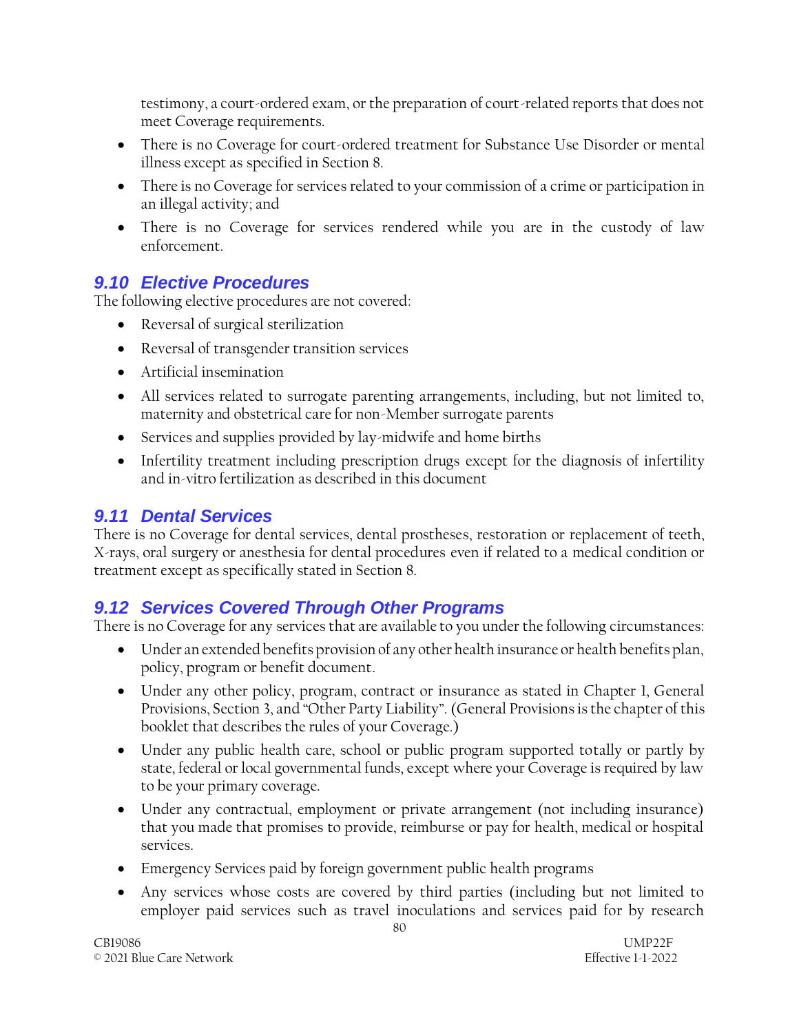testimony, a court-ordered exam, or the preparation of court-related reports that does not meet Coverage requirements.

- There is no Coverage for court-ordered treatment for Substance Use Disorder or mental illness except as specified in Section 8.
- There is no Coverage for services related to your commission of a crime or participation in an illegal activity; and
- There is no Coverage for services rendered while you are in the custody of law enforcement.

## 9.10 Elective Procedures

The following elective procedures are not covered:

- Reversal of surgical sterilization
- Reversal of transgender transition services
- Artificial insemination
- All services related to surrogate parenting arrangements, including, but not limited to, maternity and obstetrical care for non-Member surrogate parents
- Services and supplies provided by lay-midwife and home births
- Infertility treatment including prescription drugs except for the diagnosis of infertility and in-vitro fertilization as described in this document

## 9.11 Dental Services

There is no Coverage for dental services, dental prostheses, restoration or replacement of teeth, X-rays, oral surgery or anesthesia for dental procedures even if related to a medical condition or treatment except as specifically stated in Section 8.

## 9.12 Services Covered Through Other Programs

There is no Coverage for any services that are available to you under the following circumstances:

- Under an extended benefits provision of any other health insurance or health benefits plan, policy, program or benefit document.
- Under any other policy, program, contract or insurance as stated in Chapter 1, General Provisions, Section 3, and "Other Party Liability". (General Provisions is the chapter of this booklet that describes the rules of your Coverage.)
- Under any public health care, school or public program supported totally or partly by state, federal or local governmental funds, except where your Coverage is required by law to be your primary coverage.
- Under any contractual, employment or private arrangement (not including insurance) that you made that promises to provide, reimburse or pay for health, medical or hospital services.
- Emergency Services paid by foreign government public health programs
- Any services whose costs are covered by third parties (including but not limited to employer paid services such as travel inoculations and services paid for by research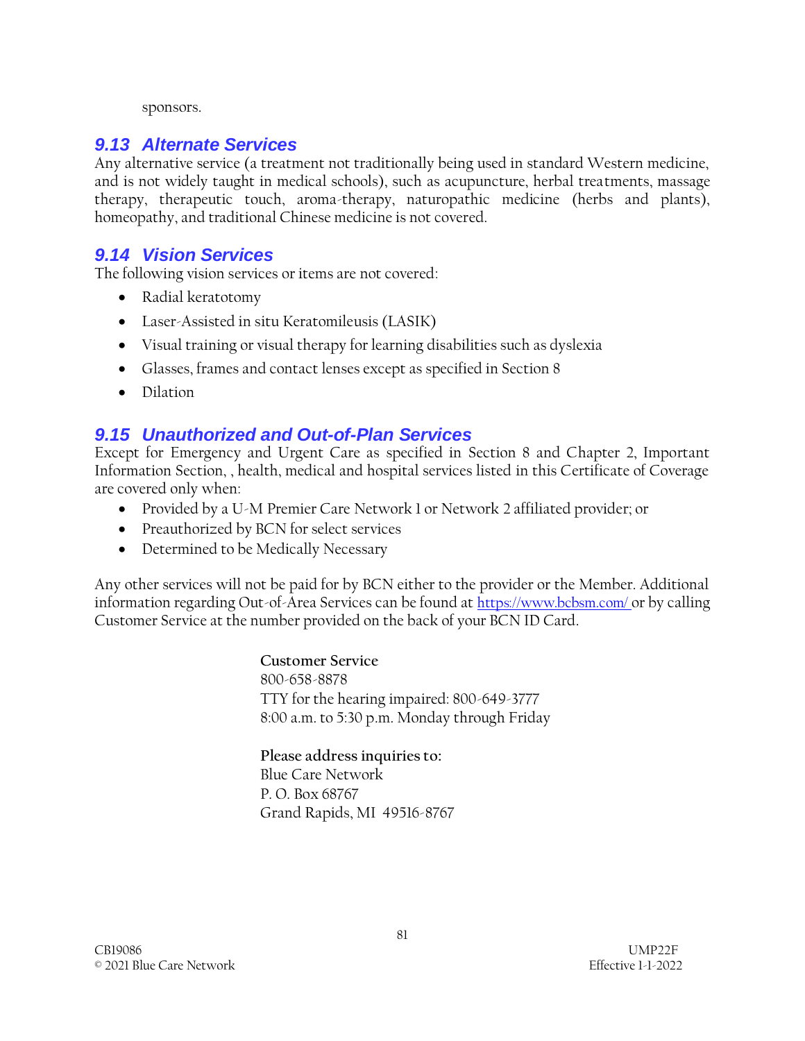sponsors.

## 9.13 Alternate Services

Any alternative service (a treatment not traditionally being used in standard Western medicine, and is not widely taught in medical schools), such as acupuncture, herbal treatments, massage therapy, therapeutic touch, aroma-therapy, naturopathic medicine (herbs and plants), homeopathy, and traditional Chinese medicine is not covered.

## 9.14 Vision Services

The following vision services or items are not covered:

- Radial keratotomy
- Laser-Assisted in situ Keratomileusis (LASIK)
- Visual training or visual therapy for learning disabilities such as dyslexia
- Glasses, frames and contact lenses except as specified in Section 8
- Dilation

## 9.15 Unauthorized and Out-of-Plan Services

Except for Emergency and Urgent Care as specified in Section 8 and Chapter 2, Important Information Section, , health, medical and hospital services listed in this Certificate of Coverage are covered only when:

- Provided by a U-M Premier Care Network 1 or Network 2 affiliated provider; or
- Preauthorized by BCN for select services
- Determined to be Medically Necessary

Any other services will not be paid for by BCN either to the provider or the Member. Additional information regarding Out-of-Area Services can be found at https://www.bcbsm.com/ or by calling Customer Service at the number provided on the back of your BCN ID Card.

**Customer Service**
800-658-8878
TTY for the hearing impaired: 800-649-3777
8:00 a.m. to 5:30 p.m. Monday through Friday

**Please address inquiries to:**
Blue Care Network
P. O. Box 68767
Grand Rapids, MI 49516-8767

CB19086
© 2021 Blue Care Network

UMP22F
Effective 1-1-2022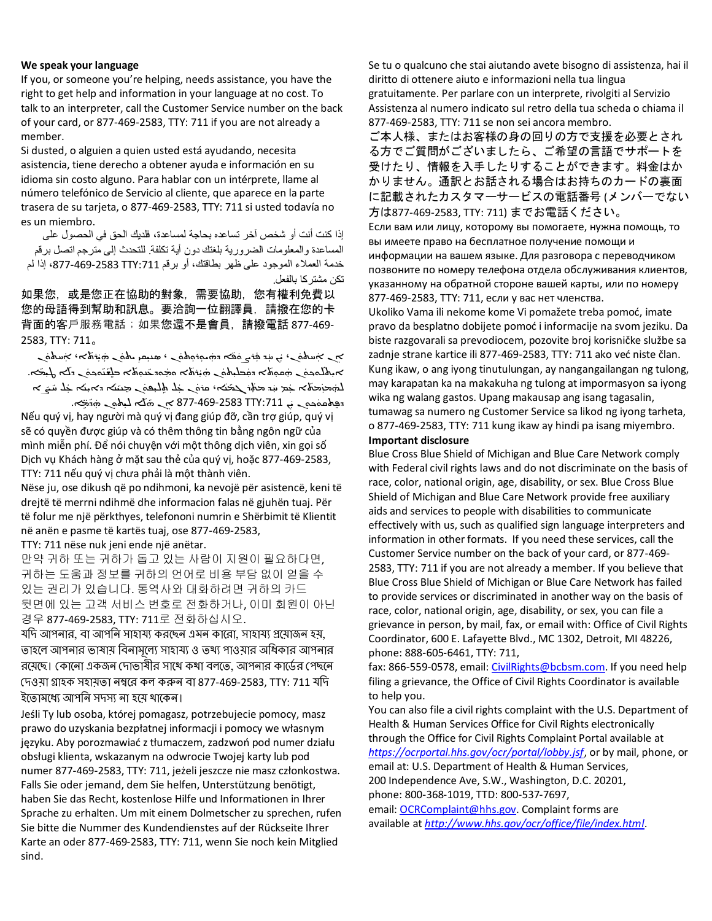**We speak your language**

If you, or someone you're helping, needs assistance, you have the right to get help and information in your language at no cost. To talk to an interpreter, call the Customer Service number on the back of your card, or 877-469-2583, TTY: 711 if you are not already a member.

Si dusted, o alguien a quien usted está ayudando, necesita asistencia, tiene derecho a obtener ayuda e información en su idioma sin costo alguno. Para hablar con un intérprete, llame al número telefónico de Servicio al cliente, que aparece en la parte trasera de su tarjeta, o 877-469-2583, TTY: 711 si usted todavía no es un miembro.

إذا كنت أنت أو شخص آخر تساعده بحاجة لمساعدة، فلديك الحق في الحصول على المساعدة والمعلومات الضرورية بلغتك دون أية تكلفة. للتحدث إلى مترجم اتصل برقم خدمة العملاء الموجود على ظهر بطاقتك، أو برقم TTY:711 877-469-2583، إذا لم تكن مشتركا بالفعل.

如果您，或是您正在協助的對象，需要協助，您有權利免費以您的母語得到幫助和訊息。要洽詢一位翻譯員，請撥在您的卡背面的客戶服務電話；如果您還不是會員，請撥電話 877-469-2583, TTY: 711。

ܐܢ ܐܢܬܘܢ، ܝܢ ܐܢܫ ܕܩܐ ܕܥܒܕܘܬܘܢ ܗܝܪܐ، ܣܢܝܩ ܠܗ ܗܝܪܐ، ܐܝܬ ܠܘܟܘܢ ܙܕܩܐ ܕܡܩܒܠܝܬܘܢ ܗܝܪܐ ܘܡܘܕܥܢܘܬܐ ܒܠܫܢܐ ܕܝܘܟܘܢ ܒܠܐ ܦܠܛܐ. ܠܡܡܠܠܐ ܥܡ ܬܪܓܡܢܐ، ܩܪܘ ܠܡܢܝܢܐ ܕܚܠܡܬܐ ܕܝܥܡܝܠܐ ܕܐܝܬ ܥܠ ܣܛܪܐ ܕܟܪܬܐ ܕܝܘܟܘܢ، ܝܢ 877-469-2583 TTY:711 ܐܢ ܠܐ ܗܘܝܬܘܢ ܗܕܡܐ.

Nếu quý vị, hay người mà quý vị đang giúp đỡ, cần trợ giúp, quý vị sẽ có quyền được giúp và có thêm thông tin bằng ngôn ngữ của mình miễn phí. Để nói chuyện với một thông dịch viên, xin gọi số Dịch vụ Khách hàng ở mặt sau thẻ của quý vị, hoặc 877-469-2583, TTY: 711 nếu quý vị chưa phải là một thành viên.

Nëse ju, ose dikush që po ndihmoni, ka nevojë për asistencë, keni të drejtë të merrni ndihmë dhe informacion falas në gjuhën tuaj. Për të folur me një përkthyes, telefononi numrin e Shërbimit të Klientit në anën e pasme të kartës tuaj, ose 877-469-2583, TTY: 711 nëse nuk jeni ende një anëtar.

만약 귀하 또는 귀하가 돕고 있는 사람이 지원이 필요하다면, 귀하는 도움과 정보를 귀하의 언어로 비용 부담 없이 얻을 수 있는 권리가 있습니다. 통역사와 대화하려면 귀하의 카드 뒷면에 있는 고객 서비스 번호로 전화하거나, 이미 회원이 아닌 경우 877-469-2583, TTY: 711로 전화하십시오.

যদি আপনার, বা আপনি সাহায্য করছেন এমন কারো, সাহায্য প্রয়োজন হয়, তাহলে আপনার ভাষায় বিনামূল্যে সাহায্য ও তথ্য পাওয়ার অধিকার আপনার রয়েছে। কোনো একজন দোভাষীর সাথে কথা বলতে, আপনার কার্ডের পেছনে দেওয়া গ্রাহক সহায়তা নম্বরে কল করুন বা 877-469-2583, TTY: 711 যদি ইতোমধ্যে আপনি সদস্য না হয়ে থাকেন।

Jeśli Ty lub osoba, której pomagasz, potrzebujecie pomocy, masz prawo do uzyskania bezpłatnej informacji i pomocy we własnym języku. Aby porozmawiać z tłumaczem, zadzwoń pod numer działu obsługi klienta, wskazanym na odwrocie Twojej karty lub pod numer 877-469-2583, TTY: 711, jeżeli jeszcze nie masz członkostwa.

Falls Sie oder jemand, dem Sie helfen, Unterstützung benötigt, haben Sie das Recht, kostenlose Hilfe und Informationen in Ihrer Sprache zu erhalten. Um mit einem Dolmetscher zu sprechen, rufen Sie bitte die Nummer des Kundendienstes auf der Rückseite Ihrer Karte an oder 877-469-2583, TTY: 711, wenn Sie noch kein Mitglied sind.

Se tu o qualcuno che stai aiutando avete bisogno di assistenza, hai il diritto di ottenere aiuto e informazioni nella tua lingua gratuitamente. Per parlare con un interprete, rivolgiti al Servizio Assistenza al numero indicato sul retro della tua scheda o chiama il 877-469-2583, TTY: 711 se non sei ancora membro.

ご本人様、またはお客様の身の回りの方で支援を必要とされる方でご質問がございましたら、ご希望の言語でサポートを受けたり、情報を入手したりすることができます。料金はかかりません。通訳とお話される場合はお持ちのカードの裏面に記載されたカスタマーサービスの電話番号 (メンバーでない方は877-469-2583, TTY: 711) までお電話ください。

Если вам или лицу, которому вы помогаете, нужна помощь, то вы имеете право на бесплатное получение помощи и информации на вашем языке. Для разговора с переводчиком позвоните по номеру телефона отдела обслуживания клиентов, указанному на обратной стороне вашей карты, или по номеру 877-469-2583, TTY: 711, если у вас нет членства.

Ukoliko Vama ili nekome kome Vi pomažete treba pomoć, imate pravo da besplatno dobijete pomoć i informacije na svom jeziku. Da biste razgovarali sa prevodiocem, pozovite broj korisničke službe sa zadnje strane kartice ili 877-469-2583, TTY: 711 ako već niste član.

Kung ikaw, o ang iyong tinutulungan, ay nangangailangan ng tulong, may karapatan ka na makakuha ng tulong at impormasyon sa iyong wika ng walang gastos. Upang makausap ang isang tagasalin, tumawag sa numero ng Customer Service sa likod ng iyong tarheta, o 877-469-2583, TTY: 711 kung ikaw ay hindi pa isang miyembro.

**Important disclosure**

Blue Cross Blue Shield of Michigan and Blue Care Network comply with Federal civil rights laws and do not discriminate on the basis of race, color, national origin, age, disability, or sex. Blue Cross Blue Shield of Michigan and Blue Care Network provide free auxiliary aids and services to people with disabilities to communicate effectively with us, such as qualified sign language interpreters and information in other formats. If you need these services, call the Customer Service number on the back of your card, or 877-469-2583, TTY: 711 if you are not already a member. If you believe that Blue Cross Blue Shield of Michigan or Blue Care Network has failed to provide services or discriminated in another way on the basis of race, color, national origin, age, disability, or sex, you can file a grievance in person, by mail, fax, or email with: Office of Civil Rights Coordinator, 600 E. Lafayette Blvd., MC 1302, Detroit, MI 48226, phone: 888-605-6461, TTY: 711, fax: 866-559-0578, email: CivilRights@bcbsm.com. If you need help filing a grievance, the Office of Civil Rights Coordinator is available to help you.

You can also file a civil rights complaint with the U.S. Department of Health & Human Services Office for Civil Rights electronically through the Office for Civil Rights Complaint Portal available at *https://ocrportal.hhs.gov/ocr/portal/lobby.jsf*, or by mail, phone, or email at: U.S. Department of Health & Human Services, 200 Independence Ave, S.W., Washington, D.C. 20201, phone: 800-368-1019, TTD: 800-537-7697, email: OCRComplaint@hhs.gov. Complaint forms are available at *http://www.hhs.gov/ocr/office/file/index.html*.